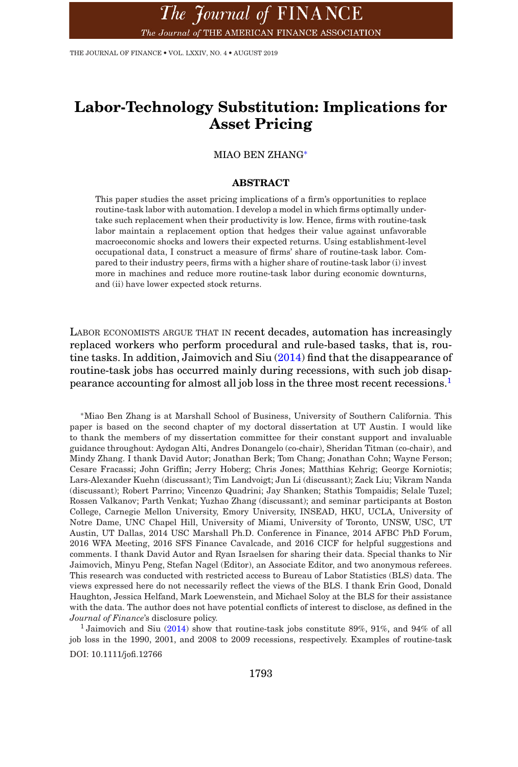# Labor-Technology Substitution: Implications for Asset Pricing

MIAO BEN ZHANG*

## ABSTRACT

This paper studies the asset pricing implications of a firm's opportunities to replace routine-task labor with automation. I develop a model in which firms optimally undertake such replacement when their productivity is low. Hence, firms with routine-task labor maintain a replacement option that hedges their value against unfavorable macroeconomic shocks and lowers their expected returns. Using establishment-level occupational data, I construct a measure of firms' share of routine-task labor. Compared to their industry peers, firms with a higher share of routine-task labor (i) invest more in machines and reduce more routine-task labor during economic downturns, and (ii) have lower expected stock returns.

LABOR ECONOMISTS ARGUE THAT IN recent decades, automation has increasingly replaced workers who perform procedural and rule-based tasks, that is, routine tasks. In addition, Jaimovich and Siu (2014) find that the disappearance of routine-task jobs has occurred mainly during recessions, with such job disappearance accounting for almost all job loss in the three most recent recessions.[1]

*Miao Ben Zhang is at Marshall School of Business, University of Southern California. This paper is based on the second chapter of my doctoral dissertation at UT Austin. I would like to thank the members of my dissertation committee for their constant support and invaluable guidance throughout: Aydogan Alti, Andres Donangelo (co-chair), Sheridan Titman (co-chair), and Mindy Zhang. I thank David Autor; Jonathan Berk; Tom Chang; Jonathan Cohn; Wayne Ferson; Cesare Fracassi; John Griffin; Jerry Hoberg; Chris Jones; Matthias Kehrig; George Korniotis; Lars-Alexander Kuehn (discussant); Tim Landvoigt; Jun Li (discussant); Zack Liu; Vikram Nanda (discussant); Robert Parrino; Vincenzo Quadrini; Jay Shanken; Stathis Tompaidis; Selale Tuzel; Rossen Valkanov; Parth Venkat; Yuzhao Zhang (discussant); and seminar participants at Boston College, Carnegie Mellon University, Emory University, INSEAD, HKU, UCLA, University of Notre Dame, UNC Chapel Hill, University of Miami, University of Toronto, UNSW, USC, UT Austin, UT Dallas, 2014 USC Marshall Ph.D. Conference in Finance, 2014 AFBC PhD Forum, 2016 WFA Meeting, 2016 SFS Finance Cavalcade, and 2016 CICF for helpful suggestions and comments. I thank David Autor and Ryan Israelsen for sharing their data. Special thanks to Nir Jaimovich, Minyu Peng, Stefan Nagel (Editor), an Associate Editor, and two anonymous referees. This research was conducted with restricted access to Bureau of Labor Statistics (BLS) data. The views expressed here do not necessarily reflect the views of the BLS. I thank Erin Good, Donald Haughton, Jessica Helfand, Mark Loewenstein, and Michael Soloy at the BLS for their assistance with the data. The author does not have potential conflicts of interest to disclose, as defined in the *Journal of Finance*'s disclosure policy.

[1] Jaimovich and Siu (2014) show that routine-task jobs constitute 89%, 91%, and 94% of all job loss in the 1990, 2001, and 2008 to 2009 recessions, respectively. Examples of routine-task

DOI: 10.1111/jofi.12766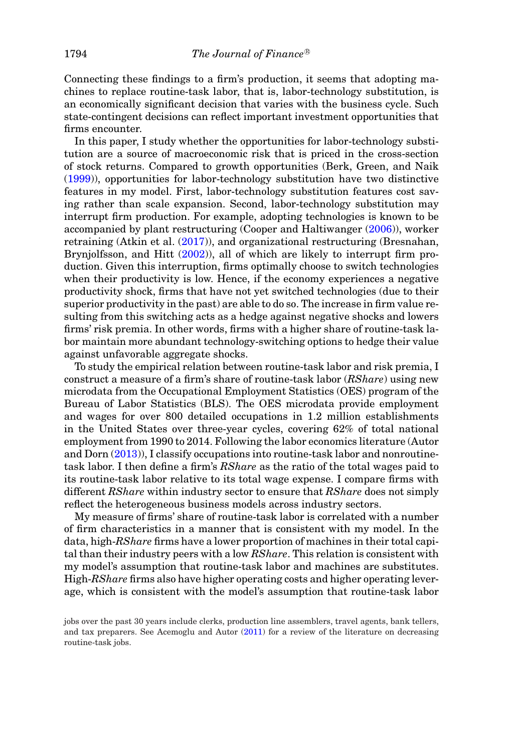Connecting these findings to a firm's production, it seems that adopting machines to replace routine-task labor, that is, labor-technology substitution, is an economically significant decision that varies with the business cycle. Such state-contingent decisions can reflect important investment opportunities that firms encounter.

In this paper, I study whether the opportunities for labor-technology substitution are a source of macroeconomic risk that is priced in the cross-section of stock returns. Compared to growth opportunities (Berk, Green, and Naik (1999)), opportunities for labor-technology substitution have two distinctive features in my model. First, labor-technology substitution features cost saving rather than scale expansion. Second, labor-technology substitution may interrupt firm production. For example, adopting technologies is known to be accompanied by plant restructuring (Cooper and Haltiwanger (2006)), worker retraining (Atkin et al. (2017)), and organizational restructuring (Bresnahan, Brynjolfsson, and Hitt (2002)), all of which are likely to interrupt firm production. Given this interruption, firms optimally choose to switch technologies when their productivity is low. Hence, if the economy experiences a negative productivity shock, firms that have not yet switched technologies (due to their superior productivity in the past) are able to do so. The increase in firm value resulting from this switching acts as a hedge against negative shocks and lowers firms' risk premia. In other words, firms with a higher share of routine-task labor maintain more abundant technology-switching options to hedge their value against unfavorable aggregate shocks.

To study the empirical relation between routine-task labor and risk premia, I construct a measure of a firm's share of routine-task labor (*RShare*) using new microdata from the Occupational Employment Statistics (OES) program of the Bureau of Labor Statistics (BLS). The OES microdata provide employment and wages for over 800 detailed occupations in 1.2 million establishments in the United States over three-year cycles, covering 62% of total national employment from 1990 to 2014. Following the labor economics literature (Autor and Dorn (2013)), I classify occupations into routine-task labor and nonroutine-task labor. I then define a firm's *RShare* as the ratio of the total wages paid to its routine-task labor relative to its total wage expense. I compare firms with different *RShare* within industry sector to ensure that *RShare* does not simply reflect the heterogeneous business models across industry sectors.

My measure of firms' share of routine-task labor is correlated with a number of firm characteristics in a manner that is consistent with my model. In the data, high-*RShare* firms have a lower proportion of machines in their total capital than their industry peers with a low *RShare*. This relation is consistent with my model's assumption that routine-task labor and machines are substitutes. High-*RShare* firms also have higher operating costs and higher operating leverage, which is consistent with the model's assumption that routine-task labor

jobs over the past 30 years include clerks, production line assemblers, travel agents, bank tellers, and tax preparers. See Acemoglu and Autor (2011) for a review of the literature on decreasing routine-task jobs.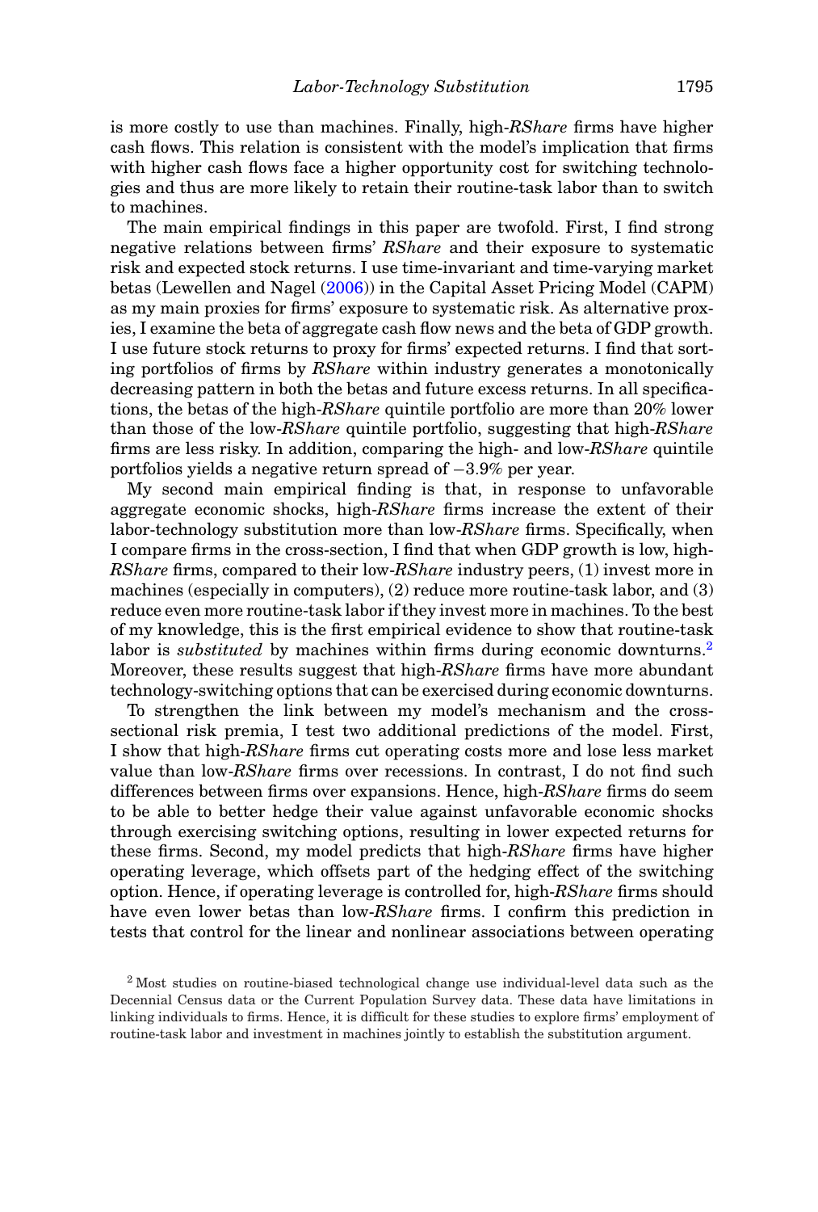is more costly to use than machines. Finally, high-*RShare* firms have higher cash flows. This relation is consistent with the model's implication that firms with higher cash flows face a higher opportunity cost for switching technologies and thus are more likely to retain their routine-task labor than to switch to machines.

The main empirical findings in this paper are twofold. First, I find strong negative relations between firms' *RShare* and their exposure to systematic risk and expected stock returns. I use time-invariant and time-varying market betas (Lewellen and Nagel (2006)) in the Capital Asset Pricing Model (CAPM) as my main proxies for firms' exposure to systematic risk. As alternative proxies, I examine the beta of aggregate cash flow news and the beta of GDP growth. I use future stock returns to proxy for firms' expected returns. I find that sorting portfolios of firms by *RShare* within industry generates a monotonically decreasing pattern in both the betas and future excess returns. In all specifications, the betas of the high-*RShare* quintile portfolio are more than 20% lower than those of the low-*RShare* quintile portfolio, suggesting that high-*RShare* firms are less risky. In addition, comparing the high- and low-*RShare* quintile portfolios yields a negative return spread of −3.9% per year.

My second main empirical finding is that, in response to unfavorable aggregate economic shocks, high-*RShare* firms increase the extent of their labor-technology substitution more than low-*RShare* firms. Specifically, when I compare firms in the cross-section, I find that when GDP growth is low, high-*RShare* firms, compared to their low-*RShare* industry peers, (1) invest more in machines (especially in computers), (2) reduce more routine-task labor, and (3) reduce even more routine-task labor if they invest more in machines. To the best of my knowledge, this is the first empirical evidence to show that routine-task labor is *substituted* by machines within firms during economic downturns.[2] Moreover, these results suggest that high-*RShare* firms have more abundant technology-switching options that can be exercised during economic downturns.

To strengthen the link between my model's mechanism and the cross-sectional risk premia, I test two additional predictions of the model. First, I show that high-*RShare* firms cut operating costs more and lose less market value than low-*RShare* firms over recessions. In contrast, I do not find such differences between firms over expansions. Hence, high-*RShare* firms do seem to be able to better hedge their value against unfavorable economic shocks through exercising switching options, resulting in lower expected returns for these firms. Second, my model predicts that high-*RShare* firms have higher operating leverage, which offsets part of the hedging effect of the switching option. Hence, if operating leverage is controlled for, high-*RShare* firms should have even lower betas than low-*RShare* firms. I confirm this prediction in tests that control for the linear and nonlinear associations between operating

[2] Most studies on routine-biased technological change use individual-level data such as the Decennial Census data or the Current Population Survey data. These data have limitations in linking individuals to firms. Hence, it is difficult for these studies to explore firms' employment of routine-task labor and investment in machines jointly to establish the substitution argument.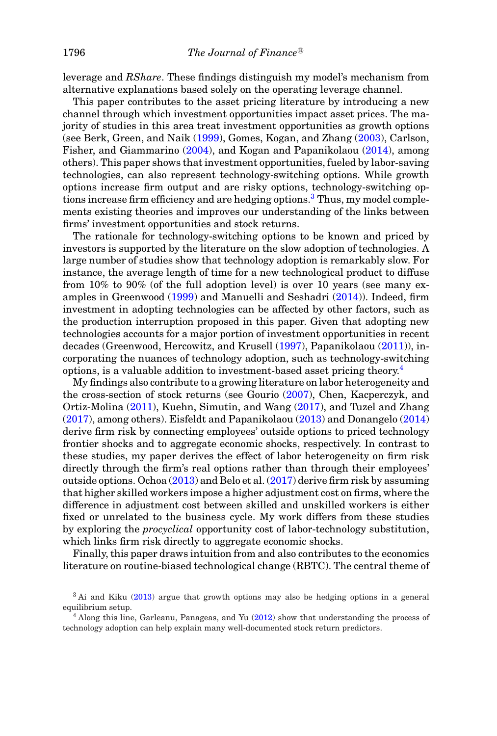leverage and *RShare*. These findings distinguish my model's mechanism from alternative explanations based solely on the operating leverage channel.

This paper contributes to the asset pricing literature by introducing a new channel through which investment opportunities impact asset prices. The majority of studies in this area treat investment opportunities as growth options (see Berk, Green, and Naik (1999), Gomes, Kogan, and Zhang (2003), Carlson, Fisher, and Giammarino (2004), and Kogan and Papanikolaou (2014), among others). This paper shows that investment opportunities, fueled by labor-saving technologies, can also represent technology-switching options. While growth options increase firm output and are risky options, technology-switching options increase firm efficiency and are hedging options.[3] Thus, my model complements existing theories and improves our understanding of the links between firms' investment opportunities and stock returns.

The rationale for technology-switching options to be known and priced by investors is supported by the literature on the slow adoption of technologies. A large number of studies show that technology adoption is remarkably slow. For instance, the average length of time for a new technological product to diffuse from 10% to 90% (of the full adoption level) is over 10 years (see many examples in Greenwood (1999) and Manuelli and Seshadri (2014)). Indeed, firm investment in adopting technologies can be affected by other factors, such as the production interruption proposed in this paper. Given that adopting new technologies accounts for a major portion of investment opportunities in recent decades (Greenwood, Hercowitz, and Krusell (1997), Papanikolaou (2011)), incorporating the nuances of technology adoption, such as technology-switching options, is a valuable addition to investment-based asset pricing theory.[4]

My findings also contribute to a growing literature on labor heterogeneity and the cross-section of stock returns (see Gourio (2007), Chen, Kacperczyk, and Ortiz-Molina (2011), Kuehn, Simutin, and Wang (2017), and Tuzel and Zhang (2017), among others). Eisfeldt and Papanikolaou (2013) and Donangelo (2014) derive firm risk by connecting employees' outside options to priced technology frontier shocks and to aggregate economic shocks, respectively. In contrast to these studies, my paper derives the effect of labor heterogeneity on firm risk directly through the firm's real options rather than through their employees' outside options. Ochoa (2013) and Belo et al. (2017) derive firm risk by assuming that higher skilled workers impose a higher adjustment cost on firms, where the difference in adjustment cost between skilled and unskilled workers is either fixed or unrelated to the business cycle. My work differs from these studies by exploring the *procyclical* opportunity cost of labor-technology substitution, which links firm risk directly to aggregate economic shocks.

Finally, this paper draws intuition from and also contributes to the economics literature on routine-biased technological change (RBTC). The central theme of

[3] Ai and Kiku (2013) argue that growth options may also be hedging options in a general equilibrium setup.

[4] Along this line, Garleanu, Panageas, and Yu (2012) show that understanding the process of technology adoption can help explain many well-documented stock return predictors.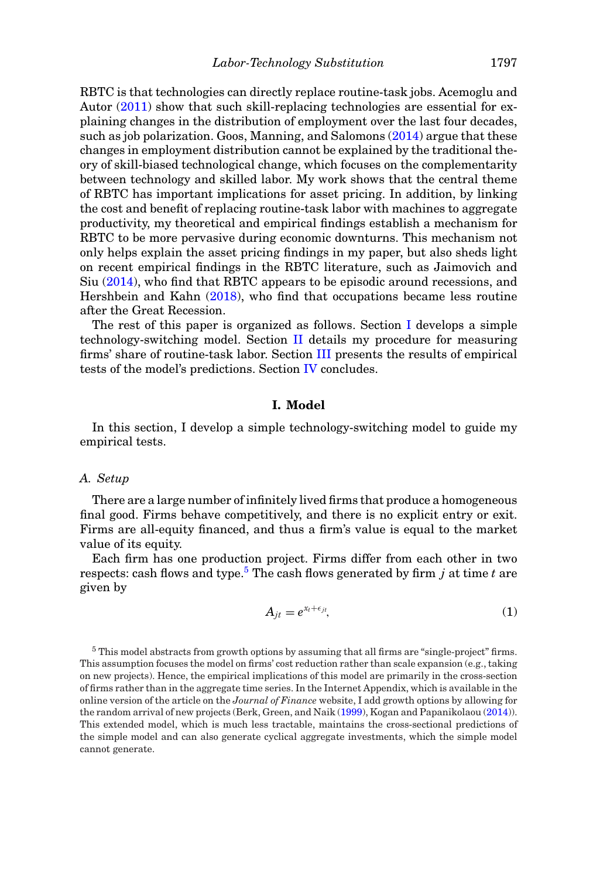RBTC is that technologies can directly replace routine-task jobs. Acemoglu and Autor (2011) show that such skill-replacing technologies are essential for explaining changes in the distribution of employment over the last four decades, such as job polarization. Goos, Manning, and Salomons (2014) argue that these changes in employment distribution cannot be explained by the traditional theory of skill-biased technological change, which focuses on the complementarity between technology and skilled labor. My work shows that the central theme of RBTC has important implications for asset pricing. In addition, by linking the cost and benefit of replacing routine-task labor with machines to aggregate productivity, my theoretical and empirical findings establish a mechanism for RBTC to be more pervasive during economic downturns. This mechanism not only helps explain the asset pricing findings in my paper, but also sheds light on recent empirical findings in the RBTC literature, such as Jaimovich and Siu (2014), who find that RBTC appears to be episodic around recessions, and Hershbein and Kahn (2018), who find that occupations became less routine after the Great Recession.

The rest of this paper is organized as follows. Section I develops a simple technology-switching model. Section II details my procedure for measuring firms' share of routine-task labor. Section III presents the results of empirical tests of the model's predictions. Section IV concludes.

## I. Model

In this section, I develop a simple technology-switching model to guide my empirical tests.

### A. Setup

There are a large number of infinitely lived firms that produce a homogeneous final good. Firms behave competitively, and there is no explicit entry or exit. Firms are all-equity financed, and thus a firm's value is equal to the market value of its equity.

Each firm has one production project. Firms differ from each other in two respects: cash flows and type.[5] The cash flows generated by firm $j$ at time $t$ are given by

$$A_{jt} = e^{x_t + \epsilon_{jt}}, \tag{1}$$

[5] This model abstracts from growth options by assuming that all firms are "single-project" firms. This assumption focuses the model on firms' cost reduction rather than scale expansion (e.g., taking on new projects). Hence, the empirical implications of this model are primarily in the cross-section of firms rather than in the aggregate time series. In the Internet Appendix, which is available in the online version of the article on the *Journal of Finance* website, I add growth options by allowing for the random arrival of new projects (Berk, Green, and Naik (1999), Kogan and Papanikolaou (2014)). This extended model, which is much less tractable, maintains the cross-sectional predictions of the simple model and can also generate cyclical aggregate investments, which the simple model cannot generate.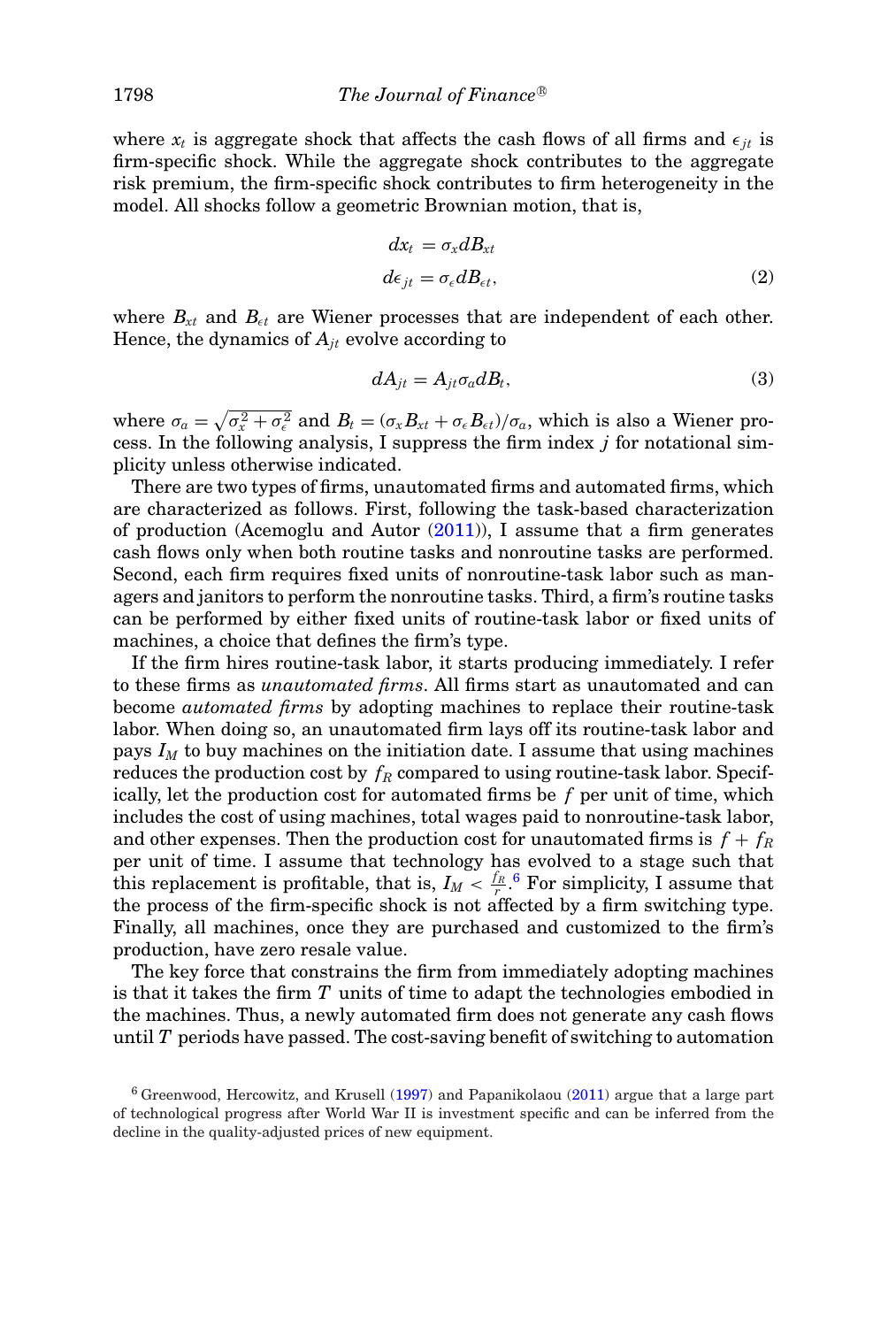where $x_t$ is aggregate shock that affects the cash flows of all firms and $\epsilon_{jt}$ is firm-specific shock. While the aggregate shock contributes to the aggregate risk premium, the firm-specific shock contributes to firm heterogeneity in the model. All shocks follow a geometric Brownian motion, that is,

$$
\begin{aligned}
dx_t &= \sigma_x dB_{xt} \\
d\epsilon_{jt} &= \sigma_\epsilon dB_{\epsilon t},
\end{aligned}
\tag{2}
$$

where $B_{xt}$ and $B_{\epsilon t}$ are Wiener processes that are independent of each other. Hence, the dynamics of $A_{jt}$ evolve according to

$$
dA_{jt} = A_{jt}\sigma_a dB_t,
\tag{3}
$$

where $\sigma_a = \sqrt{\sigma_x^2 + \sigma_\epsilon^2}$ and $B_t = (\sigma_x B_{xt} + \sigma_\epsilon B_{\epsilon t})/\sigma_a$, which is also a Wiener process. In the following analysis, I suppress the firm index $j$ for notational simplicity unless otherwise indicated.

There are two types of firms, unautomated firms and automated firms, which are characterized as follows. First, following the task-based characterization of production (Acemoglu and Autor (2011)), I assume that a firm generates cash flows only when both routine tasks and nonroutine tasks are performed. Second, each firm requires fixed units of nonroutine-task labor such as managers and janitors to perform the nonroutine tasks. Third, a firm's routine tasks can be performed by either fixed units of routine-task labor or fixed units of machines, a choice that defines the firm's type.

If the firm hires routine-task labor, it starts producing immediately. I refer to these firms as *unautomated firms*. All firms start as unautomated and can become *automated firms* by adopting machines to replace their routine-task labor. When doing so, an unautomated firm lays off its routine-task labor and pays $I_M$ to buy machines on the initiation date. I assume that using machines reduces the production cost by $f_R$ compared to using routine-task labor. Specifically, let the production cost for automated firms be $f$ per unit of time, which includes the cost of using machines, total wages paid to nonroutine-task labor, and other expenses. Then the production cost for unautomated firms is $f + f_R$ per unit of time. I assume that technology has evolved to a stage such that this replacement is profitable, that is, $I_M < \frac{f_R}{r}$.[6] For simplicity, I assume that the process of the firm-specific shock is not affected by a firm switching type. Finally, all machines, once they are purchased and customized to the firm's production, have zero resale value.

The key force that constrains the firm from immediately adopting machines is that it takes the firm $T$ units of time to adapt the technologies embodied in the machines. Thus, a newly automated firm does not generate any cash flows until $T$ periods have passed. The cost-saving benefit of switching to automation

[6] Greenwood, Hercowitz, and Krusell (1997) and Papanikolaou (2011) argue that a large part of technological progress after World War II is investment specific and can be inferred from the decline in the quality-adjusted prices of new equipment.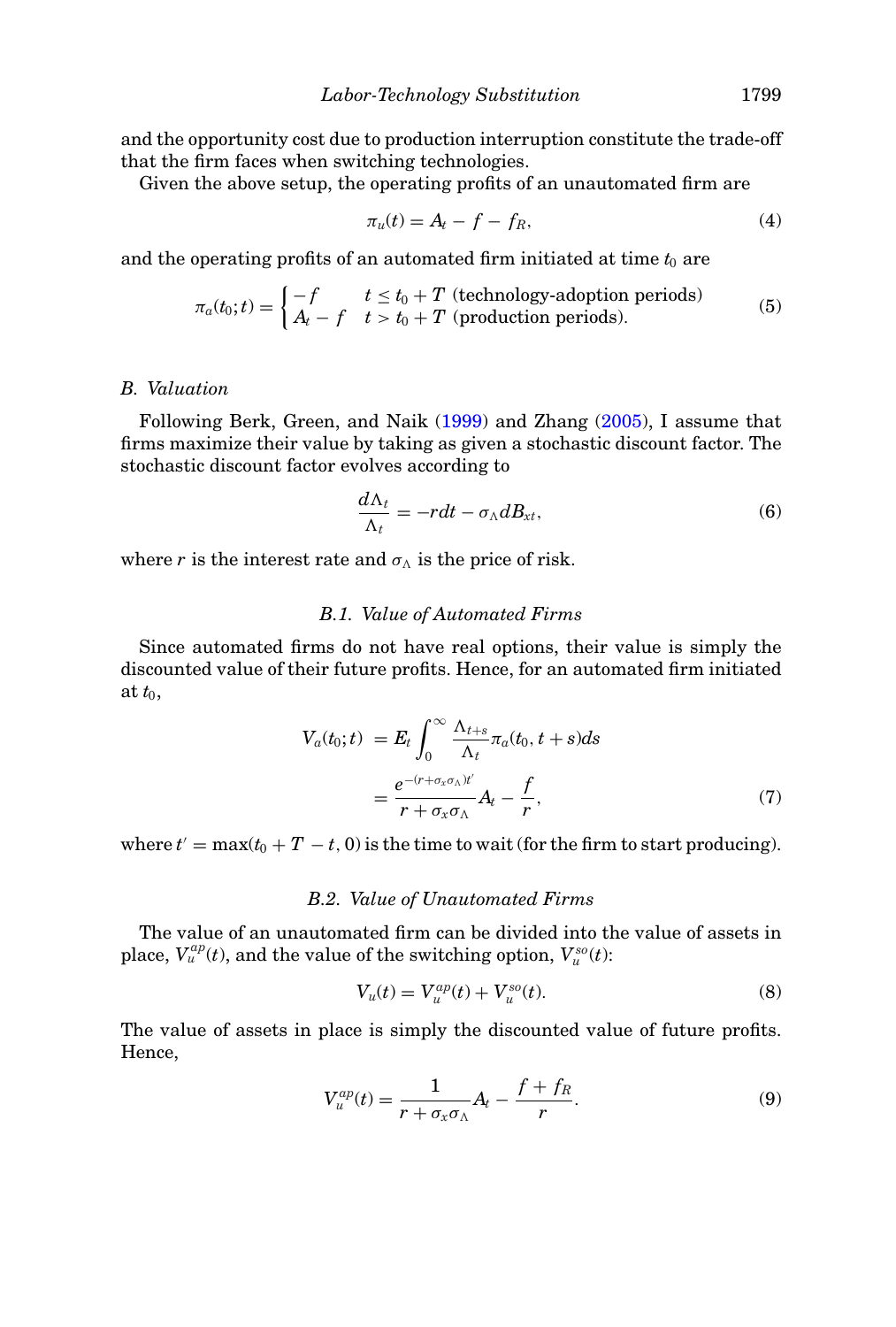and the opportunity cost due to production interruption constitute the trade-off that the firm faces when switching technologies.

Given the above setup, the operating profits of an unautomated firm are

$$\pi_u(t) = A_t - f - f_R, \tag{4}$$

and the operating profits of an automated firm initiated at time $t_0$ are

$$\pi_a(t_0; t) = \begin{cases} -f & t \leq t_0 + T \text{ (technology-adoption periods)} \\ A_t - f & t > t_0 + T \text{ (production periods).} \end{cases} \tag{5}$$

### B. Valuation

Following Berk, Green, and Naik (1999) and Zhang (2005), I assume that firms maximize their value by taking as given a stochastic discount factor. The stochastic discount factor evolves according to

$$\frac{d\Lambda_t}{\Lambda_t} = -r dt - \sigma_\Lambda dB_{xt}, \tag{6}$$

where $r$ is the interest rate and $\sigma_\Lambda$ is the price of risk.

#### B.1. Value of Automated Firms

Since automated firms do not have real options, their value is simply the discounted value of their future profits. Hence, for an automated firm initiated at $t_0$,

$$\begin{aligned} V_a(t_0; t) &= E_t \int_0^\infty \frac{\Lambda_{t+s}}{\Lambda_t} \pi_a(t_0, t+s) ds \\ &= \frac{e^{-(r+\sigma_x \sigma_\Lambda)t'}}{r + \sigma_x \sigma_\Lambda} A_t - \frac{f}{r}, \end{aligned} \tag{7}$$

where $t' = \max(t_0 + T - t, 0)$ is the time to wait (for the firm to start producing).

#### B.2. Value of Unautomated Firms

The value of an unautomated firm can be divided into the value of assets in place, $V_u^{ap}(t)$, and the value of the switching option, $V_u^{so}(t)$:

$$V_u(t) = V_u^{ap}(t) + V_u^{so}(t). \tag{8}$$

The value of assets in place is simply the discounted value of future profits. Hence,

$$V_u^{ap}(t) = \frac{1}{r + \sigma_x \sigma_\Lambda} A_t - \frac{f + f_R}{r}. \tag{9}$$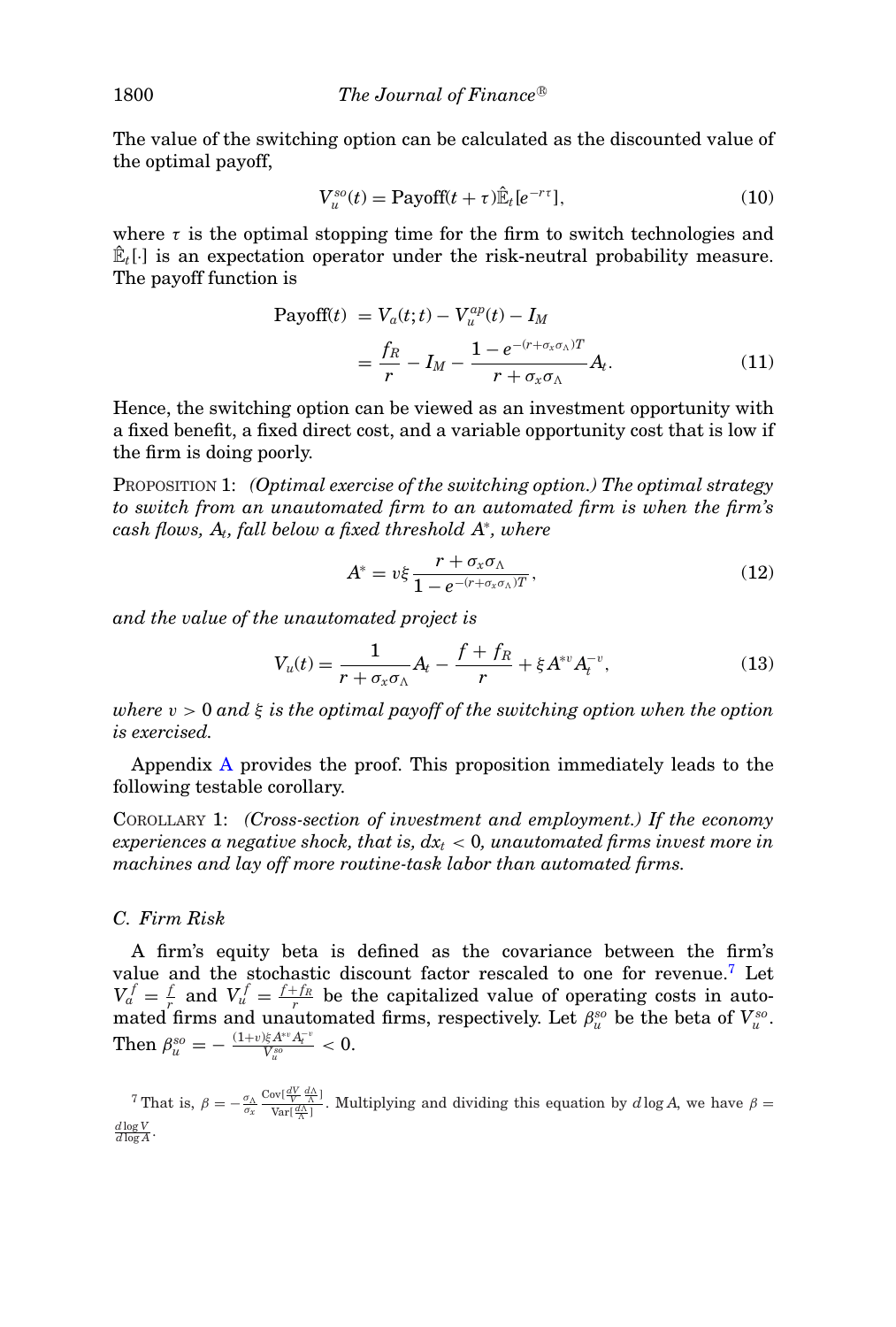The value of the switching option can be calculated as the discounted value of the optimal payoff,

$$V_u^{so}(t) = \text{Payoff}(t+\tau)\hat{\mathbb{E}}_t[e^{-r\tau}], \tag{10}$$

where $\tau$ is the optimal stopping time for the firm to switch technologies and $\hat{\mathbb{E}}_t[\cdot]$ is an expectation operator under the risk-neutral probability measure. The payoff function is

$$\begin{aligned}\text{Payoff}(t) &= V_a(t;t) - V_u^{ap}(t) - I_M \\ &= \frac{f_R}{r} - I_M - \frac{1-e^{-(r+\sigma_x\sigma_\Lambda)T}}{r+\sigma_x\sigma_\Lambda}A_t.\end{aligned} \tag{11}$$

Hence, the switching option can be viewed as an investment opportunity with a fixed benefit, a fixed direct cost, and a variable opportunity cost that is low if the firm is doing poorly.

PROPOSITION 1: *(Optimal exercise of the switching option.) The optimal strategy to switch from an unautomated firm to an automated firm is when the firm's cash flows, $A_t$, fall below a fixed threshold $A^*$, where*

$$A^* = v\xi\frac{r+\sigma_x\sigma_\Lambda}{1-e^{-(r+\sigma_x\sigma_\Lambda)T}}, \tag{12}$$

*and the value of the unautomated project is*

$$V_u(t) = \frac{1}{r+\sigma_x\sigma_\Lambda}A_t - \frac{f+f_R}{r} + \xi A^{*v}A_t^{-v}, \tag{13}$$

*where $v > 0$ and $\xi$ is the optimal payoff of the switching option when the option is exercised.*

Appendix A provides the proof. This proposition immediately leads to the following testable corollary.

COROLLARY 1: *(Cross-section of investment and employment.) If the economy experiences a negative shock, that is, $dx_t < 0$, unautomated firms invest more in machines and lay off more routine-task labor than automated firms.*

### C. Firm Risk

A firm's equity beta is defined as the covariance between the firm's value and the stochastic discount factor rescaled to one for revenue.[7] Let $V_a^f = \frac{f}{r}$ and $V_u^f = \frac{f+f_R}{r}$ be the capitalized value of operating costs in automated firms and unautomated firms, respectively. Let $\beta_u^{so}$ be the beta of $V_u^{so}$. Then $\beta_u^{so} = -\frac{(1+v)\xi A^{*v}A_t^{-v}}{V_u^{so}} < 0$.

[7] That is, $\beta = -\frac{\sigma_\Lambda}{\sigma_x}\frac{\text{Cov}[\frac{dV}{V}, \frac{d\Lambda}{\Lambda}]}{\text{Var}[\frac{d\Lambda}{\Lambda}]}$. Multiplying and dividing this equation by $d\log A$, we have $\beta = \frac{d\log V}{d\log A}$.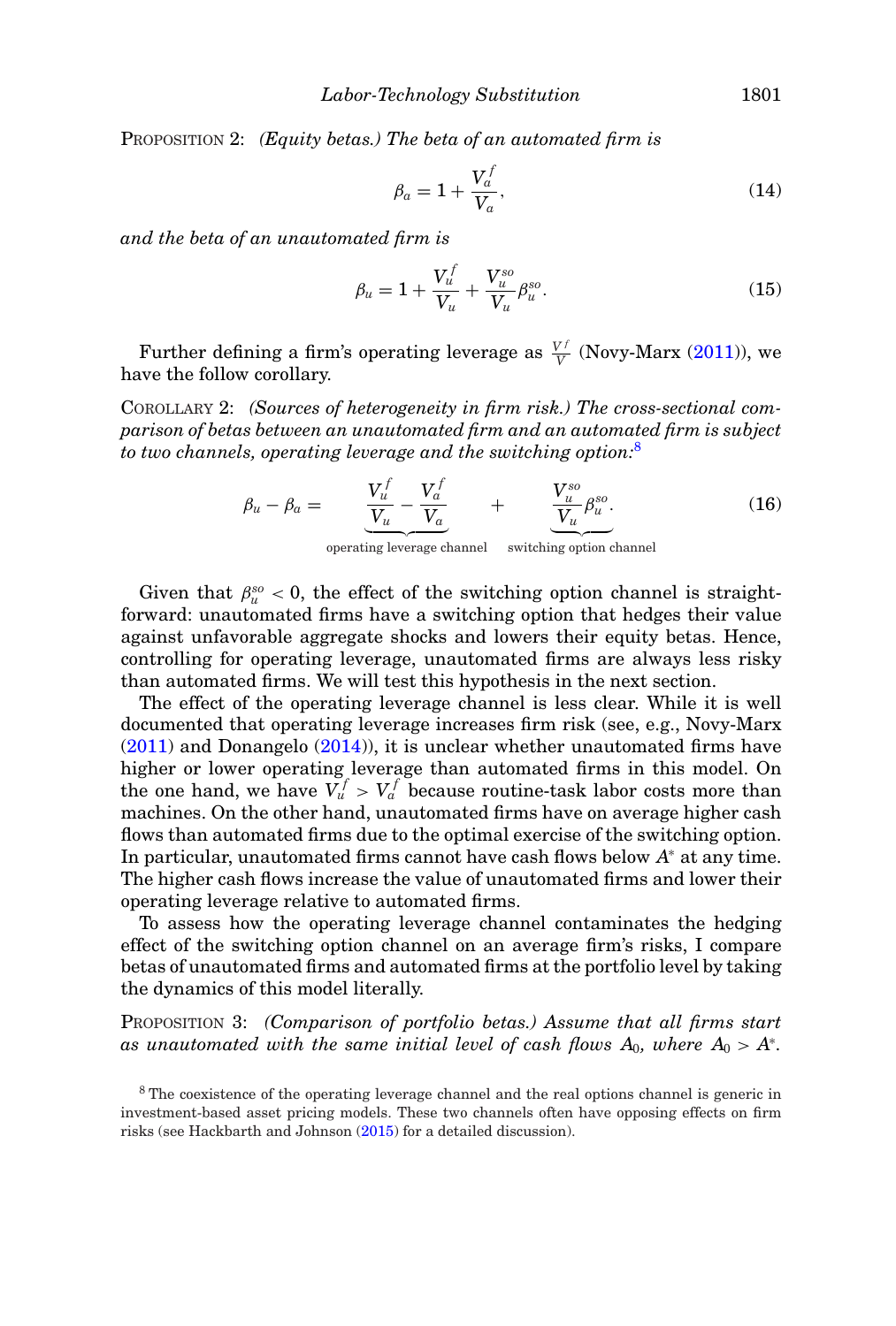PROPOSITION 2: *(Equity betas.) The beta of an automated firm is*

$$\beta_a = 1 + \frac{V_a^f}{V_a}, \tag{14}$$

*and the beta of an unautomated firm is*

$$\beta_u = 1 + \frac{V_u^f}{V_u} + \frac{V_u^{so}}{V_u}\beta_u^{so}. \tag{15}$$

Further defining a firm's operating leverage as $\frac{V^f}{V}$ (Novy-Marx (2011)), we have the follow corollary.

COROLLARY 2: *(Sources of heterogeneity in firm risk.) The cross-sectional comparison of betas between an unautomated firm and an automated firm is subject to two channels, operating leverage and the switching option:*[8]

$$\beta_u - \beta_a = \underbrace{\frac{V_u^f}{V_u} - \frac{V_a^f}{V_a}}_{\text{operating leverage channel}} + \underbrace{\frac{V_u^{so}}{V_u}\beta_u^{so}}_{\text{switching option channel}}. \tag{16}$$

Given that $\beta_u^{so} < 0$, the effect of the switching option channel is straightforward: unautomated firms have a switching option that hedges their value against unfavorable aggregate shocks and lowers their equity betas. Hence, controlling for operating leverage, unautomated firms are always less risky than automated firms. We will test this hypothesis in the next section.

The effect of the operating leverage channel is less clear. While it is well documented that operating leverage increases firm risk (see, e.g., Novy-Marx (2011) and Donangelo (2014)), it is unclear whether unautomated firms have higher or lower operating leverage than automated firms in this model. On the one hand, we have $V_u^f > V_a^f$ because routine-task labor costs more than machines. On the other hand, unautomated firms have on average higher cash flows than automated firms due to the optimal exercise of the switching option. In particular, unautomated firms cannot have cash flows below $A^*$ at any time. The higher cash flows increase the value of unautomated firms and lower their operating leverage relative to automated firms.

To assess how the operating leverage channel contaminates the hedging effect of the switching option channel on an average firm's risks, I compare betas of unautomated firms and automated firms at the portfolio level by taking the dynamics of this model literally.

PROPOSITION 3: *(Comparison of portfolio betas.) Assume that all firms start as unautomated with the same initial level of cash flows $A_0$, where $A_0 > A^*$.*

[8] The coexistence of the operating leverage channel and the real options channel is generic in investment-based asset pricing models. These two channels often have opposing effects on firm risks (see Hackbarth and Johnson (2015) for a detailed discussion).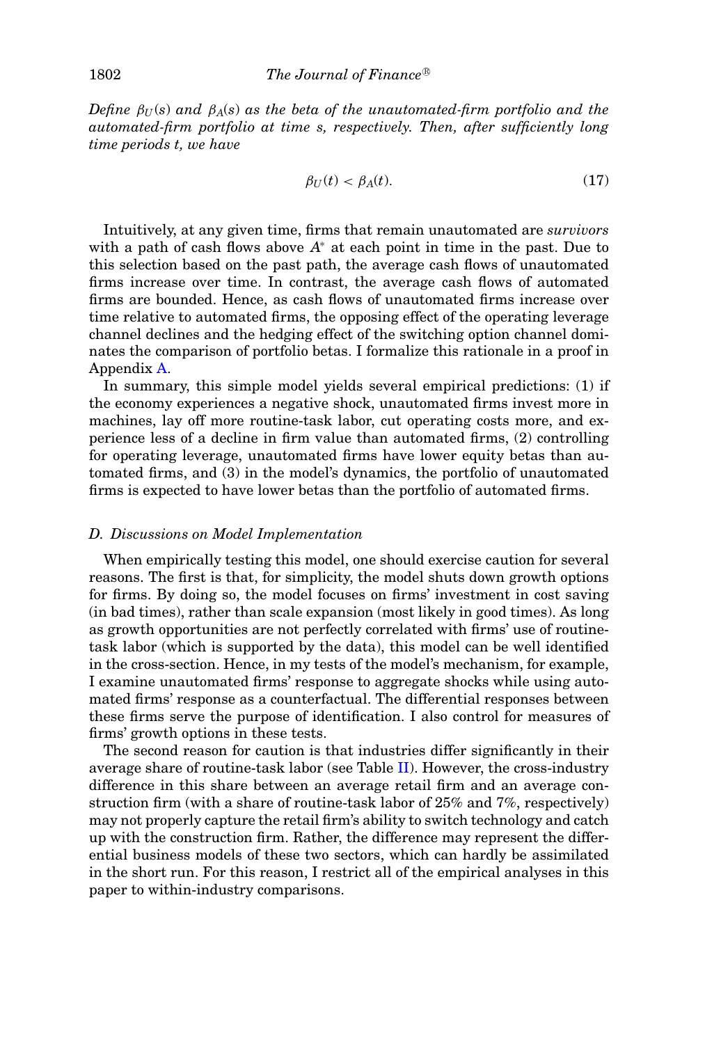*Define $\beta_U(s)$ and $\beta_A(s)$ as the beta of the unautomated-firm portfolio and the automated-firm portfolio at time s, respectively. Then, after sufficiently long time periods t, we have*

$$\beta_U(t) < \beta_A(t). \tag{17}$$

Intuitively, at any given time, firms that remain unautomated are *survivors* with a path of cash flows above $A^*$ at each point in time in the past. Due to this selection based on the past path, the average cash flows of unautomated firms increase over time. In contrast, the average cash flows of automated firms are bounded. Hence, as cash flows of unautomated firms increase over time relative to automated firms, the opposing effect of the operating leverage channel declines and the hedging effect of the switching option channel dominates the comparison of portfolio betas. I formalize this rationale in a proof in Appendix A.

In summary, this simple model yields several empirical predictions: (1) if the economy experiences a negative shock, unautomated firms invest more in machines, lay off more routine-task labor, cut operating costs more, and experience less of a decline in firm value than automated firms, (2) controlling for operating leverage, unautomated firms have lower equity betas than automated firms, and (3) in the model's dynamics, the portfolio of unautomated firms is expected to have lower betas than the portfolio of automated firms.

### D. Discussions on Model Implementation

When empirically testing this model, one should exercise caution for several reasons. The first is that, for simplicity, the model shuts down growth options for firms. By doing so, the model focuses on firms' investment in cost saving (in bad times), rather than scale expansion (most likely in good times). As long as growth opportunities are not perfectly correlated with firms' use of routine-task labor (which is supported by the data), this model can be well identified in the cross-section. Hence, in my tests of the model's mechanism, for example, I examine unautomated firms' response to aggregate shocks while using automated firms' response as a counterfactual. The differential responses between these firms serve the purpose of identification. I also control for measures of firms' growth options in these tests.

The second reason for caution is that industries differ significantly in their average share of routine-task labor (see Table II). However, the cross-industry difference in this share between an average retail firm and an average construction firm (with a share of routine-task labor of 25% and 7%, respectively) may not properly capture the retail firm's ability to switch technology and catch up with the construction firm. Rather, the difference may represent the differential business models of these two sectors, which can hardly be assimilated in the short run. For this reason, I restrict all of the empirical analyses in this paper to within-industry comparisons.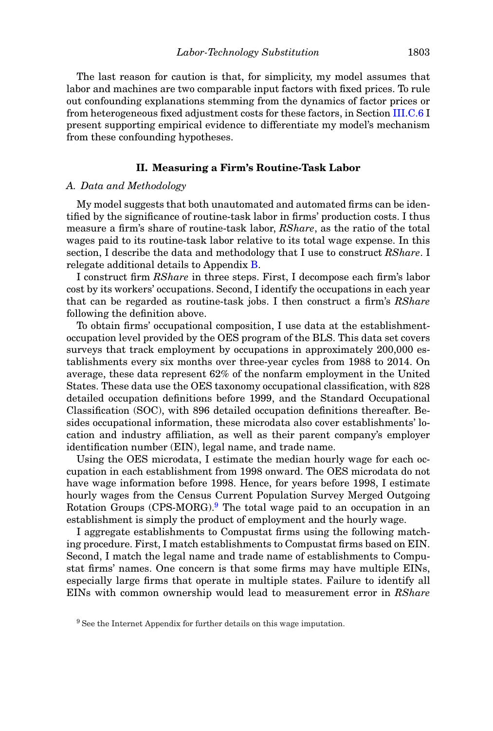The last reason for caution is that, for simplicity, my model assumes that labor and machines are two comparable input factors with fixed prices. To rule out confounding explanations stemming from the dynamics of factor prices or from heterogeneous fixed adjustment costs for these factors, in Section III.C.6 I present supporting empirical evidence to differentiate my model's mechanism from these confounding hypotheses.

## II. Measuring a Firm's Routine-Task Labor

### *A. Data and Methodology*

My model suggests that both unautomated and automated firms can be identified by the significance of routine-task labor in firms' production costs. I thus measure a firm's share of routine-task labor, *RShare*, as the ratio of the total wages paid to its routine-task labor relative to its total wage expense. In this section, I describe the data and methodology that I use to construct *RShare*. I relegate additional details to Appendix B.

I construct firm *RShare* in three steps. First, I decompose each firm's labor cost by its workers' occupations. Second, I identify the occupations in each year that can be regarded as routine-task jobs. I then construct a firm's *RShare* following the definition above.

To obtain firms' occupational composition, I use data at the establishment-occupation level provided by the OES program of the BLS. This data set covers surveys that track employment by occupations in approximately 200,000 establishments every six months over three-year cycles from 1988 to 2014. On average, these data represent 62% of the nonfarm employment in the United States. These data use the OES taxonomy occupational classification, with 828 detailed occupation definitions before 1999, and the Standard Occupational Classification (SOC), with 896 detailed occupation definitions thereafter. Besides occupational information, these microdata also cover establishments' location and industry affiliation, as well as their parent company's employer identification number (EIN), legal name, and trade name.

Using the OES microdata, I estimate the median hourly wage for each occupation in each establishment from 1998 onward. The OES microdata do not have wage information before 1998. Hence, for years before 1998, I estimate hourly wages from the Census Current Population Survey Merged Outgoing Rotation Groups (CPS-MORG).[9] The total wage paid to an occupation in an establishment is simply the product of employment and the hourly wage.

I aggregate establishments to Compustat firms using the following matching procedure. First, I match establishments to Compustat firms based on EIN. Second, I match the legal name and trade name of establishments to Compustat firms' names. One concern is that some firms may have multiple EINs, especially large firms that operate in multiple states. Failure to identify all EINs with common ownership would lead to measurement error in *RShare*

[9] See the Internet Appendix for further details on this wage imputation.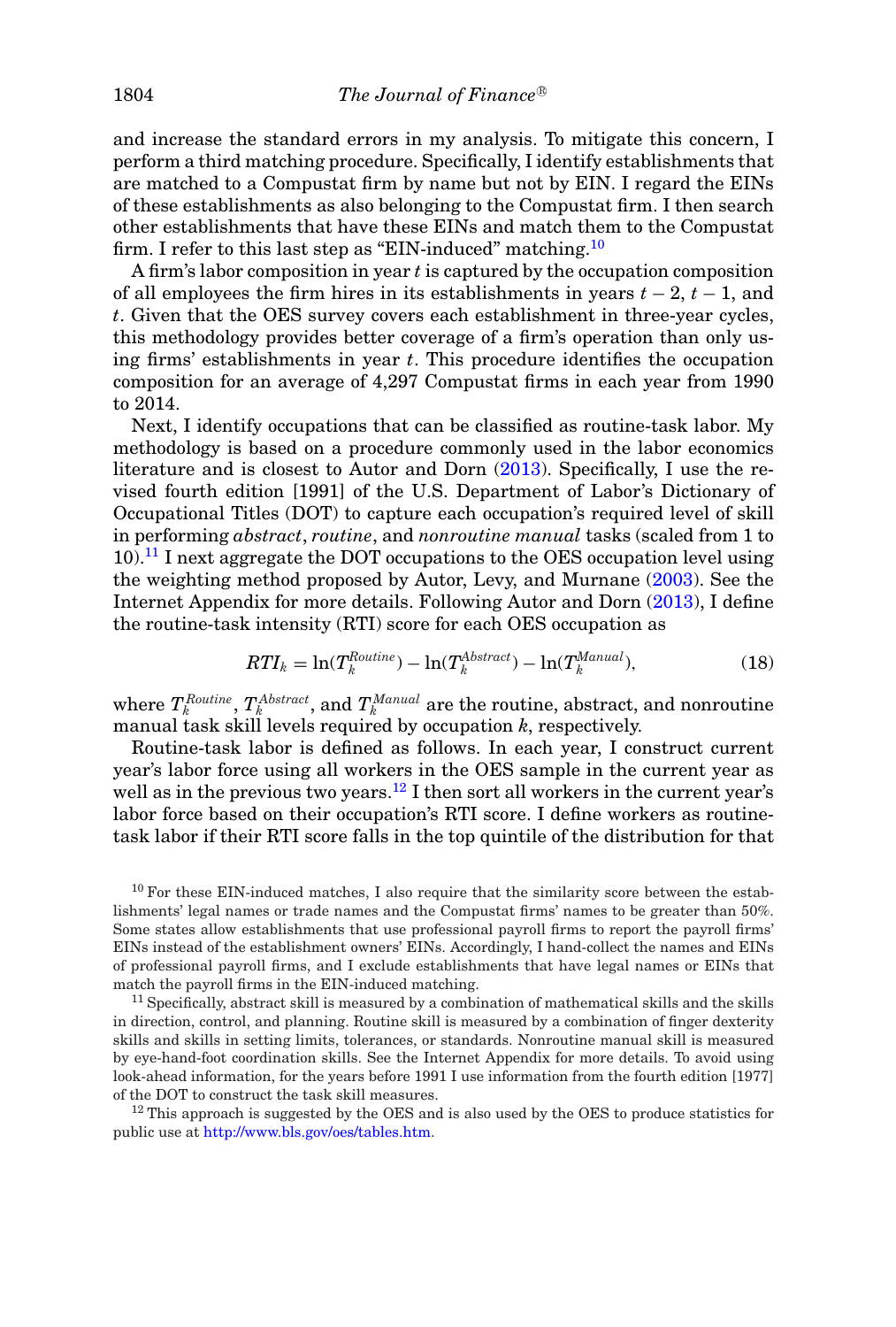and increase the standard errors in my analysis. To mitigate this concern, I perform a third matching procedure. Specifically, I identify establishments that are matched to a Compustat firm by name but not by EIN. I regard the EINs of these establishments as also belonging to the Compustat firm. I then search other establishments that have these EINs and match them to the Compustat firm. I refer to this last step as "EIN-induced" matching.[10]

A firm's labor composition in year $t$ is captured by the occupation composition of all employees the firm hires in its establishments in years $t-2$, $t-1$, and $t$. Given that the OES survey covers each establishment in three-year cycles, this methodology provides better coverage of a firm's operation than only using firms' establishments in year $t$. This procedure identifies the occupation composition for an average of 4,297 Compustat firms in each year from 1990 to 2014.

Next, I identify occupations that can be classified as routine-task labor. My methodology is based on a procedure commonly used in the labor economics literature and is closest to Autor and Dorn (2013). Specifically, I use the revised fourth edition [1991] of the U.S. Department of Labor's Dictionary of Occupational Titles (DOT) to capture each occupation's required level of skill in performing *abstract*, *routine*, and *nonroutine manual* tasks (scaled from 1 to 10).[11] I next aggregate the DOT occupations to the OES occupation level using the weighting method proposed by Autor, Levy, and Murnane (2003). See the Internet Appendix for more details. Following Autor and Dorn (2013), I define the routine-task intensity (RTI) score for each OES occupation as

$$RTI_k = \ln(T_k^{Routine}) - \ln(T_k^{Abstract}) - \ln(T_k^{Manual}), \tag{18}$$

where $T_k^{Routine}$, $T_k^{Abstract}$, and $T_k^{Manual}$ are the routine, abstract, and nonroutine manual task skill levels required by occupation $k$, respectively.

Routine-task labor is defined as follows. In each year, I construct current year's labor force using all workers in the OES sample in the current year as well as in the previous two years.[12] I then sort all workers in the current year's labor force based on their occupation's RTI score. I define workers as routine-task labor if their RTI score falls in the top quintile of the distribution for that

[10] For these EIN-induced matches, I also require that the similarity score between the establishments' legal names or trade names and the Compustat firms' names to be greater than 50%. Some states allow establishments that use professional payroll firms to report the payroll firms' EINs instead of the establishment owners' EINs. Accordingly, I hand-collect the names and EINs of professional payroll firms, and I exclude establishments that have legal names or EINs that match the payroll firms in the EIN-induced matching.

[11] Specifically, abstract skill is measured by a combination of mathematical skills and the skills in direction, control, and planning. Routine skill is measured by a combination of finger dexterity skills and skills in setting limits, tolerances, or standards. Nonroutine manual skill is measured by eye-hand-foot coordination skills. See the Internet Appendix for more details. To avoid using look-ahead information, for the years before 1991 I use information from the fourth edition [1977] of the DOT to construct the task skill measures.

[12] This approach is suggested by the OES and is also used by the OES to produce statistics for public use at http://www.bls.gov/oes/tables.htm.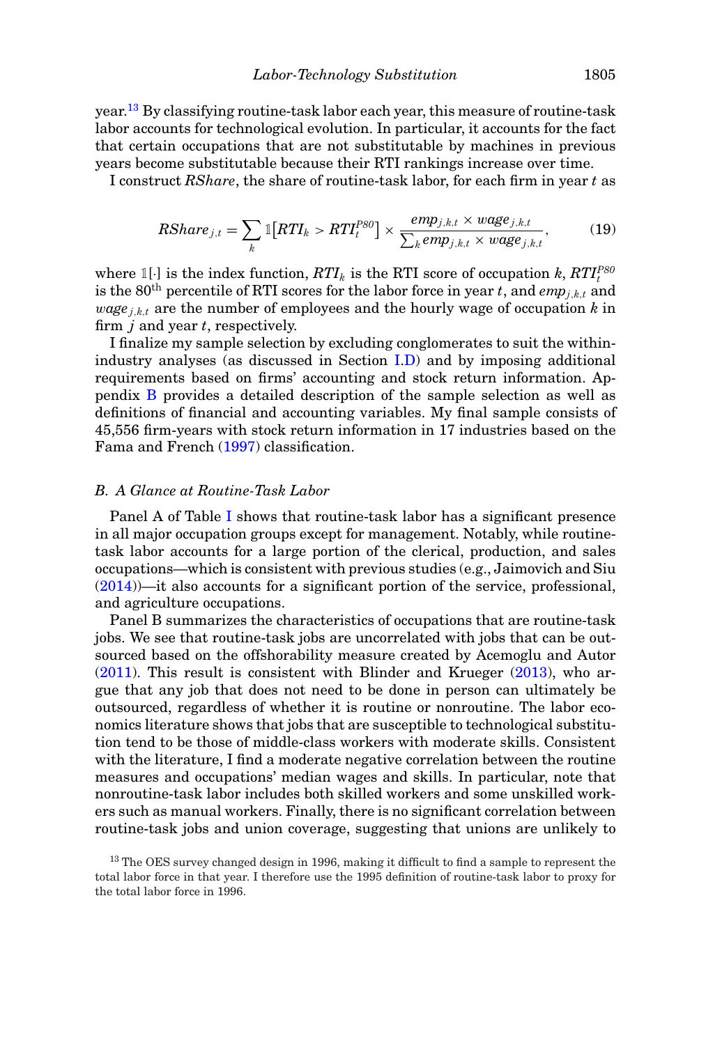year.[13] By classifying routine-task labor each year, this measure of routine-task labor accounts for technological evolution. In particular, it accounts for the fact that certain occupations that are not substitutable by machines in previous years become substitutable because their RTI rankings increase over time.

I construct *RShare*, the share of routine-task labor, for each firm in year $t$ as

$$RShare_{j,t} = \sum_{k} \mathbb{1}\left[RTI_k > RTI_t^{P80}\right] \times \frac{emp_{j,k,t} \times wage_{j,k,t}}{\sum_k emp_{j,k,t} \times wage_{j,k,t}}, \tag{19}$$

where $\mathbb{1}[\cdot]$ is the index function, $RTI_k$ is the RTI score of occupation $k$, $RTI_t^{P80}$ is the 80$^{\text{th}}$ percentile of RTI scores for the labor force in year $t$, and $emp_{j,k,t}$ and $wage_{j,k,t}$ are the number of employees and the hourly wage of occupation $k$ in firm $j$ and year $t$, respectively.

I finalize my sample selection by excluding conglomerates to suit the within-industry analyses (as discussed in Section I.D) and by imposing additional requirements based on firms' accounting and stock return information. Appendix B provides a detailed description of the sample selection as well as definitions of financial and accounting variables. My final sample consists of 45,556 firm-years with stock return information in 17 industries based on the Fama and French (1997) classification.

### *B. A Glance at Routine-Task Labor*

Panel A of Table I shows that routine-task labor has a significant presence in all major occupation groups except for management. Notably, while routine-task labor accounts for a large portion of the clerical, production, and sales occupations—which is consistent with previous studies (e.g., Jaimovich and Siu (2014))—it also accounts for a significant portion of the service, professional, and agriculture occupations.

Panel B summarizes the characteristics of occupations that are routine-task jobs. We see that routine-task jobs are uncorrelated with jobs that can be outsourced based on the offshorability measure created by Acemoglu and Autor (2011). This result is consistent with Blinder and Krueger (2013), who argue that any job that does not need to be done in person can ultimately be outsourced, regardless of whether it is routine or nonroutine. The labor economics literature shows that jobs that are susceptible to technological substitution tend to be those of middle-class workers with moderate skills. Consistent with the literature, I find a moderate negative correlation between the routine measures and occupations' median wages and skills. In particular, note that nonroutine-task labor includes both skilled workers and some unskilled workers such as manual workers. Finally, there is no significant correlation between routine-task jobs and union coverage, suggesting that unions are unlikely to

[13] The OES survey changed design in 1996, making it difficult to find a sample to represent the total labor force in that year. I therefore use the 1995 definition of routine-task labor to proxy for the total labor force in 1996.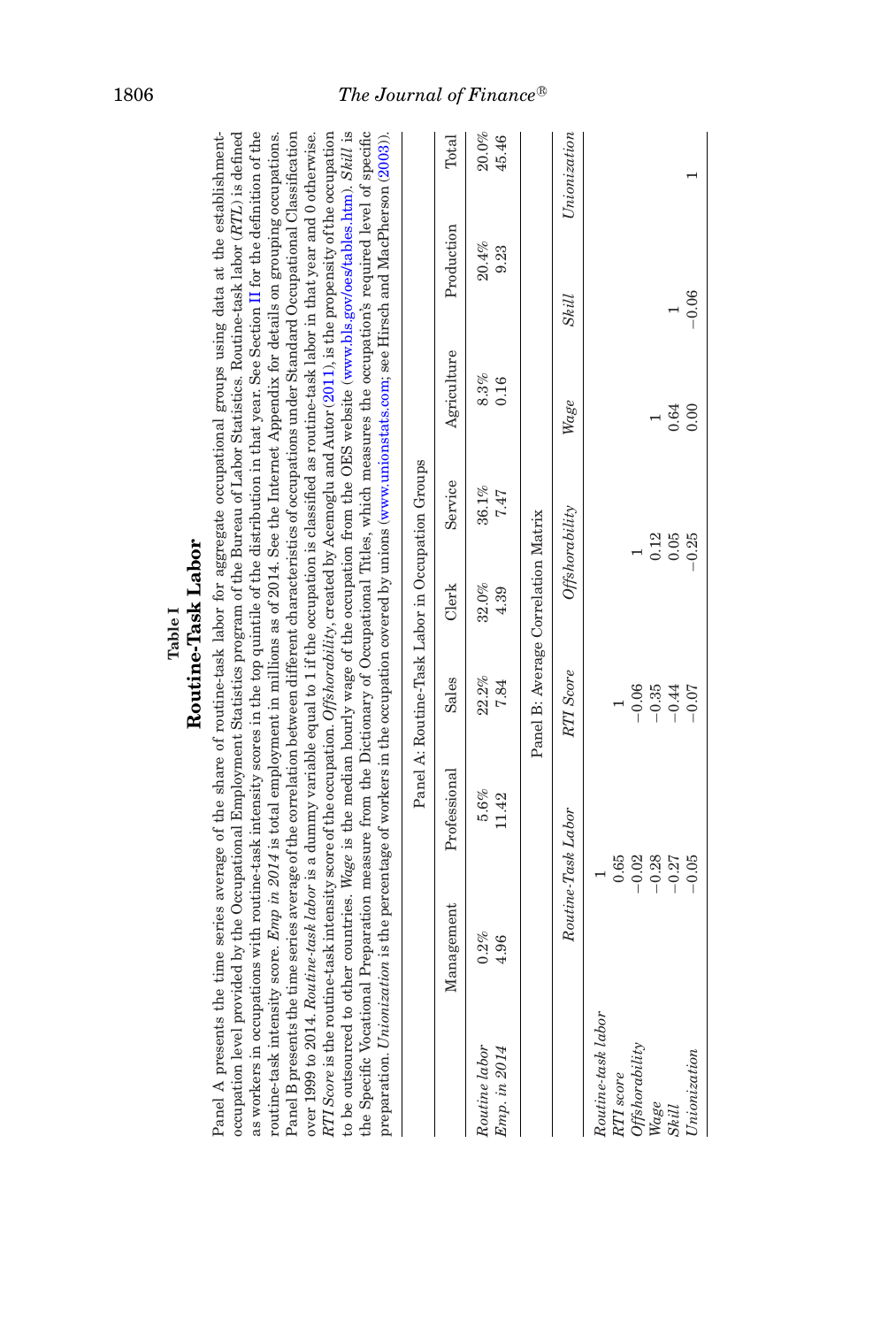**Table I**

**Routine-Task Labor**

Panel A presents the time series average of the share of routine-task labor for aggregate occupational groups using data at the establishment-occupation level provided by the Occupational Employment Statistics program of the Bureau of Labor Statistics. Routine-task labor (*RTL*) is defined as workers in occupations with routine-task intensity scores in the top quintile of the distribution in that year. See Section II for the definition of the routine-task intensity score. *Emp in 2014* is total employment in millions as of 2014. See the Internet Appendix for details on grouping occupations. Panel B presents the time series average of the correlation between different characteristics of occupations under Standard Occupational Classification over 1999 to 2014. *Routine-task labor* is a dummy variable equal to 1 if the occupation is classified as routine-task labor in that year and 0 otherwise. *RTI Score* is the routine-task intensity score of the occupation. *Offshorability*, created by Acemoglu and Autor (2011), is the propensity of the occupation to be outsourced to other countries. *Wage* is the median hourly wage of the occupation from the OES website (www.bls.gov/oes/tables.htm). *Skill* is the Specific Vocational Preparation measure from the Dictionary of Occupational Titles, which measures the occupation's required level of specific preparation. *Unionization* is the percentage of workers in the occupation covered by unions (www.unionstats.com; see Hirsch and MacPherson (2003)).

Panel A: Routine-Task Labor in Occupation Groups

| | Management | Professional | Sales | Clerk | Service | Agriculture | Production | Total |
|---|---|---|---|---|---|---|---|---|
| *Routine labor* | 0.2% | 5.6% | 22.2% | 32.0% | 36.1% | 8.3% | 20.4% | 20.0% |
| *Emp. in 2014* | 4.96 | 11.42 | 7.84 | 4.39 | 7.47 | 0.16 | 9.23 | 45.46 |

Panel B: Average Correlation Matrix

| | *Routine-Task Labor* | *RTI Score* | *Offshorability* | *Wage* | *Skill* | *Unionization* |
|---|---|---|---|---|---|---|
| *Routine-task labor* | 1 | | | | | |
| *RTI score* | 0.65 | 1 | | | | |
| *Offshorability* | −0.02 | −0.06 | 1 | | | |
| *Wage* | −0.28 | −0.35 | 0.12 | 1 | | |
| *Skill* | −0.27 | −0.44 | 0.05 | 0.64 | 1 | |
| *Unionization* | −0.05 | −0.07 | −0.25 | 0.00 | −0.06 | 1 |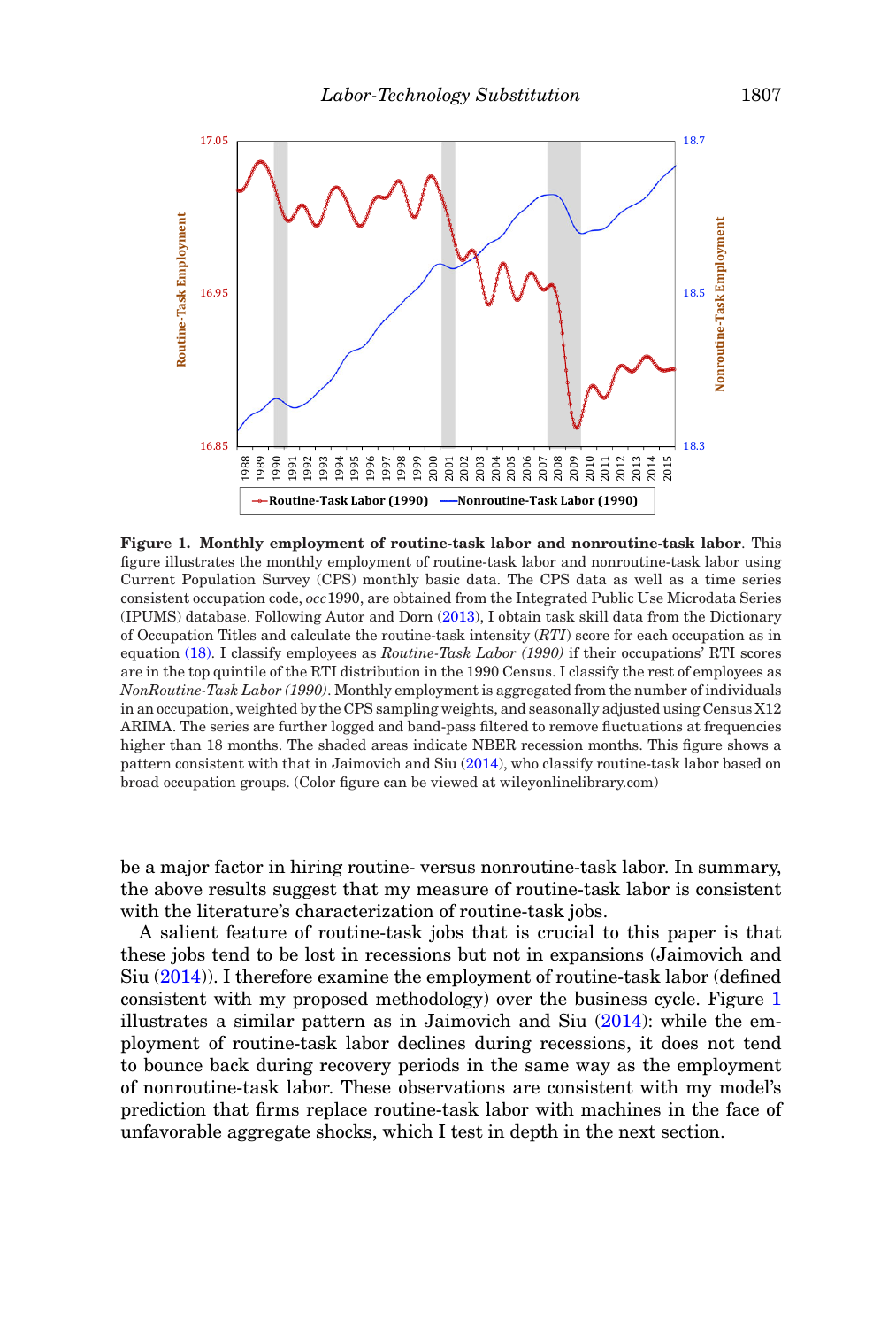17.05

16.95

16.85

18.7

18.5

18.3

Routine-Task Employment

Nonroutine-Task Employment

1988 1989 1990 1991 1992 1993 1994 1995 1996 1997 1998 1999 2000 2001 2002 2003 2004 2005 2006 2007 2008 2009 2010 2011 2012 2013 2014 2015

Routine-Task Labor (1990)    Nonroutine-Task Labor (1990)

**Figure 1. Monthly employment of routine-task labor and nonroutine-task labor**. This figure illustrates the monthly employment of routine-task labor and nonroutine-task labor using Current Population Survey (CPS) monthly basic data. The CPS data as well as a time series consistent occupation code, *occ*1990, are obtained from the Integrated Public Use Microdata Series (IPUMS) database. Following Autor and Dorn (2013), I obtain task skill data from the Dictionary of Occupation Titles and calculate the routine-task intensity (*RTI*) score for each occupation as in equation (18). I classify employees as *Routine-Task Labor (1990)* if their occupations' RTI scores are in the top quintile of the RTI distribution in the 1990 Census. I classify the rest of employees as *NonRoutine-Task Labor (1990)*. Monthly employment is aggregated from the number of individuals in an occupation, weighted by the CPS sampling weights, and seasonally adjusted using Census X12 ARIMA. The series are further logged and band-pass filtered to remove fluctuations at frequencies higher than 18 months. The shaded areas indicate NBER recession months. This figure shows a pattern consistent with that in Jaimovich and Siu (2014), who classify routine-task labor based on broad occupation groups. (Color figure can be viewed at wileyonlinelibrary.com)

be a major factor in hiring routine- versus nonroutine-task labor. In summary, the above results suggest that my measure of routine-task labor is consistent with the literature's characterization of routine-task jobs.

A salient feature of routine-task jobs that is crucial to this paper is that these jobs tend to be lost in recessions but not in expansions (Jaimovich and Siu (2014)). I therefore examine the employment of routine-task labor (defined consistent with my proposed methodology) over the business cycle. Figure 1 illustrates a similar pattern as in Jaimovich and Siu (2014): while the employment of routine-task labor declines during recessions, it does not tend to bounce back during recovery periods in the same way as the employment of nonroutine-task labor. These observations are consistent with my model's prediction that firms replace routine-task labor with machines in the face of unfavorable aggregate shocks, which I test in depth in the next section.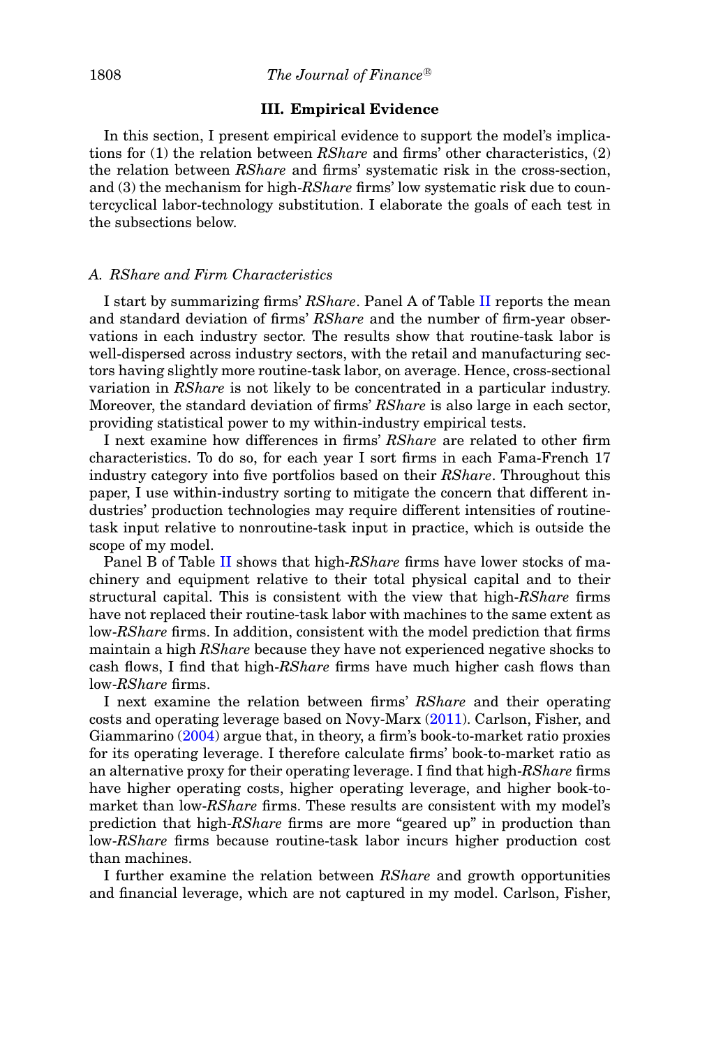## III. Empirical Evidence

In this section, I present empirical evidence to support the model's implications for (1) the relation between *RShare* and firms' other characteristics, (2) the relation between *RShare* and firms' systematic risk in the cross-section, and (3) the mechanism for high-*RShare* firms' low systematic risk due to countercyclical labor-technology substitution. I elaborate the goals of each test in the subsections below.

### *A. RShare and Firm Characteristics*

I start by summarizing firms' *RShare*. Panel A of Table II reports the mean and standard deviation of firms' *RShare* and the number of firm-year observations in each industry sector. The results show that routine-task labor is well-dispersed across industry sectors, with the retail and manufacturing sectors having slightly more routine-task labor, on average. Hence, cross-sectional variation in *RShare* is not likely to be concentrated in a particular industry. Moreover, the standard deviation of firms' *RShare* is also large in each sector, providing statistical power to my within-industry empirical tests.

I next examine how differences in firms' *RShare* are related to other firm characteristics. To do so, for each year I sort firms in each Fama-French 17 industry category into five portfolios based on their *RShare*. Throughout this paper, I use within-industry sorting to mitigate the concern that different industries' production technologies may require different intensities of routine-task input relative to nonroutine-task input in practice, which is outside the scope of my model.

Panel B of Table II shows that high-*RShare* firms have lower stocks of machinery and equipment relative to their total physical capital and to their structural capital. This is consistent with the view that high-*RShare* firms have not replaced their routine-task labor with machines to the same extent as low-*RShare* firms. In addition, consistent with the model prediction that firms maintain a high *RShare* because they have not experienced negative shocks to cash flows, I find that high-*RShare* firms have much higher cash flows than low-*RShare* firms.

I next examine the relation between firms' *RShare* and their operating costs and operating leverage based on Novy-Marx (2011). Carlson, Fisher, and Giammarino (2004) argue that, in theory, a firm's book-to-market ratio proxies for its operating leverage. I therefore calculate firms' book-to-market ratio as an alternative proxy for their operating leverage. I find that high-*RShare* firms have higher operating costs, higher operating leverage, and higher book-to-market than low-*RShare* firms. These results are consistent with my model's prediction that high-*RShare* firms are more "geared up" in production than low-*RShare* firms because routine-task labor incurs higher production cost than machines.

I further examine the relation between *RShare* and growth opportunities and financial leverage, which are not captured in my model. Carlson, Fisher,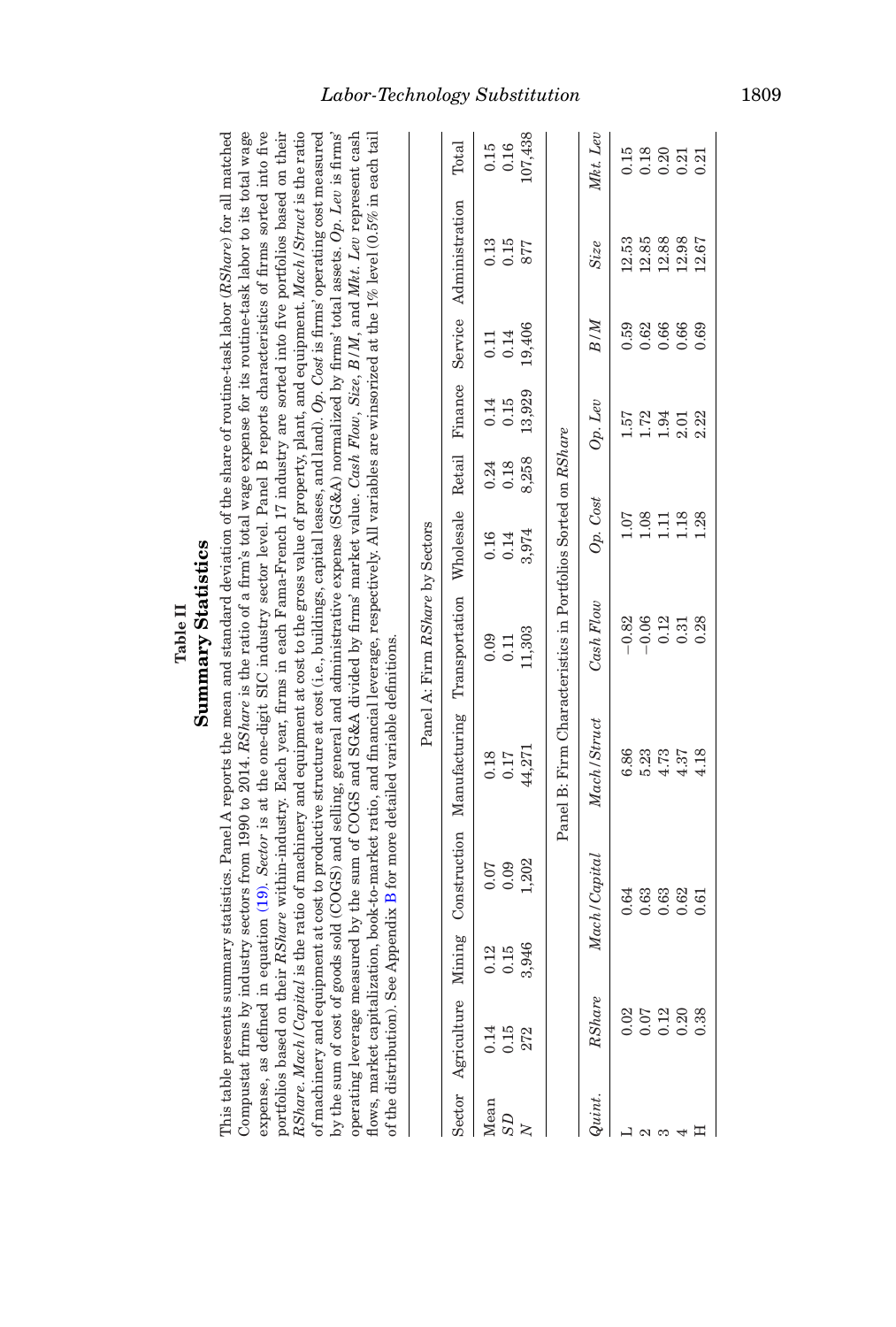**Table II**

**Summary Statistics**

This table presents summary statistics. Panel A reports the mean and standard deviation of the share of routine-task labor (*RShare*) for all matched Compustat firms by industry sectors from 1990 to 2014. *RShare* is the ratio of a firm's total wage expense for its routine-task labor to its total wage expense, as defined in equation (19). *Sector* is at the one-digit SIC industry sector level. Panel B reports characteristics of firms sorted into five portfolios based on their *RShare* within-industry. Each year, firms in each Fama-French 17 industry are sorted into five portfolios based on their *RShare*. *Mach/Capital* is the ratio of machinery and equipment at cost to the gross value of property, plant, and equipment. *Mach/Struct* is the ratio of machinery and equipment at cost to productive structure at cost (i.e., buildings, capital leases, and land). *Op. Cost* is firms' operating cost measured by the sum of cost of goods sold (COGS) and selling, general and administrative expense (SG&A) normalized by firms' total assets. *Op. Lev* is firms' operating leverage measured by the sum of COGS and SG&A divided by firms' market value. *Cash Flow*, *Size*, *B/M*, and *Mkt. Lev* represent cash flows, market capitalization, book-to-market ratio, and financial leverage, respectively. All variables are winsorized at the 1% level (0.5% in each tail of the distribution). See Appendix B for more detailed variable definitions.

Panel A: Firm *RShare* by Sectors

| Sector | Agriculture | Mining | Construction | Manufacturing | Transportation | Wholesale | Retail | Finance | Service | Administration | Total |
|---|---|---|---|---|---|---|---|---|---|---|---|
| Mean | 0.14 | 0.12 | 0.07 | 0.18 | 0.09 | 0.16 | 0.24 | 0.14 | 0.11 | 0.13 | 0.15 |
| *SD* | 0.15 | 0.15 | 0.09 | 0.17 | 0.11 | 0.14 | 0.18 | 0.15 | 0.14 | 0.15 | 0.16 |
| *N* | 272 | 3,946 | 1,202 | 44,271 | 11,303 | 3,974 | 8,258 | 13,929 | 19,406 | 877 | 107,438 |

Panel B: Firm Characteristics in Portfolios Sorted on *RShare*

| *Quint.* | *RShare* | *Mach/Capital* | *Mach/Struct* | *Cash Flow* | *Op. Cost* | *Op. Lev* | *B/M* | *Size* | *Mkt. Lev* |
|---|---|---|---|---|---|---|---|---|---|
| L | 0.02 | 0.64 | 6.86 | −0.82 | 1.07 | 1.57 | 0.59 | 12.53 | 0.15 |
| 2 | 0.07 | 0.63 | 5.23 | −0.06 | 1.08 | 1.72 | 0.62 | 12.85 | 0.18 |
| 3 | 0.12 | 0.63 | 4.73 | 0.12 | 1.11 | 1.94 | 0.66 | 12.88 | 0.20 |
| 4 | 0.20 | 0.62 | 4.37 | 0.31 | 1.18 | 2.01 | 0.66 | 12.98 | 0.21 |
| H | 0.38 | 0.61 | 4.18 | 0.28 | 1.28 | 2.22 | 0.69 | 12.67 | 0.21 |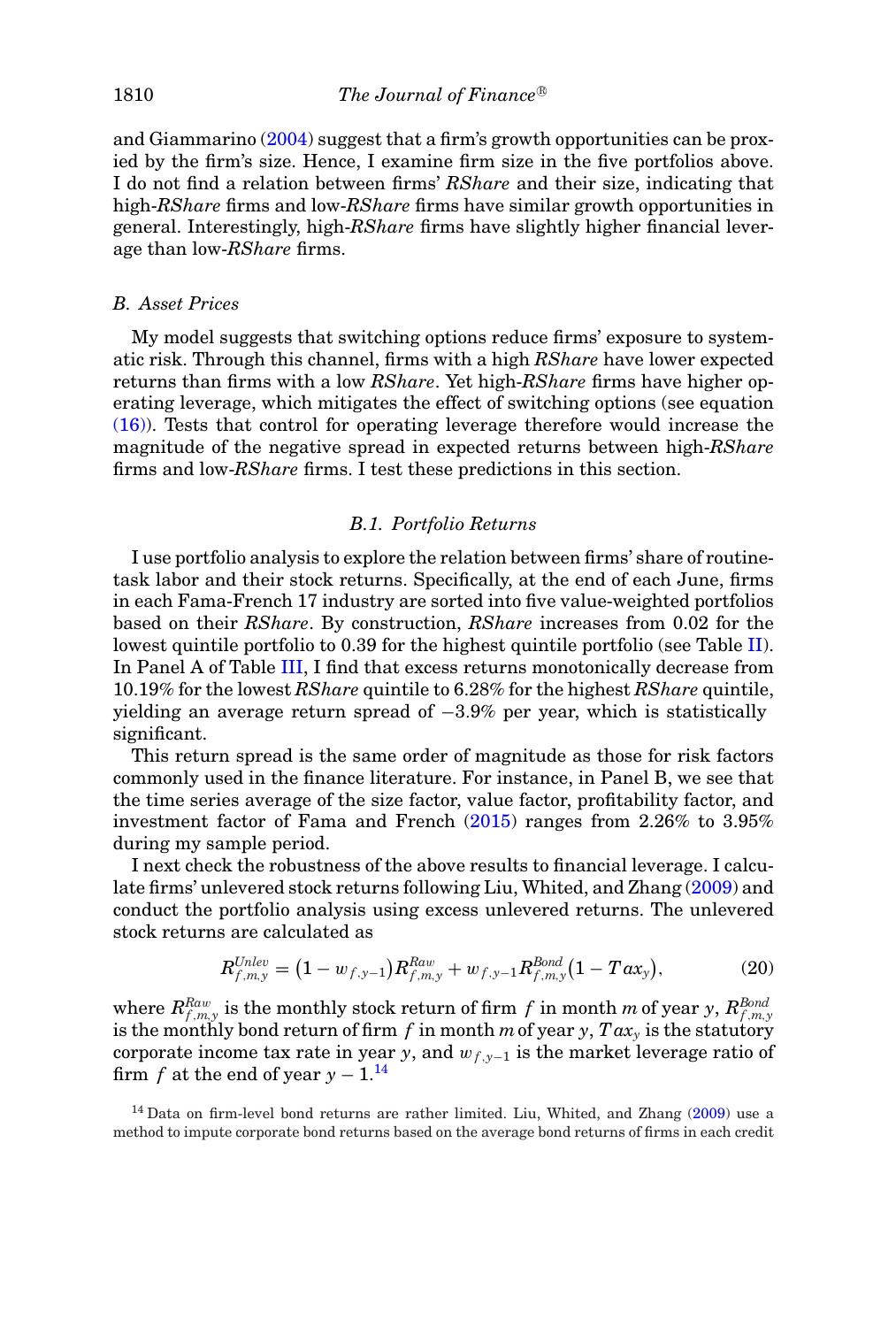and Giammarino (2004) suggest that a firm's growth opportunities can be proxied by the firm's size. Hence, I examine firm size in the five portfolios above. I do not find a relation between firms' *RShare* and their size, indicating that high-*RShare* firms and low-*RShare* firms have similar growth opportunities in general. Interestingly, high-*RShare* firms have slightly higher financial leverage than low-*RShare* firms.

### B. Asset Prices

My model suggests that switching options reduce firms' exposure to systematic risk. Through this channel, firms with a high *RShare* have lower expected returns than firms with a low *RShare*. Yet high-*RShare* firms have higher operating leverage, which mitigates the effect of switching options (see equation (16)). Tests that control for operating leverage therefore would increase the magnitude of the negative spread in expected returns between high-*RShare* firms and low-*RShare* firms. I test these predictions in this section.

#### B.1. Portfolio Returns

I use portfolio analysis to explore the relation between firms' share of routine-task labor and their stock returns. Specifically, at the end of each June, firms in each Fama-French 17 industry are sorted into five value-weighted portfolios based on their *RShare*. By construction, *RShare* increases from 0.02 for the lowest quintile portfolio to 0.39 for the highest quintile portfolio (see Table II). In Panel A of Table III, I find that excess returns monotonically decrease from 10.19% for the lowest *RShare* quintile to 6.28% for the highest *RShare* quintile, yielding an average return spread of −3.9% per year, which is statistically significant.

This return spread is the same order of magnitude as those for risk factors commonly used in the finance literature. For instance, in Panel B, we see that the time series average of the size factor, value factor, profitability factor, and investment factor of Fama and French (2015) ranges from 2.26% to 3.95% during my sample period.

I next check the robustness of the above results to financial leverage. I calculate firms' unlevered stock returns following Liu, Whited, and Zhang (2009) and conduct the portfolio analysis using excess unlevered returns. The unlevered stock returns are calculated as

$$R^{Unlev}_{f,m,y} = (1 - w_{f,y-1})R^{Raw}_{f,m,y} + w_{f,y-1}R^{Bond}_{f,m,y}(1 - Tax_y), \tag{20}$$

where $R^{Raw}_{f,m,y}$ is the monthly stock return of firm $f$ in month $m$ of year $y$, $R^{Bond}_{f,m,y}$ is the monthly bond return of firm $f$ in month $m$ of year $y$, $Tax_y$ is the statutory corporate income tax rate in year $y$, and $w_{f,y-1}$ is the market leverage ratio of firm $f$ at the end of year $y-1$.[14]

[14] Data on firm-level bond returns are rather limited. Liu, Whited, and Zhang (2009) use a method to impute corporate bond returns based on the average bond returns of firms in each credit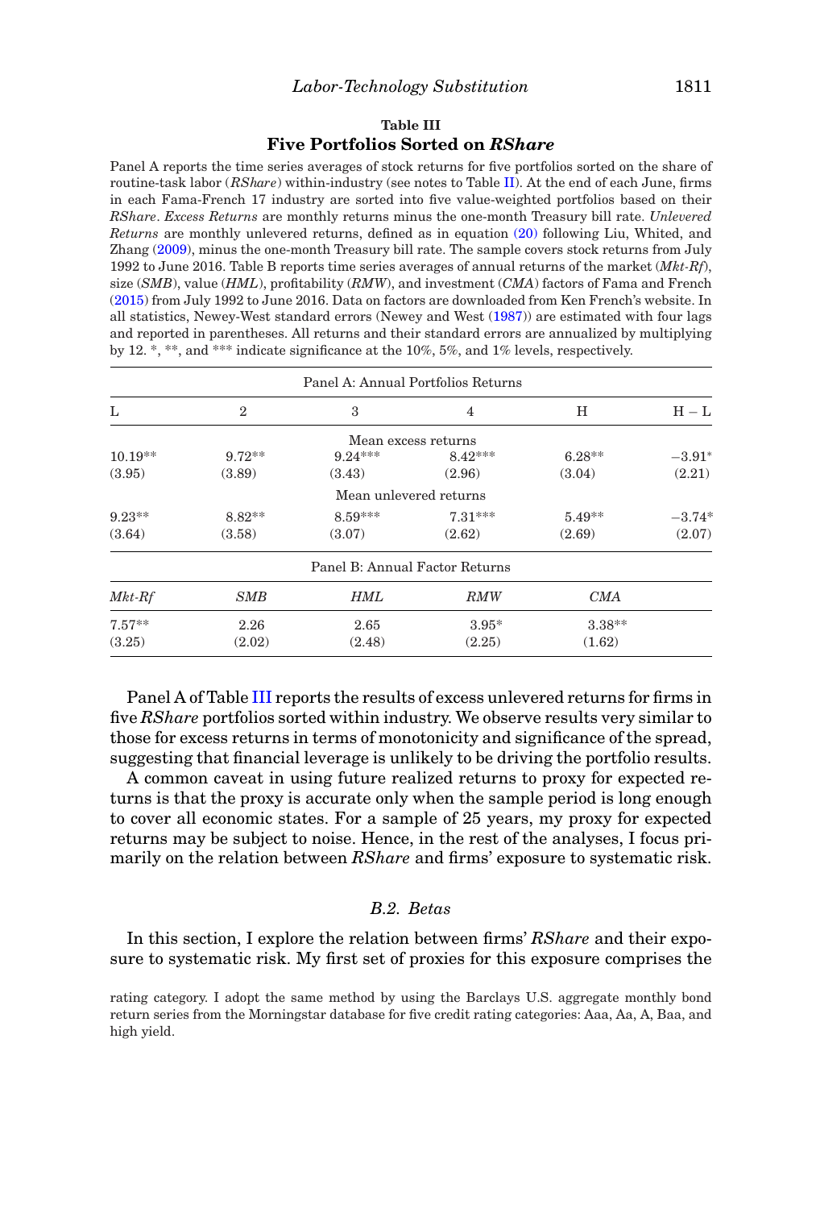**Table III**

**Five Portfolios Sorted on *RShare***

Panel A reports the time series averages of stock returns for five portfolios sorted on the share of routine-task labor (*RShare*) within-industry (see notes to Table II). At the end of each June, firms in each Fama-French 17 industry are sorted into five value-weighted portfolios based on their *RShare*. *Excess Returns* are monthly returns minus the one-month Treasury bill rate. *Unlevered Returns* are monthly unlevered returns, defined as in equation (20) following Liu, Whited, and Zhang (2009), minus the one-month Treasury bill rate. The sample covers stock returns from July 1992 to June 2016. Table B reports time series averages of annual returns of the market (*Mkt-Rf*), size (*SMB*), value (*HML*), profitability (*RMW*), and investment (*CMA*) factors of Fama and French (2015) from July 1992 to June 2016. Data on factors are downloaded from Ken French's website. In all statistics, Newey-West standard errors (Newey and West (1987)) are estimated with four lags and reported in parentheses. All returns and their standard errors are annualized by multiplying by 12. *, **, and *** indicate significance at the 10%, 5%, and 1% levels, respectively.

| Panel A: Annual Portfolios Returns | | | | | |
|---|---|---|---|---|---|
| L | 2 | 3 | 4 | H | H − L |
| | | Mean excess returns | | | |
| 10.19** | 9.72** | 9.24*** | 8.42*** | 6.28** | −3.91* |
| (3.95) | (3.89) | (3.43) | (2.96) | (3.04) | (2.21) |
| | | Mean unlevered returns | | | |
| 9.23** | 8.82** | 8.59*** | 7.31*** | 5.49** | −3.74* |
| (3.64) | (3.58) | (3.07) | (2.62) | (2.69) | (2.07) |

| Panel B: Annual Factor Returns | | | | |
|---|---|---|---|---|
| *Mkt-Rf* | *SMB* | *HML* | *RMW* | *CMA* |
| 7.57** | 2.26 | 2.65 | 3.95* | 3.38** |
| (3.25) | (2.02) | (2.48) | (2.25) | (1.62) |

Panel A of Table III reports the results of excess unlevered returns for firms in five *RShare* portfolios sorted within industry. We observe results very similar to those for excess returns in terms of monotonicity and significance of the spread, suggesting that financial leverage is unlikely to be driving the portfolio results.

A common caveat in using future realized returns to proxy for expected returns is that the proxy is accurate only when the sample period is long enough to cover all economic states. For a sample of 25 years, my proxy for expected returns may be subject to noise. Hence, in the rest of the analyses, I focus primarily on the relation between *RShare* and firms' exposure to systematic risk.

### B.2. Betas

In this section, I explore the relation between firms' *RShare* and their exposure to systematic risk. My first set of proxies for this exposure comprises the

rating category. I adopt the same method by using the Barclays U.S. aggregate monthly bond return series from the Morningstar database for five credit rating categories: Aaa, Aa, A, Baa, and high yield.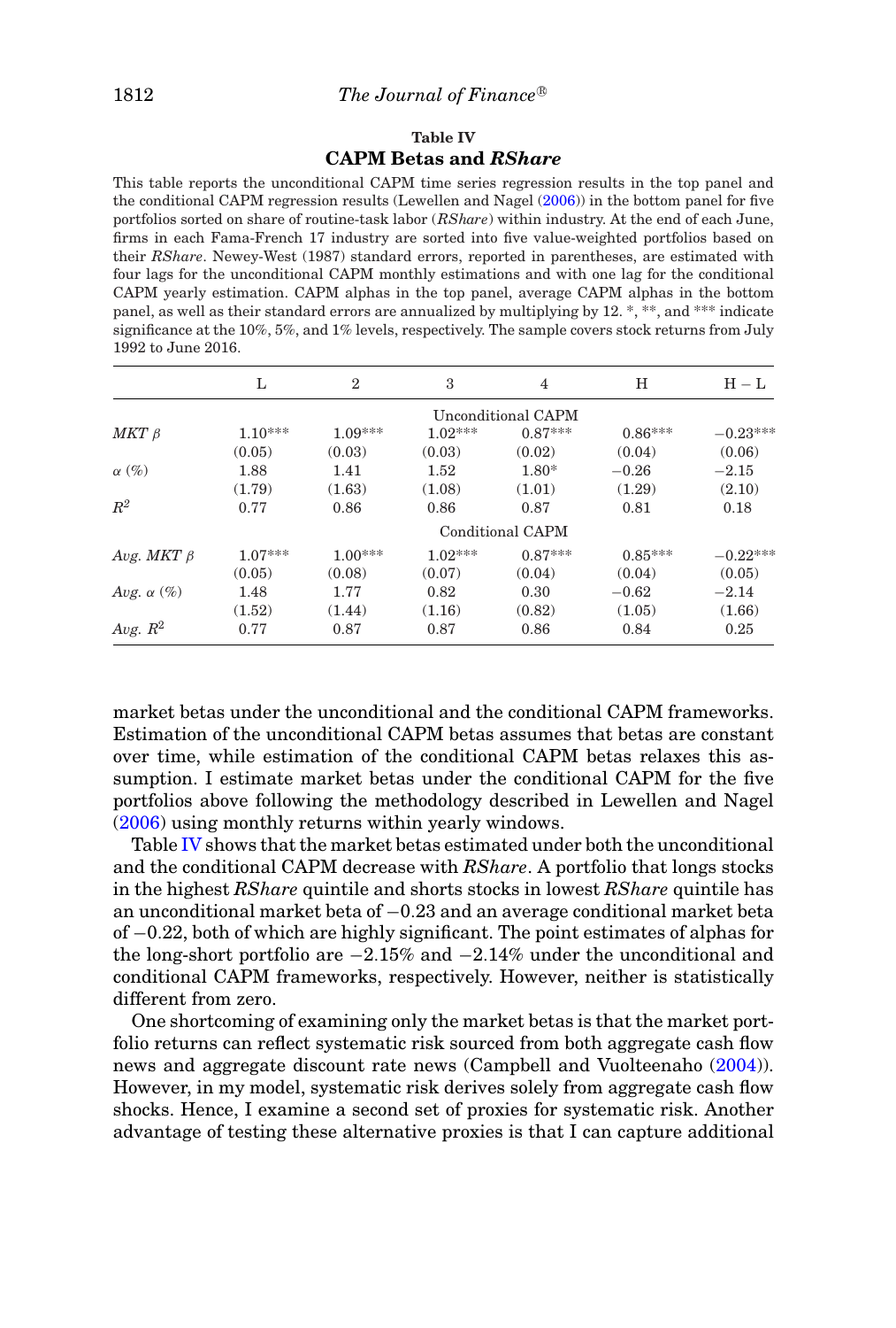**Table IV**
**CAPM Betas and *RShare***

This table reports the unconditional CAPM time series regression results in the top panel and the conditional CAPM regression results (Lewellen and Nagel (2006)) in the bottom panel for five portfolios sorted on share of routine-task labor (*RShare*) within industry. At the end of each June, firms in each Fama-French 17 industry are sorted into five value-weighted portfolios based on their *RShare*. Newey-West (1987) standard errors, reported in parentheses, are estimated with four lags for the unconditional CAPM monthly estimations and with one lag for the conditional CAPM yearly estimation. CAPM alphas in the top panel, average CAPM alphas in the bottom panel, as well as their standard errors are annualized by multiplying by 12. *, **, and *** indicate significance at the 10%, 5%, and 1% levels, respectively. The sample covers stock returns from July 1992 to June 2016.

| | L | 2 | 3 | 4 | H | H − L |
|---|---|---|---|---|---|---|
| | | | Unconditional CAPM | | | |
| *MKT* $\beta$ | 1.10*** | 1.09*** | 1.02*** | 0.87*** | 0.86*** | −0.23*** |
| | (0.05) | (0.03) | (0.03) | (0.02) | (0.04) | (0.06) |
| $\alpha$ (%) | 1.88 | 1.41 | 1.52 | 1.80* | −0.26 | −2.15 |
| | (1.79) | (1.63) | (1.08) | (1.01) | (1.29) | (2.10) |
| $R^2$ | 0.77 | 0.86 | 0.86 | 0.87 | 0.81 | 0.18 |
| | | | Conditional CAPM | | | |
| *Avg. MKT* $\beta$ | 1.07*** | 1.00*** | 1.02*** | 0.87*** | 0.85*** | −0.22*** |
| | (0.05) | (0.08) | (0.07) | (0.04) | (0.04) | (0.05) |
| *Avg.* $\alpha$ (%) | 1.48 | 1.77 | 0.82 | 0.30 | −0.62 | −2.14 |
| | (1.52) | (1.44) | (1.16) | (0.82) | (1.05) | (1.66) |
| *Avg.* $R^2$ | 0.77 | 0.87 | 0.87 | 0.86 | 0.84 | 0.25 |

market betas under the unconditional and the conditional CAPM frameworks. Estimation of the unconditional CAPM betas assumes that betas are constant over time, while estimation of the conditional CAPM betas relaxes this assumption. I estimate market betas under the conditional CAPM for the five portfolios above following the methodology described in Lewellen and Nagel (2006) using monthly returns within yearly windows.

Table IV shows that the market betas estimated under both the unconditional and the conditional CAPM decrease with *RShare*. A portfolio that longs stocks in the highest *RShare* quintile and shorts stocks in lowest *RShare* quintile has an unconditional market beta of −0.23 and an average conditional market beta of −0.22, both of which are highly significant. The point estimates of alphas for the long-short portfolio are −2.15% and −2.14% under the unconditional and conditional CAPM frameworks, respectively. However, neither is statistically different from zero.

One shortcoming of examining only the market betas is that the market portfolio returns can reflect systematic risk sourced from both aggregate cash flow news and aggregate discount rate news (Campbell and Vuolteenaho (2004)). However, in my model, systematic risk derives solely from aggregate cash flow shocks. Hence, I examine a second set of proxies for systematic risk. Another advantage of testing these alternative proxies is that I can capture additional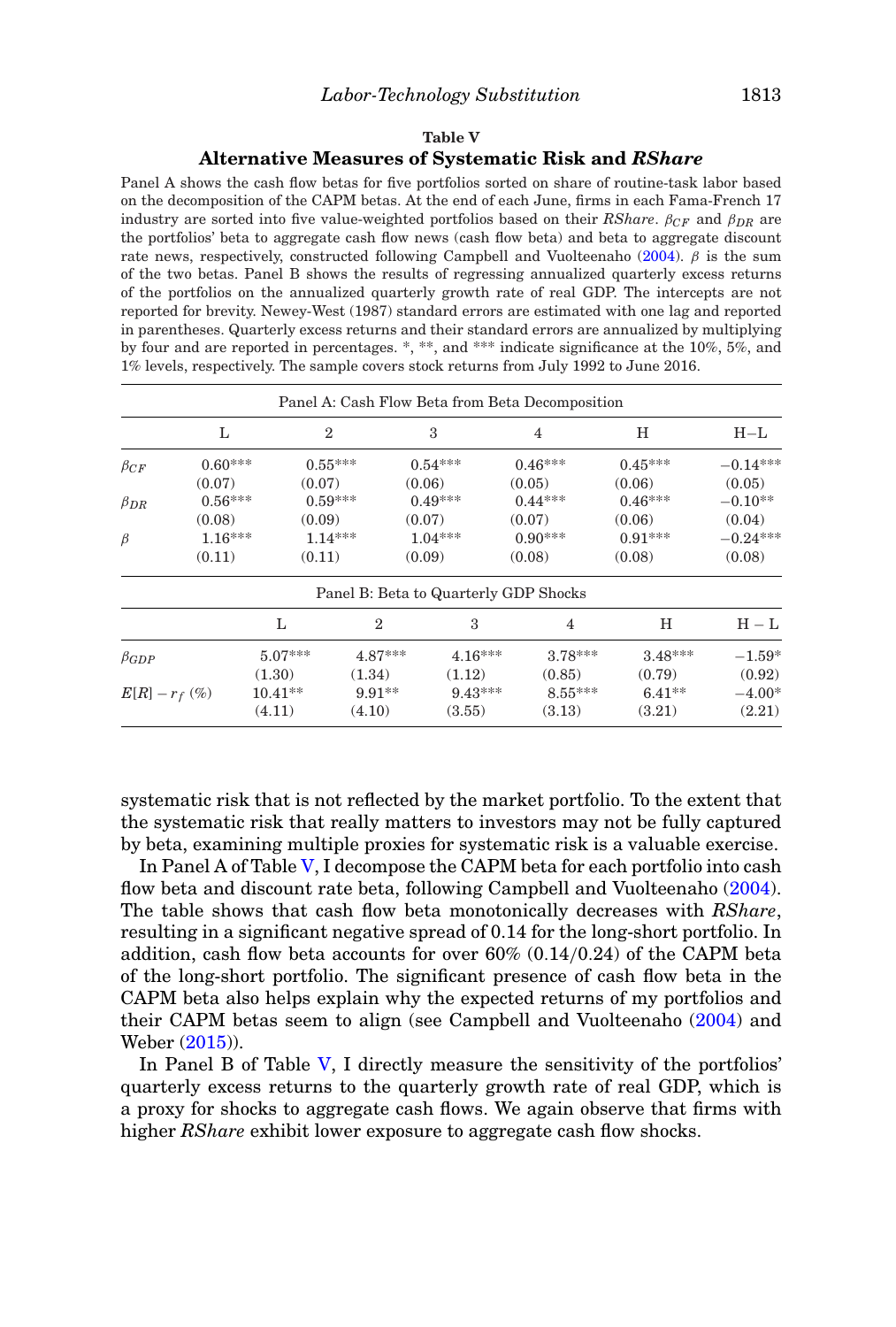**Table V**

**Alternative Measures of Systematic Risk and *RShare***

Panel A shows the cash flow betas for five portfolios sorted on share of routine-task labor based on the decomposition of the CAPM betas. At the end of each June, firms in each Fama-French 17 industry are sorted into five value-weighted portfolios based on their *RShare*. $\beta_{CF}$ and $\beta_{DR}$ are the portfolios' beta to aggregate cash flow news (cash flow beta) and beta to aggregate discount rate news, respectively, constructed following Campbell and Vuolteenaho (2004). $\beta$ is the sum of the two betas. Panel B shows the results of regressing annualized quarterly excess returns of the portfolios on the annualized quarterly growth rate of real GDP. The intercepts are not reported for brevity. Newey-West (1987) standard errors are estimated with one lag and reported in parentheses. Quarterly excess returns and their standard errors are annualized by multiplying by four and are reported in percentages. *, **, and *** indicate significance at the 10%, 5%, and 1% levels, respectively. The sample covers stock returns from July 1992 to June 2016.

| Panel A: Cash Flow Beta from Beta Decomposition | | | | | | |
|---|---|---|---|---|---|---|
| | L | 2 | 3 | 4 | H | H−L |
| $\beta_{CF}$ | 0.60*** | 0.55*** | 0.54*** | 0.46*** | 0.45*** | −0.14*** |
| | (0.07) | (0.07) | (0.06) | (0.05) | (0.06) | (0.05) |
| $\beta_{DR}$ | 0.56*** | 0.59*** | 0.49*** | 0.44*** | 0.46*** | −0.10** |
| | (0.08) | (0.09) | (0.07) | (0.07) | (0.06) | (0.04) |
| $\beta$ | 1.16*** | 1.14*** | 1.04*** | 0.90*** | 0.91*** | −0.24*** |
| | (0.11) | (0.11) | (0.09) | (0.08) | (0.08) | (0.08) |

| Panel B: Beta to Quarterly GDP Shocks | | | | | | |
|---|---|---|---|---|---|---|
| | L | 2 | 3 | 4 | H | H − L |
| $\beta_{GDP}$ | 5.07*** | 4.87*** | 4.16*** | 3.78*** | 3.48*** | −1.59* |
| | (1.30) | (1.34) | (1.12) | (0.85) | (0.79) | (0.92) |
| $E[R] - r_f$ (%) | 10.41** | 9.91** | 9.43*** | 8.55*** | 6.41** | −4.00* |
| | (4.11) | (4.10) | (3.55) | (3.13) | (3.21) | (2.21) |

systematic risk that is not reflected by the market portfolio. To the extent that the systematic risk that really matters to investors may not be fully captured by beta, examining multiple proxies for systematic risk is a valuable exercise.

In Panel A of Table V, I decompose the CAPM beta for each portfolio into cash flow beta and discount rate beta, following Campbell and Vuolteenaho (2004). The table shows that cash flow beta monotonically decreases with *RShare*, resulting in a significant negative spread of 0.14 for the long-short portfolio. In addition, cash flow beta accounts for over 60% (0.14/0.24) of the CAPM beta of the long-short portfolio. The significant presence of cash flow beta in the CAPM beta also helps explain why the expected returns of my portfolios and their CAPM betas seem to align (see Campbell and Vuolteenaho (2004) and Weber (2015)).

In Panel B of Table V, I directly measure the sensitivity of the portfolios' quarterly excess returns to the quarterly growth rate of real GDP, which is a proxy for shocks to aggregate cash flows. We again observe that firms with higher *RShare* exhibit lower exposure to aggregate cash flow shocks.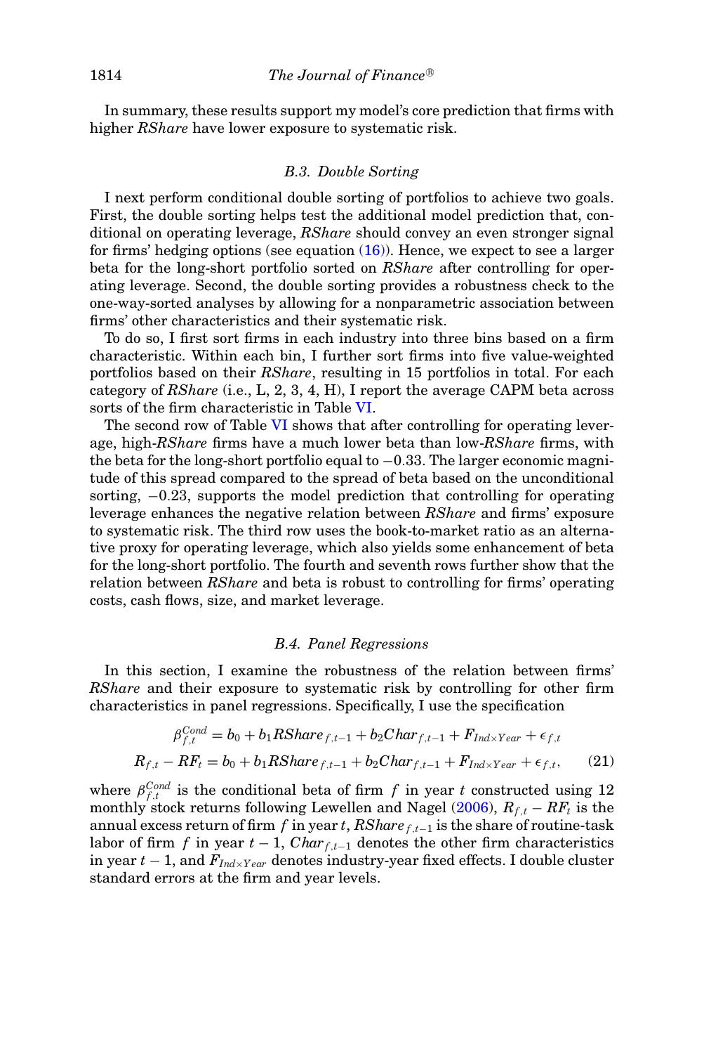In summary, these results support my model's core prediction that firms with higher *RShare* have lower exposure to systematic risk.

### B.3. Double Sorting

I next perform conditional double sorting of portfolios to achieve two goals. First, the double sorting helps test the additional model prediction that, conditional on operating leverage, *RShare* should convey an even stronger signal for firms' hedging options (see equation (16)). Hence, we expect to see a larger beta for the long-short portfolio sorted on *RShare* after controlling for operating leverage. Second, the double sorting provides a robustness check to the one-way-sorted analyses by allowing for a nonparametric association between firms' other characteristics and their systematic risk.

To do so, I first sort firms in each industry into three bins based on a firm characteristic. Within each bin, I further sort firms into five value-weighted portfolios based on their *RShare*, resulting in 15 portfolios in total. For each category of *RShare* (i.e., L, 2, 3, 4, H), I report the average CAPM beta across sorts of the firm characteristic in Table VI.

The second row of Table VI shows that after controlling for operating leverage, high-*RShare* firms have a much lower beta than low-*RShare* firms, with the beta for the long-short portfolio equal to −0.33. The larger economic magnitude of this spread compared to the spread of beta based on the unconditional sorting, −0.23, supports the model prediction that controlling for operating leverage enhances the negative relation between *RShare* and firms' exposure to systematic risk. The third row uses the book-to-market ratio as an alternative proxy for operating leverage, which also yields some enhancement of beta for the long-short portfolio. The fourth and seventh rows further show that the relation between *RShare* and beta is robust to controlling for firms' operating costs, cash flows, size, and market leverage.

### B.4. Panel Regressions

In this section, I examine the robustness of the relation between firms' *RShare* and their exposure to systematic risk by controlling for other firm characteristics in panel regressions. Specifically, I use the specification

$$\beta^{Cond}_{f,t} = b_0 + b_1 RShare_{f,t-1} + b_2 Char_{f,t-1} + F_{Ind\times Year} + \epsilon_{f,t}$$

$$R_{f,t} - RF_t = b_0 + b_1 RShare_{f,t-1} + b_2 Char_{f,t-1} + F_{Ind\times Year} + \epsilon_{f,t}, \qquad (21)$$

where $\beta^{Cond}_{f,t}$ is the conditional beta of firm $f$ in year $t$ constructed using 12 monthly stock returns following Lewellen and Nagel (2006), $R_{f,t} - RF_t$ is the annual excess return of firm $f$ in year $t$, $RShare_{f,t-1}$ is the share of routine-task labor of firm $f$ in year $t-1$, $Char_{f,t-1}$ denotes the other firm characteristics in year $t-1$, and $F_{Ind\times Year}$ denotes industry-year fixed effects. I double cluster standard errors at the firm and year levels.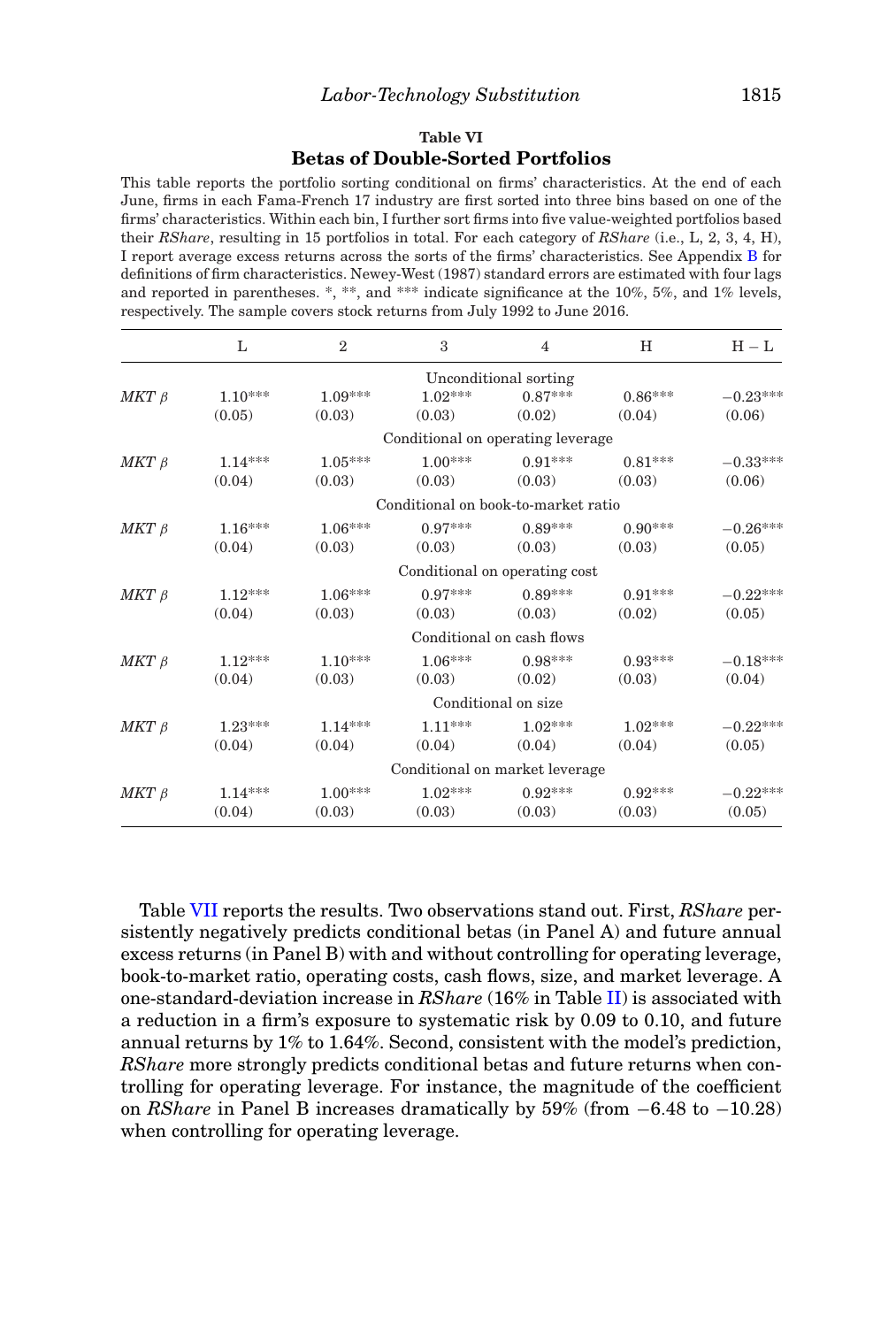**Table VI**

**Betas of Double-Sorted Portfolios**

This table reports the portfolio sorting conditional on firms' characteristics. At the end of each June, firms in each Fama-French 17 industry are first sorted into three bins based on one of the firms' characteristics. Within each bin, I further sort firms into five value-weighted portfolios based their *RShare*, resulting in 15 portfolios in total. For each category of *RShare* (i.e., L, 2, 3, 4, H), I report average excess returns across the sorts of the firms' characteristics. See Appendix B for definitions of firm characteristics. Newey-West (1987) standard errors are estimated with four lags and reported in parentheses. *, **, and *** indicate significance at the 10%, 5%, and 1% levels, respectively. The sample covers stock returns from July 1992 to June 2016.

| | L | 2 | 3 | 4 | H | H − L |
|---|---|---|---|---|---|---|
| | | | Unconditional sorting | | | |
| *MKT* $\beta$ | 1.10*** | 1.09*** | 1.02*** | 0.87*** | 0.86*** | −0.23*** |
| | (0.05) | (0.03) | (0.03) | (0.02) | (0.04) | (0.06) |
| | | | Conditional on operating leverage | | | |
| *MKT* $\beta$ | 1.14*** | 1.05*** | 1.00*** | 0.91*** | 0.81*** | −0.33*** |
| | (0.04) | (0.03) | (0.03) | (0.03) | (0.03) | (0.06) |
| | | | Conditional on book-to-market ratio | | | |
| *MKT* $\beta$ | 1.16*** | 1.06*** | 0.97*** | 0.89*** | 0.90*** | −0.26*** |
| | (0.04) | (0.03) | (0.03) | (0.03) | (0.03) | (0.05) |
| | | | Conditional on operating cost | | | |
| *MKT* $\beta$ | 1.12*** | 1.06*** | 0.97*** | 0.89*** | 0.91*** | −0.22*** |
| | (0.04) | (0.03) | (0.03) | (0.03) | (0.02) | (0.05) |
| | | | Conditional on cash flows | | | |
| *MKT* $\beta$ | 1.12*** | 1.10*** | 1.06*** | 0.98*** | 0.93*** | −0.18*** |
| | (0.04) | (0.03) | (0.03) | (0.02) | (0.03) | (0.04) |
| | | | Conditional on size | | | |
| *MKT* $\beta$ | 1.23*** | 1.14*** | 1.11*** | 1.02*** | 1.02*** | −0.22*** |
| | (0.04) | (0.04) | (0.04) | (0.04) | (0.04) | (0.05) |
| | | | Conditional on market leverage | | | |
| *MKT* $\beta$ | 1.14*** | 1.00*** | 1.02*** | 0.92*** | 0.92*** | −0.22*** |
| | (0.04) | (0.03) | (0.03) | (0.03) | (0.03) | (0.05) |

Table VII reports the results. Two observations stand out. First, *RShare* persistently negatively predicts conditional betas (in Panel A) and future annual excess returns (in Panel B) with and without controlling for operating leverage, book-to-market ratio, operating costs, cash flows, size, and market leverage. A one-standard-deviation increase in *RShare* (16% in Table II) is associated with a reduction in a firm's exposure to systematic risk by 0.09 to 0.10, and future annual returns by 1% to 1.64%. Second, consistent with the model's prediction, *RShare* more strongly predicts conditional betas and future returns when controlling for operating leverage. For instance, the magnitude of the coefficient on *RShare* in Panel B increases dramatically by 59% (from −6.48 to −10.28) when controlling for operating leverage.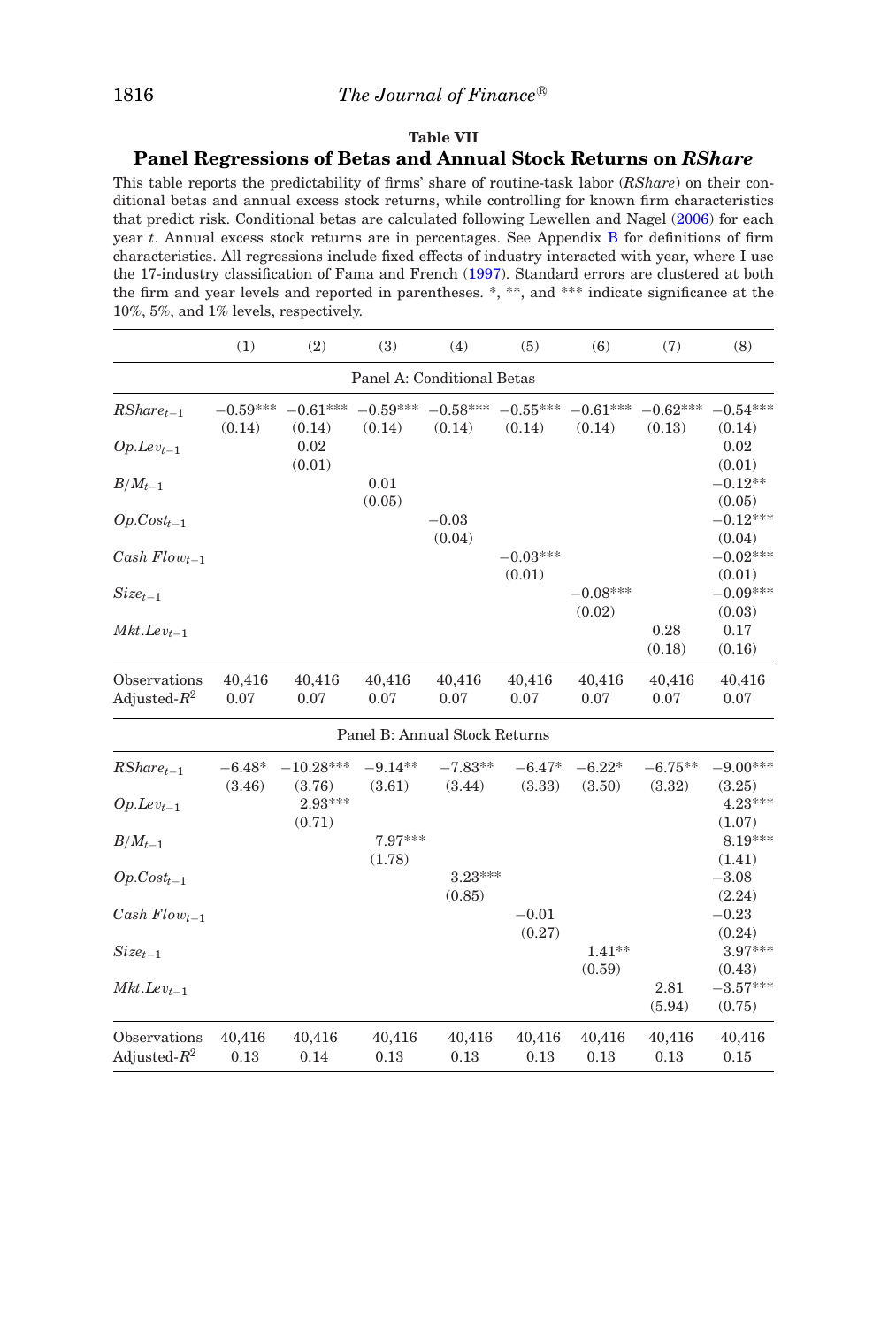**Table VII**

## Panel Regressions of Betas and Annual Stock Returns on *RShare*

This table reports the predictability of firms' share of routine-task labor (*RShare*) on their conditional betas and annual excess stock returns, while controlling for known firm characteristics that predict risk. Conditional betas are calculated following Lewellen and Nagel (2006) for each year $t$. Annual excess stock returns are in percentages. See Appendix B for definitions of firm characteristics. All regressions include fixed effects of industry interacted with year, where I use the 17-industry classification of Fama and French (1997). Standard errors are clustered at both the firm and year levels and reported in parentheses. *, **, and *** indicate significance at the 10%, 5%, and 1% levels, respectively.

| | (1) | (2) | (3) | (4) | (5) | (6) | (7) | (8) |
|---|---|---|---|---|---|---|---|---|
| | | | | Panel A: Conditional Betas | | | | |
| $RShare_{t-1}$ | −0.59*** | −0.61*** | −0.59*** | −0.58*** | −0.55*** | −0.61*** | −0.62*** | −0.54*** |
| | (0.14) | (0.14) | (0.14) | (0.14) | (0.14) | (0.14) | (0.13) | (0.14) |
| $Op.Lev_{t-1}$ | | 0.02 | | | | | | 0.02 |
| | | (0.01) | | | | | | (0.01) |
| $B/M_{t-1}$ | | | 0.01 | | | | | −0.12** |
| | | | (0.05) | | | | | (0.05) |
| $Op.Cost_{t-1}$ | | | | −0.03 | | | | −0.12*** |
| | | | | (0.04) | | | | (0.04) |
| $Cash\ Flow_{t-1}$ | | | | | −0.03*** | | | −0.02*** |
| | | | | | (0.01) | | | (0.01) |
| $Size_{t-1}$ | | | | | | −0.08*** | | −0.09*** |
| | | | | | | (0.02) | | (0.03) |
| $Mkt.Lev_{t-1}$ | | | | | | | 0.28 | 0.17 |
| | | | | | | | (0.18) | (0.16) |
| Observations | 40,416 | 40,416 | 40,416 | 40,416 | 40,416 | 40,416 | 40,416 | 40,416 |
| Adjusted-$R^2$ | 0.07 | 0.07 | 0.07 | 0.07 | 0.07 | 0.07 | 0.07 | 0.07 |
| | | | | Panel B: Annual Stock Returns | | | | |
| $RShare_{t-1}$ | −6.48* | −10.28*** | −9.14** | −7.83** | −6.47* | −6.22* | −6.75** | −9.00*** |
| | (3.46) | (3.76) | (3.61) | (3.44) | (3.33) | (3.50) | (3.32) | (3.25) |
| $Op.Lev_{t-1}$ | | 2.93*** | | | | | | 4.23*** |
| | | (0.71) | | | | | | (1.07) |
| $B/M_{t-1}$ | | | 7.97*** | | | | | 8.19*** |
| | | | (1.78) | | | | | (1.41) |
| $Op.Cost_{t-1}$ | | | | 3.23*** | | | | −3.08 |
| | | | | (0.85) | | | | (2.24) |
| $Cash\ Flow_{t-1}$ | | | | | −0.01 | | | −0.23 |
| | | | | | (0.27) | | | (0.24) |
| $Size_{t-1}$ | | | | | | 1.41** | | 3.97*** |
| | | | | | | (0.59) | | (0.43) |
| $Mkt.Lev_{t-1}$ | | | | | | | 2.81 | −3.57*** |
| | | | | | | | (5.94) | (0.75) |
| Observations | 40,416 | 40,416 | 40,416 | 40,416 | 40,416 | 40,416 | 40,416 | 40,416 |
| Adjusted-$R^2$ | 0.13 | 0.14 | 0.13 | 0.13 | 0.13 | 0.13 | 0.13 | 0.15 |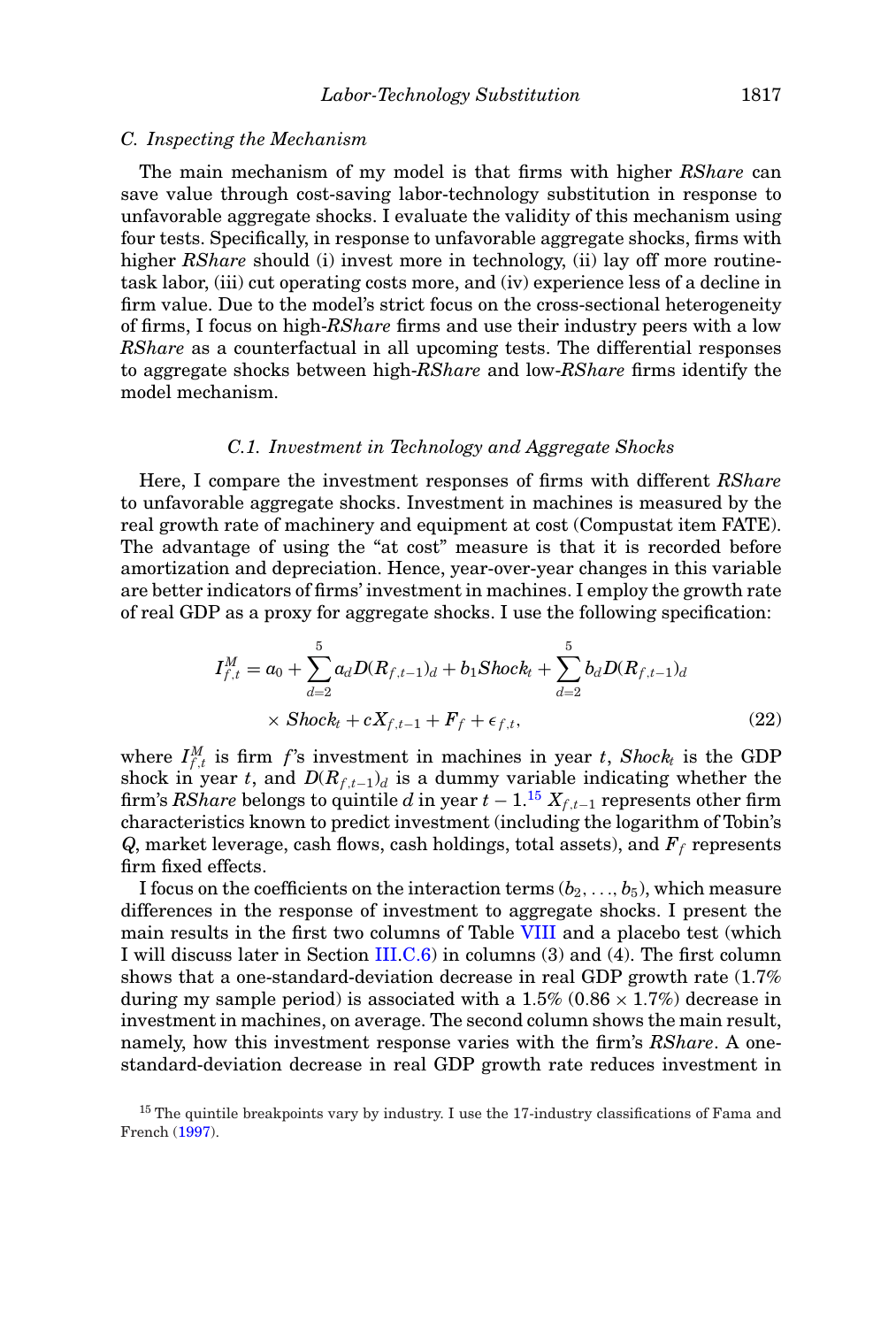### C. Inspecting the Mechanism

The main mechanism of my model is that firms with higher *RShare* can save value through cost-saving labor-technology substitution in response to unfavorable aggregate shocks. I evaluate the validity of this mechanism using four tests. Specifically, in response to unfavorable aggregate shocks, firms with higher *RShare* should (i) invest more in technology, (ii) lay off more routine-task labor, (iii) cut operating costs more, and (iv) experience less of a decline in firm value. Due to the model's strict focus on the cross-sectional heterogeneity of firms, I focus on high-*RShare* firms and use their industry peers with a low *RShare* as a counterfactual in all upcoming tests. The differential responses to aggregate shocks between high-*RShare* and low-*RShare* firms identify the model mechanism.

#### C.1. Investment in Technology and Aggregate Shocks

Here, I compare the investment responses of firms with different *RShare* to unfavorable aggregate shocks. Investment in machines is measured by the real growth rate of machinery and equipment at cost (Compustat item FATE). The advantage of using the "at cost" measure is that it is recorded before amortization and depreciation. Hence, year-over-year changes in this variable are better indicators of firms' investment in machines. I employ the growth rate of real GDP as a proxy for aggregate shocks. I use the following specification:

$$I_{f,t}^{M} = a_0 + \sum_{d=2}^{5} a_d D(R_{f,t-1})_d + b_1 Shock_t + \sum_{d=2}^{5} b_d D(R_{f,t-1})_d \times Shock_t + cX_{f,t-1} + F_f + \epsilon_{f,t}, \tag{22}$$

where $I_{f,t}^{M}$ is firm $f$'s investment in machines in year $t$, $Shock_t$ is the GDP shock in year $t$, and $D(R_{f,t-1})_d$ is a dummy variable indicating whether the firm's *RShare* belongs to quintile $d$ in year $t-1$.[15] $X_{f,t-1}$ represents other firm characteristics known to predict investment (including the logarithm of Tobin's $Q$, market leverage, cash flows, cash holdings, total assets), and $F_f$ represents firm fixed effects.

I focus on the coefficients on the interaction terms ($b_2, \ldots, b_5$), which measure differences in the response of investment to aggregate shocks. I present the main results in the first two columns of Table VIII and a placebo test (which I will discuss later in Section III.C.6) in columns (3) and (4). The first column shows that a one-standard-deviation decrease in real GDP growth rate (1.7% during my sample period) is associated with a 1.5% ($0.86 \times 1.7\%$) decrease in investment in machines, on average. The second column shows the main result, namely, how this investment response varies with the firm's *RShare*. A one-standard-deviation decrease in real GDP growth rate reduces investment in

[15] The quintile breakpoints vary by industry. I use the 17-industry classifications of Fama and French (1997).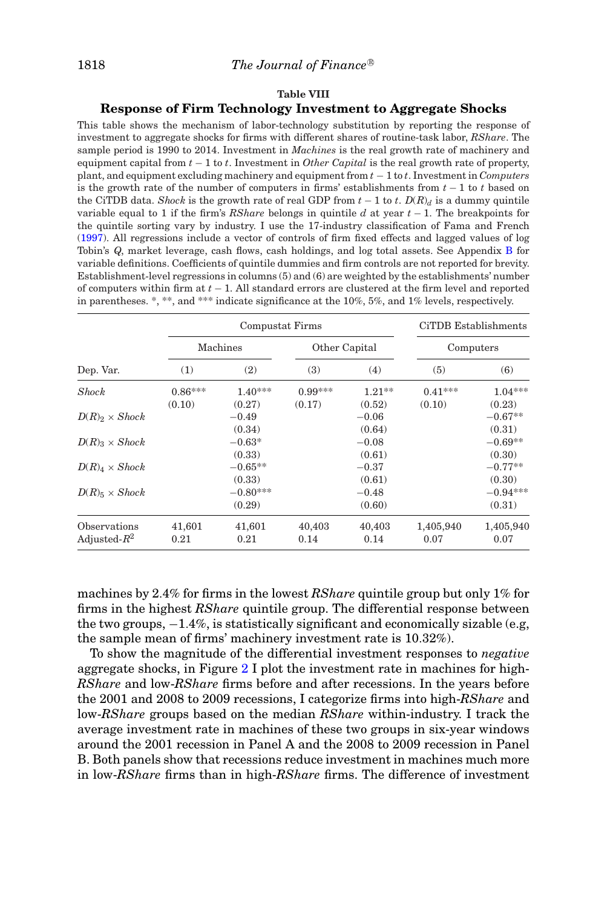**Table VIII**

**Response of Firm Technology Investment to Aggregate Shocks**

This table shows the mechanism of labor-technology substitution by reporting the response of investment to aggregate shocks for firms with different shares of routine-task labor, *RShare*. The sample period is 1990 to 2014. Investment in *Machines* is the real growth rate of machinery and equipment capital from $t-1$ to $t$. Investment in *Other Capital* is the real growth rate of property, plant, and equipment excluding machinery and equipment from $t-1$ to $t$. Investment in *Computers* is the growth rate of the number of computers in firms' establishments from $t-1$ to $t$ based on the CiTDB data. *Shock* is the growth rate of real GDP from $t-1$ to $t$. $D(R)_d$ is a dummy quintile variable equal to 1 if the firm's *RShare* belongs in quintile $d$ at year $t-1$. The breakpoints for the quintile sorting vary by industry. I use the 17-industry classification of Fama and French (1997). All regressions include a vector of controls of firm fixed effects and lagged values of log Tobin's $Q$, market leverage, cash flows, cash holdings, and log total assets. See Appendix B for variable definitions. Coefficients of quintile dummies and firm controls are not reported for brevity. Establishment-level regressions in columns (5) and (6) are weighted by the establishments' number of computers within firm at $t-1$. All standard errors are clustered at the firm level and reported in parentheses. *, **, and *** indicate significance at the 10%, 5%, and 1% levels, respectively.

| | Compustat Firms | | | | CiTDB Establishments | |
|---|---|---|---|---|---|---|
| | Machines | | Other Capital | | Computers | |
| Dep. Var. | (1) | (2) | (3) | (4) | (5) | (6) |
| *Shock* | 0.86*** | 1.40*** | 0.99*** | 1.21** | 0.41*** | 1.04*** |
| | (0.10) | (0.27) | (0.17) | (0.52) | (0.10) | (0.23) |
| $D(R)_2 \times$ *Shock* | | −0.49 | | −0.06 | | −0.67** |
| | | (0.34) | | (0.64) | | (0.31) |
| $D(R)_3 \times$ *Shock* | | −0.63* | | −0.08 | | −0.69** |
| | | (0.33) | | (0.61) | | (0.30) |
| $D(R)_4 \times$ *Shock* | | −0.65** | | −0.37 | | −0.77** |
| | | (0.33) | | (0.61) | | (0.30) |
| $D(R)_5 \times$ *Shock* | | −0.80*** | | −0.48 | | −0.94*** |
| | | (0.29) | | (0.60) | | (0.31) |
| Observations | 41,601 | 41,601 | 40,403 | 40,403 | 1,405,940 | 1,405,940 |
| Adjusted-$R^2$ | 0.21 | 0.21 | 0.14 | 0.14 | 0.07 | 0.07 |

machines by 2.4% for firms in the lowest *RShare* quintile group but only 1% for firms in the highest *RShare* quintile group. The differential response between the two groups, −1.4%, is statistically significant and economically sizable (e.g, the sample mean of firms' machinery investment rate is 10.32%).

To show the magnitude of the differential investment responses to *negative* aggregate shocks, in Figure 2 I plot the investment rate in machines for high-*RShare* and low-*RShare* firms before and after recessions. In the years before the 2001 and 2008 to 2009 recessions, I categorize firms into high-*RShare* and low-*RShare* groups based on the median *RShare* within-industry. I track the average investment rate in machines of these two groups in six-year windows around the 2001 recession in Panel A and the 2008 to 2009 recession in Panel B. Both panels show that recessions reduce investment in machines much more in low-*RShare* firms than in high-*RShare* firms. The difference of investment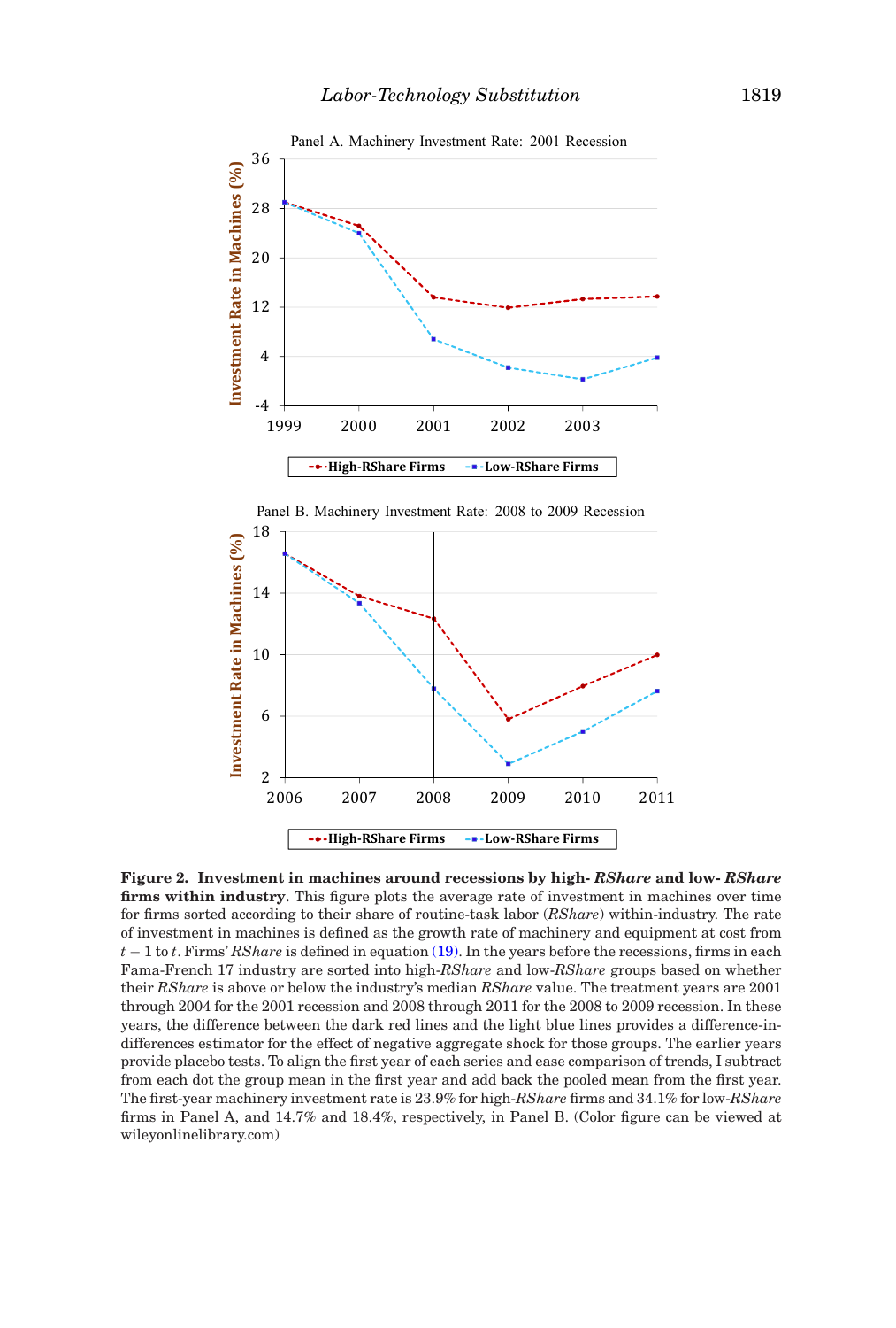Panel A. Machinery Investment Rate: 2001 Recession

Investment Rate in Machines (%)

36
28
20
12
4
-4

1999
2000
2001
2002
2003

High-RShare Firms
Low-RShare Firms

Panel B. Machinery Investment Rate: 2008 to 2009 Recession

Investment Rate in Machines (%)

18
14
10
6
2

2006
2007
2008
2009
2010
2011

High-RShare Firms
Low-RShare Firms

**Figure 2. Investment in machines around recessions by high- *RShare* and low- *RShare* firms within industry**. This figure plots the average rate of investment in machines over time for firms sorted according to their share of routine-task labor (*RShare*) within-industry. The rate of investment in machines is defined as the growth rate of machinery and equipment at cost from $t-1$ to $t$. Firms' *RShare* is defined in equation (19). In the years before the recessions, firms in each Fama-French 17 industry are sorted into high-*RShare* and low-*RShare* groups based on whether their *RShare* is above or below the industry's median *RShare* value. The treatment years are 2001 through 2004 for the 2001 recession and 2008 through 2011 for the 2008 to 2009 recession. In these years, the difference between the dark red lines and the light blue lines provides a difference-in-differences estimator for the effect of negative aggregate shock for those groups. The earlier years provide placebo tests. To align the first year of each series and ease comparison of trends, I subtract from each dot the group mean in the first year and add back the pooled mean from the first year. The first-year machinery investment rate is 23.9% for high-*RShare* firms and 34.1% for low-*RShare* firms in Panel A, and 14.7% and 18.4%, respectively, in Panel B. (Color figure can be viewed at wileyonlinelibrary.com)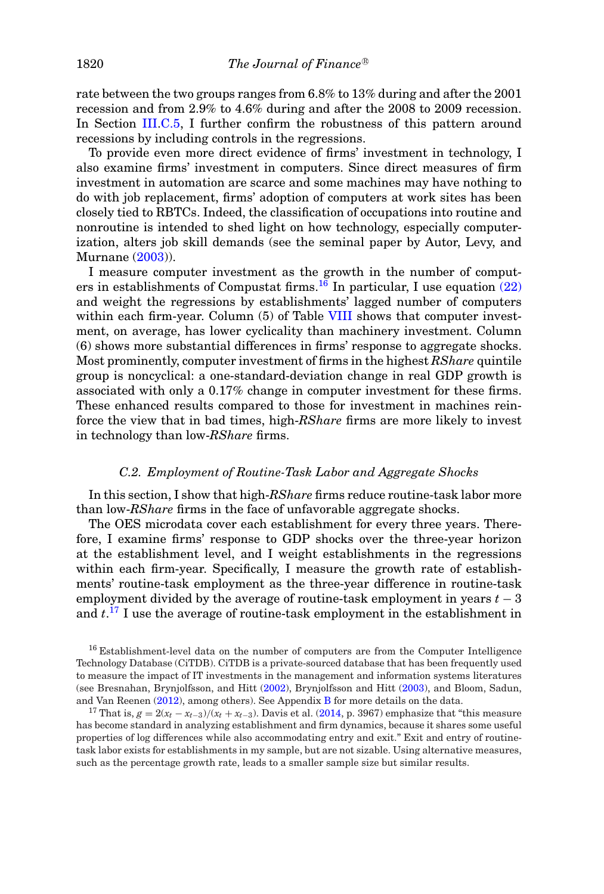rate between the two groups ranges from 6.8% to 13% during and after the 2001 recession and from 2.9% to 4.6% during and after the 2008 to 2009 recession. In Section III.C.5, I further confirm the robustness of this pattern around recessions by including controls in the regressions.

To provide even more direct evidence of firms' investment in technology, I also examine firms' investment in computers. Since direct measures of firm investment in automation are scarce and some machines may have nothing to do with job replacement, firms' adoption of computers at work sites has been closely tied to RBTCs. Indeed, the classification of occupations into routine and nonroutine is intended to shed light on how technology, especially computerization, alters job skill demands (see the seminal paper by Autor, Levy, and Murnane (2003)).

I measure computer investment as the growth in the number of computers in establishments of Compustat firms.[16] In particular, I use equation (22) and weight the regressions by establishments' lagged number of computers within each firm-year. Column (5) of Table VIII shows that computer investment, on average, has lower cyclicality than machinery investment. Column (6) shows more substantial differences in firms' response to aggregate shocks. Most prominently, computer investment of firms in the highest *RShare* quintile group is noncyclical: a one-standard-deviation change in real GDP growth is associated with only a 0.17% change in computer investment for these firms. These enhanced results compared to those for investment in machines reinforce the view that in bad times, high-*RShare* firms are more likely to invest in technology than low-*RShare* firms.

### *C.2. Employment of Routine-Task Labor and Aggregate Shocks*

In this section, I show that high-*RShare* firms reduce routine-task labor more than low-*RShare* firms in the face of unfavorable aggregate shocks.

The OES microdata cover each establishment for every three years. Therefore, I examine firms' response to GDP shocks over the three-year horizon at the establishment level, and I weight establishments in the regressions within each firm-year. Specifically, I measure the growth rate of establishments' routine-task employment as the three-year difference in routine-task employment divided by the average of routine-task employment in years $t-3$ and $t$.[17] I use the average of routine-task employment in the establishment in

[16] Establishment-level data on the number of computers are from the Computer Intelligence Technology Database (CiTDB). CiTDB is a private-sourced database that has been frequently used to measure the impact of IT investments in the management and information systems literatures (see Bresnahan, Brynjolfsson, and Hitt (2002), Brynjolfsson and Hitt (2003), and Bloom, Sadun, and Van Reenen (2012), among others). See Appendix B for more details on the data.

[17] That is, $g = 2(x_t - x_{t-3})/(x_t + x_{t-3})$. Davis et al. (2014, p. 3967) emphasize that "this measure has become standard in analyzing establishment and firm dynamics, because it shares some useful properties of log differences while also accommodating entry and exit." Exit and entry of routine-task labor exists for establishments in my sample, but are not sizable. Using alternative measures, such as the percentage growth rate, leads to a smaller sample size but similar results.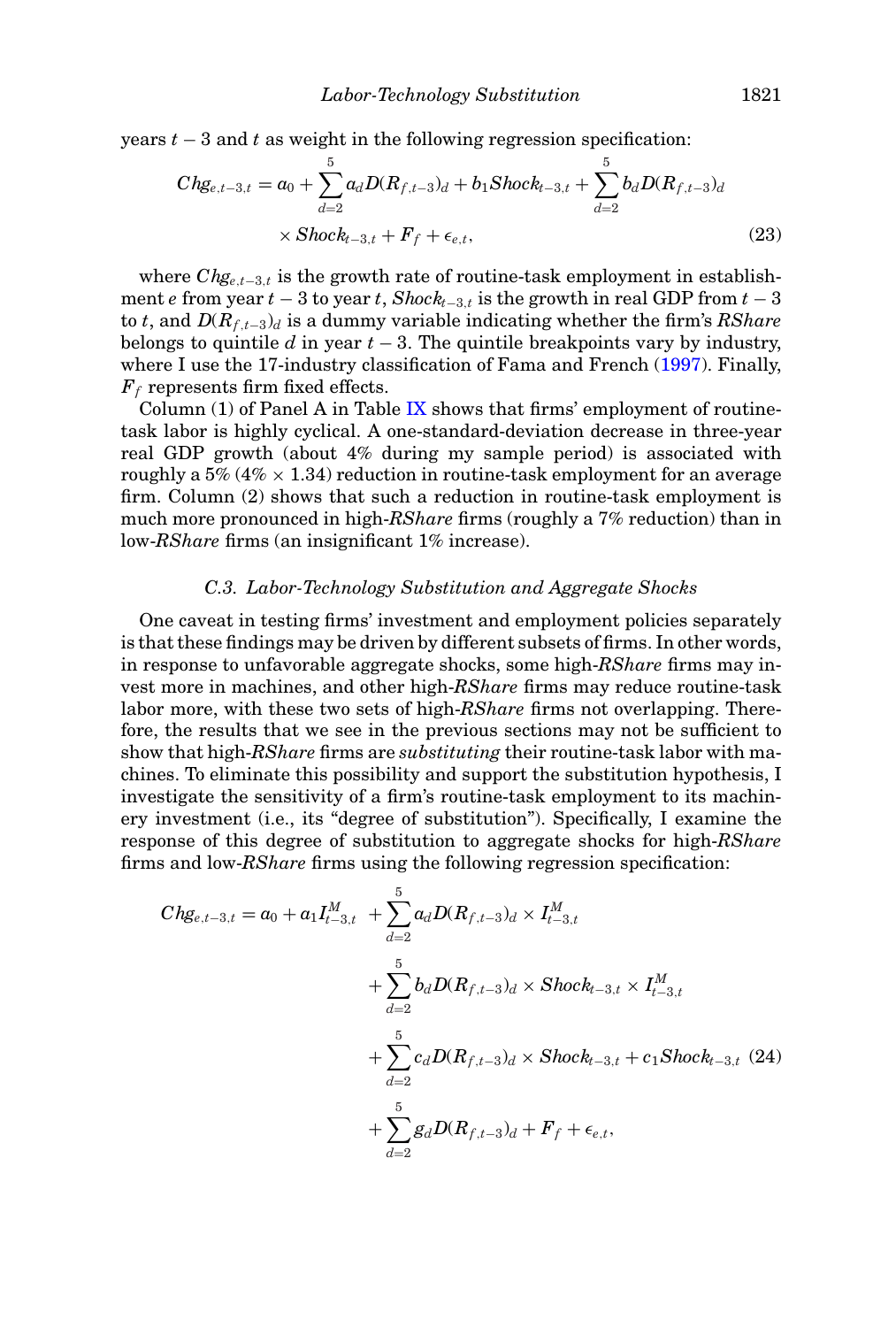years $t-3$ and $t$ as weight in the following regression specification:

$$Chg_{e,t-3,t} = a_0 + \sum_{d=2}^{5} a_d D(R_{f,t-3})_d + b_1 Shock_{t-3,t} + \sum_{d=2}^{5} b_d D(R_{f,t-3})_d \times Shock_{t-3,t} + F_f + \epsilon_{e,t}, \tag{23}$$

where $Chg_{e,t-3,t}$ is the growth rate of routine-task employment in establishment $e$ from year $t-3$ to year $t$, $Shock_{t-3,t}$ is the growth in real GDP from $t-3$ to $t$, and $D(R_{f,t-3})_d$ is a dummy variable indicating whether the firm's *RShare* belongs to quintile $d$ in year $t-3$. The quintile breakpoints vary by industry, where I use the 17-industry classification of Fama and French (1997). Finally, $F_f$ represents firm fixed effects.

Column (1) of Panel A in Table IX shows that firms' employment of routine-task labor is highly cyclical. A one-standard-deviation decrease in three-year real GDP growth (about 4% during my sample period) is associated with roughly a 5% (4% × 1.34) reduction in routine-task employment for an average firm. Column (2) shows that such a reduction in routine-task employment is much more pronounced in high-*RShare* firms (roughly a 7% reduction) than in low-*RShare* firms (an insignificant 1% increase).

### C.3. Labor-Technology Substitution and Aggregate Shocks

One caveat in testing firms' investment and employment policies separately is that these findings may be driven by different subsets of firms. In other words, in response to unfavorable aggregate shocks, some high-*RShare* firms may invest more in machines, and other high-*RShare* firms may reduce routine-task labor more, with these two sets of high-*RShare* firms not overlapping. Therefore, the results that we see in the previous sections may not be sufficient to show that high-*RShare* firms are *substituting* their routine-task labor with machines. To eliminate this possibility and support the substitution hypothesis, I investigate the sensitivity of a firm's routine-task employment to its machinery investment (i.e., its "degree of substitution"). Specifically, I examine the response of this degree of substitution to aggregate shocks for high-*RShare* firms and low-*RShare* firms using the following regression specification:

$$\begin{aligned} Chg_{e,t-3,t} = a_0 + a_1 I^M_{t-3,t} &+ \sum_{d=2}^{5} a_d D(R_{f,t-3})_d \times I^M_{t-3,t} \\ &+ \sum_{d=2}^{5} b_d D(R_{f,t-3})_d \times Shock_{t-3,t} \times I^M_{t-3,t} \\ &+ \sum_{d=2}^{5} c_d D(R_{f,t-3})_d \times Shock_{t-3,t} + c_1 Shock_{t-3,t} \\ &+ \sum_{d=2}^{5} g_d D(R_{f,t-3})_d + F_f + \epsilon_{e,t}, \end{aligned} \tag{24}$$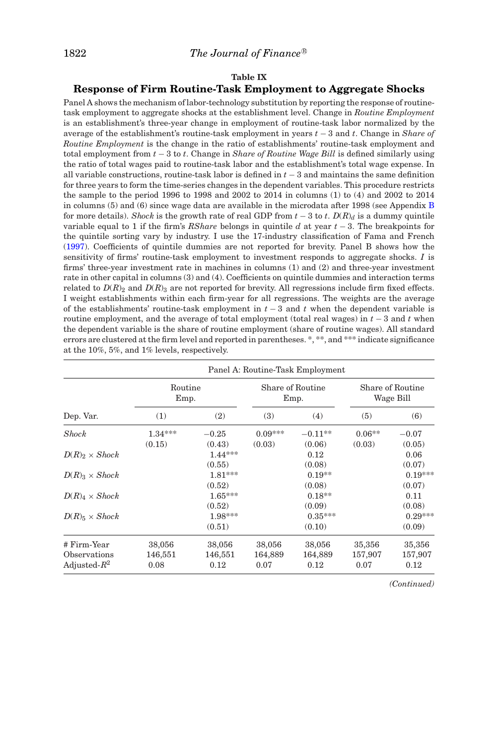**Table IX**

## Response of Firm Routine-Task Employment to Aggregate Shocks

Panel A shows the mechanism of labor-technology substitution by reporting the response of routine-task employment to aggregate shocks at the establishment level. Change in *Routine Employment* is an establishment's three-year change in employment of routine-task labor normalized by the average of the establishment's routine-task employment in years $t-3$ and $t$. Change in *Share of Routine Employment* is the change in the ratio of establishments' routine-task employment and total employment from $t-3$ to $t$. Change in *Share of Routine Wage Bill* is defined similarly using the ratio of total wages paid to routine-task labor and the establishment's total wage expense. In all variable constructions, routine-task labor is defined in $t-3$ and maintains the same definition for three years to form the time-series changes in the dependent variables. This procedure restricts the sample to the period 1996 to 1998 and 2002 to 2014 in columns (1) to (4) and 2002 to 2014 in columns (5) and (6) since wage data are available in the microdata after 1998 (see Appendix B for more details). *Shock* is the growth rate of real GDP from $t-3$ to $t$. $D(R)_d$ is a dummy quintile variable equal to 1 if the firm's *RShare* belongs in quintile $d$ at year $t-3$. The breakpoints for the quintile sorting vary by industry. I use the 17-industry classification of Fama and French (1997). Coefficients of quintile dummies are not reported for brevity. Panel B shows how the sensitivity of firms' routine-task employment to investment responds to aggregate shocks. $I$ is firms' three-year investment rate in machines in columns (1) and (2) and three-year investment rate in other capital in columns (3) and (4). Coefficients on quintile dummies and interaction terms related to $D(R)_2$ and $D(R)_3$ are not reported for brevity. All regressions include firm fixed effects. I weight establishments within each firm-year for all regressions. The weights are the average of the establishments' routine-task employment in $t-3$ and $t$ when the dependent variable is routine employment, and the average of total employment (total real wages) in $t-3$ and $t$ when the dependent variable is the share of routine employment (share of routine wages). All standard errors are clustered at the firm level and reported in parentheses. *, **, and *** indicate significance at the 10%, 5%, and 1% levels, respectively.

| Panel A: Routine-Task Employment | | | | | | |
|---|---|---|---|---|---|---|
| | Routine Emp. | | Share of Routine Emp. | | Share of Routine Wage Bill | |
| Dep. Var. | (1) | (2) | (3) | (4) | (5) | (6) |
| *Shock* | 1.34*** | −0.25 | 0.09*** | −0.11** | 0.06** | −0.07 |
| | (0.15) | (0.43) | (0.03) | (0.06) | (0.03) | (0.05) |
| $D(R)_2 \times$ *Shock* | | 1.44*** | | 0.12 | | 0.06 |
| | | (0.55) | | (0.08) | | (0.07) |
| $D(R)_3 \times$ *Shock* | | 1.81*** | | 0.19** | | 0.19*** |
| | | (0.52) | | (0.08) | | (0.07) |
| $D(R)_4 \times$ *Shock* | | 1.65*** | | 0.18** | | 0.11 |
| | | (0.52) | | (0.09) | | (0.08) |
| $D(R)_5 \times$ *Shock* | | 1.98*** | | 0.35*** | | 0.29*** |
| | | (0.51) | | (0.10) | | (0.09) |
| # Firm-Year | 38,056 | 38,056 | 38,056 | 38,056 | 35,356 | 35,356 |
| Observations | 146,551 | 146,551 | 164,889 | 164,889 | 157,907 | 157,907 |
| Adjusted-$R^2$ | 0.08 | 0.12 | 0.07 | 0.12 | 0.07 | 0.12 |

*(Continued)*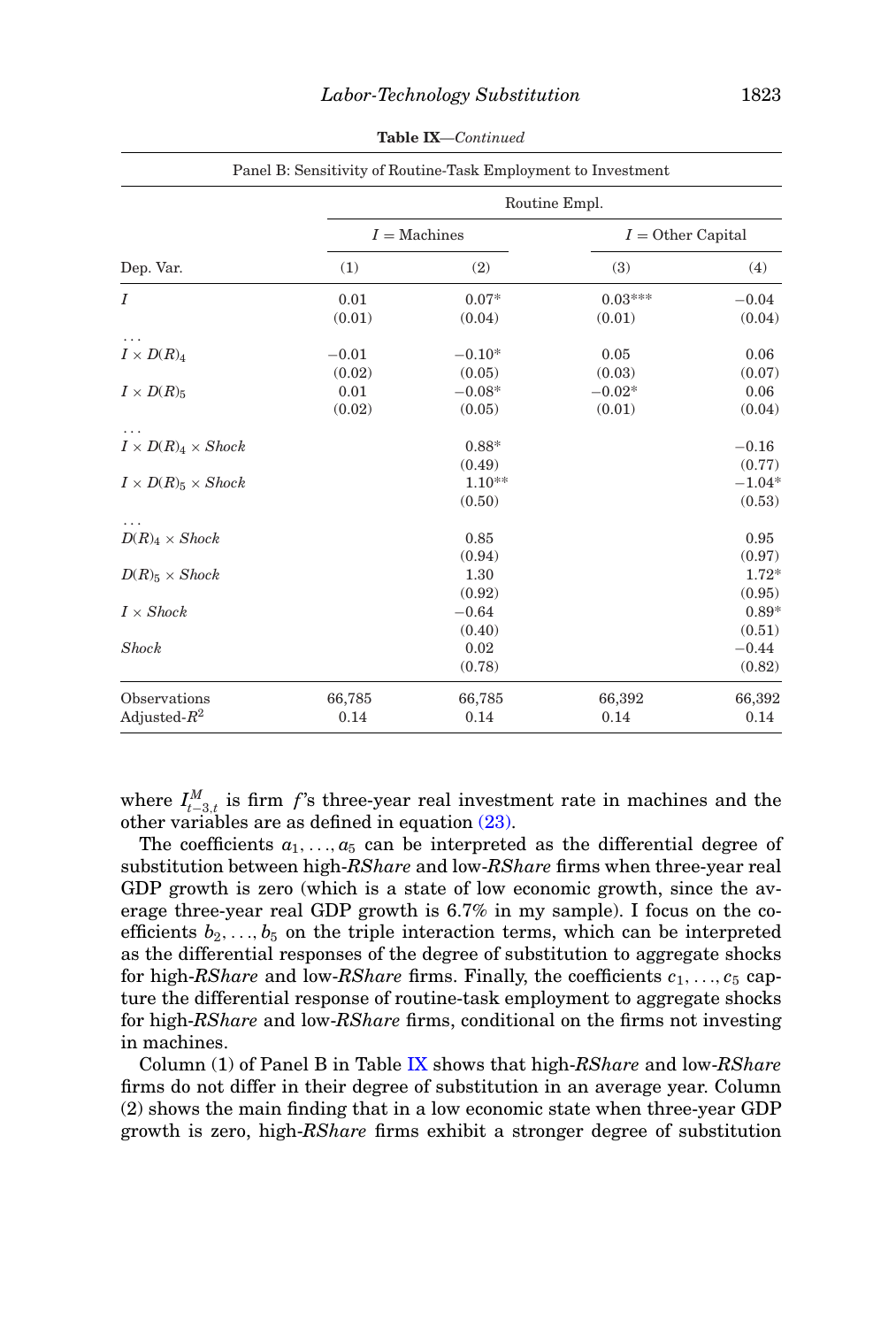**Table IX**—*Continued*

| Panel B: Sensitivity of Routine-Task Employment to Investment | | | | |
|---|---|---|---|---|
| | Routine Empl. | | | |
| | $I$ = Machines | | $I$ = Other Capital | |
| Dep. Var. | (1) | (2) | (3) | (4) |
| $I$ | 0.01 | 0.07* | 0.03*** | −0.04 |
| | (0.01) | (0.04) | (0.01) | (0.04) |
| ... | | | | |
| $I \times D(R)_4$ | −0.01 | −0.10* | 0.05 | 0.06 |
| | (0.02) | (0.05) | (0.03) | (0.07) |
| $I \times D(R)_5$ | 0.01 | −0.08* | −0.02* | 0.06 |
| | (0.02) | (0.05) | (0.01) | (0.04) |
| ... | | | | |
| $I \times D(R)_4 \times Shock$ | | 0.88* | | −0.16 |
| | | (0.49) | | (0.77) |
| $I \times D(R)_5 \times Shock$ | | 1.10** | | −1.04* |
| | | (0.50) | | (0.53) |
| ... | | | | |
| $D(R)_4 \times Shock$ | | 0.85 | | 0.95 |
| | | (0.94) | | (0.97) |
| $D(R)_5 \times Shock$ | | 1.30 | | 1.72* |
| | | (0.92) | | (0.95) |
| $I \times Shock$ | | −0.64 | | 0.89* |
| | | (0.40) | | (0.51) |
| $Shock$ | | 0.02 | | −0.44 |
| | | (0.78) | | (0.82) |
| Observations | 66,785 | 66,785 | 66,392 | 66,392 |
| Adjusted-$R^2$ | 0.14 | 0.14 | 0.14 | 0.14 |

where $I^M_{t-3,t}$ is firm $f$'s three-year real investment rate in machines and the other variables are as defined in equation (23).

The coefficients $a_1, \ldots, a_5$ can be interpreted as the differential degree of substitution between high-*RShare* and low-*RShare* firms when three-year real GDP growth is zero (which is a state of low economic growth, since the average three-year real GDP growth is 6.7% in my sample). I focus on the coefficients $b_2, \ldots, b_5$ on the triple interaction terms, which can be interpreted as the differential responses of the degree of substitution to aggregate shocks for high-*RShare* and low-*RShare* firms. Finally, the coefficients $c_1, \ldots, c_5$ capture the differential response of routine-task employment to aggregate shocks for high-*RShare* and low-*RShare* firms, conditional on the firms not investing in machines.

Column (1) of Panel B in Table IX shows that high-*RShare* and low-*RShare* firms do not differ in their degree of substitution in an average year. Column (2) shows the main finding that in a low economic state when three-year GDP growth is zero, high-*RShare* firms exhibit a stronger degree of substitution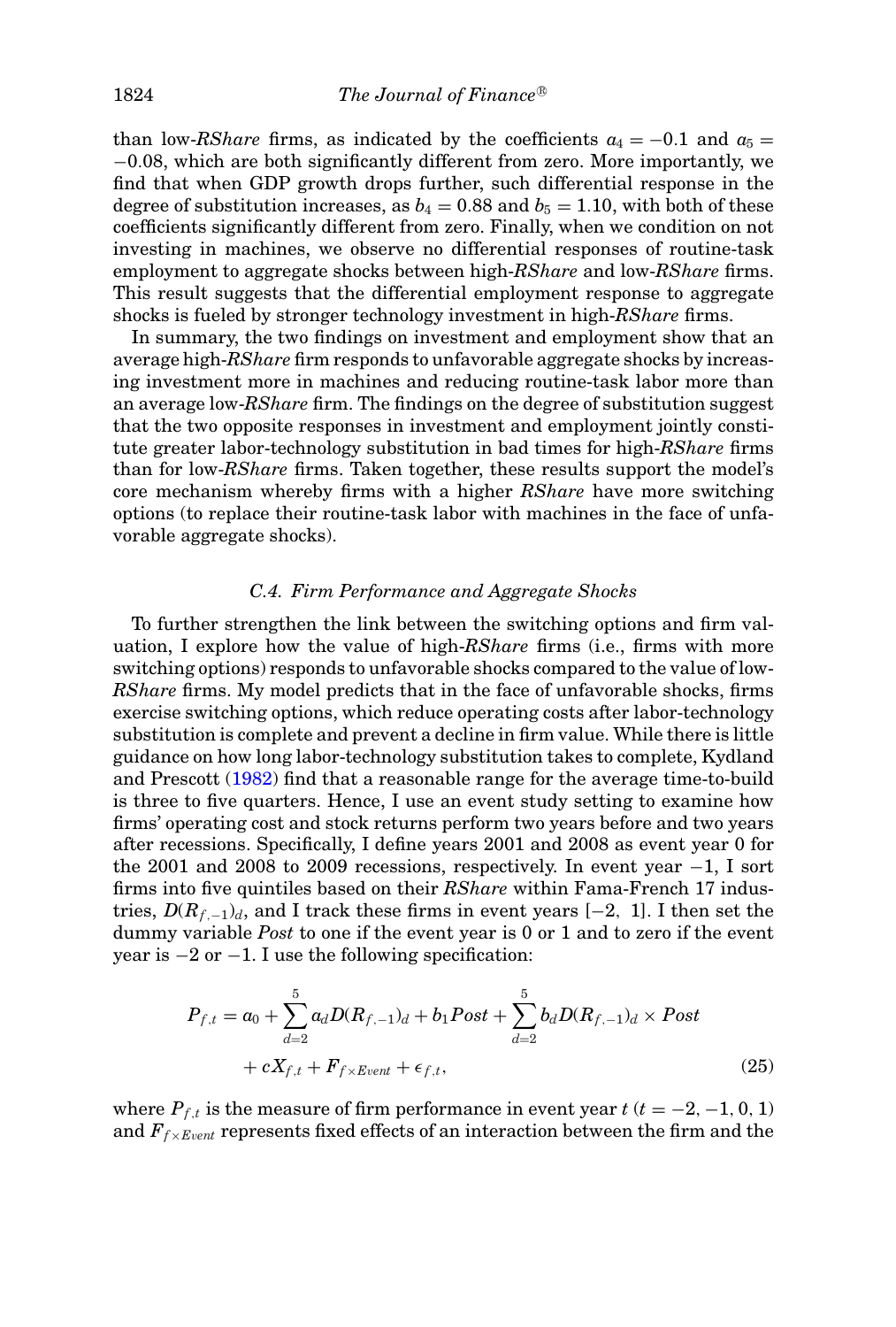than low-*RShare* firms, as indicated by the coefficients $a_4 = -0.1$ and $a_5 = -0.08$, which are both significantly different from zero. More importantly, we find that when GDP growth drops further, such differential response in the degree of substitution increases, as $b_4 = 0.88$ and $b_5 = 1.10$, with both of these coefficients significantly different from zero. Finally, when we condition on not investing in machines, we observe no differential responses of routine-task employment to aggregate shocks between high-*RShare* and low-*RShare* firms. This result suggests that the differential employment response to aggregate shocks is fueled by stronger technology investment in high-*RShare* firms.

In summary, the two findings on investment and employment show that an average high-*RShare* firm responds to unfavorable aggregate shocks by increasing investment more in machines and reducing routine-task labor more than an average low-*RShare* firm. The findings on the degree of substitution suggest that the two opposite responses in investment and employment jointly constitute greater labor-technology substitution in bad times for high-*RShare* firms than for low-*RShare* firms. Taken together, these results support the model's core mechanism whereby firms with a higher *RShare* have more switching options (to replace their routine-task labor with machines in the face of unfavorable aggregate shocks).

### *C.4. Firm Performance and Aggregate Shocks*

To further strengthen the link between the switching options and firm valuation, I explore how the value of high-*RShare* firms (i.e., firms with more switching options) responds to unfavorable shocks compared to the value of low-*RShare* firms. My model predicts that in the face of unfavorable shocks, firms exercise switching options, which reduce operating costs after labor-technology substitution is complete and prevent a decline in firm value. While there is little guidance on how long labor-technology substitution takes to complete, Kydland and Prescott (1982) find that a reasonable range for the average time-to-build is three to five quarters. Hence, I use an event study setting to examine how firms' operating cost and stock returns perform two years before and two years after recessions. Specifically, I define years 2001 and 2008 as event year 0 for the 2001 and 2008 to 2009 recessions, respectively. In event year $-1$, I sort firms into five quintiles based on their *RShare* within Fama-French 17 industries, $D(R_{f,-1})_d$, and I track these firms in event years $[-2,\ 1]$. I then set the dummy variable *Post* to one if the event year is 0 or 1 and to zero if the event year is $-2$ or $-1$. I use the following specification:

$$P_{f,t} = a_0 + \sum_{d=2}^{5} a_d D(R_{f,-1})_d + b_1 Post + \sum_{d=2}^{5} b_d D(R_{f,-1})_d \times Post + cX_{f,t} + F_{f\times Event} + \epsilon_{f,t}, \tag{25}$$

where $P_{f,t}$ is the measure of firm performance in event year $t$ ($t = -2, -1, 0, 1$) and $F_{f\times Event}$ represents fixed effects of an interaction between the firm and the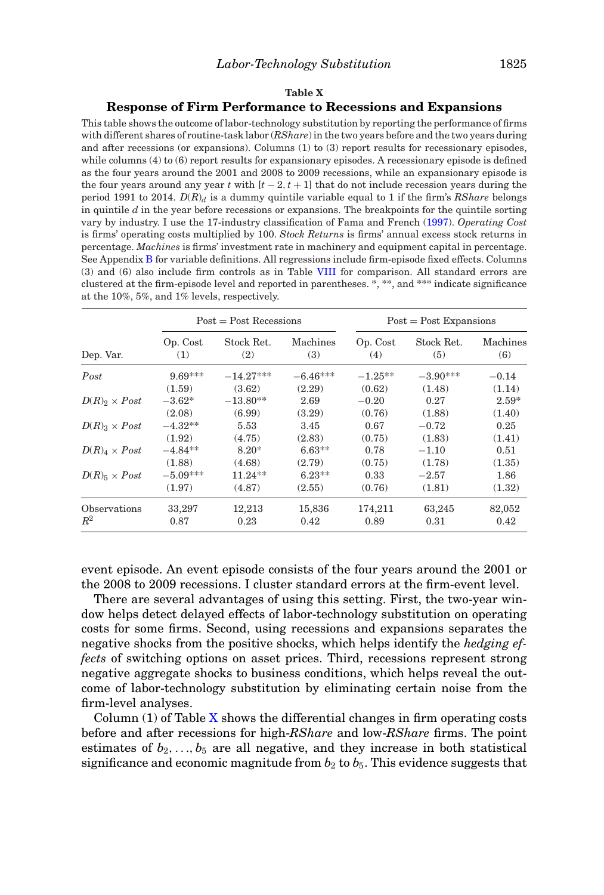**Table X**

**Response of Firm Performance to Recessions and Expansions**

This table shows the outcome of labor-technology substitution by reporting the performance of firms with different shares of routine-task labor (*RShare*) in the two years before and the two years during and after recessions (or expansions). Columns (1) to (3) report results for recessionary episodes, while columns (4) to (6) report results for expansionary episodes. A recessionary episode is defined as the four years around the 2001 and 2008 to 2009 recessions, while an expansionary episode is the four years around any year $t$ with $[t-2, t+1]$ that do not include recession years during the period 1991 to 2014. $D(R)_d$ is a dummy quintile variable equal to 1 if the firm's *RShare* belongs in quintile $d$ in the year before recessions or expansions. The breakpoints for the quintile sorting vary by industry. I use the 17-industry classification of Fama and French (1997). *Operating Cost* is firms' operating costs multiplied by 100. *Stock Returns* is firms' annual excess stock returns in percentage. *Machines* is firms' investment rate in machinery and equipment capital in percentage. See Appendix B for variable definitions. All regressions include firm-episode fixed effects. Columns (3) and (6) also include firm controls as in Table VIII for comparison. All standard errors are clustered at the firm-episode level and reported in parentheses. *, **, and *** indicate significance at the 10%, 5%, and 1% levels, respectively.

| | Post = Post Recessions | | | Post = Post Expansions | | |
|---|---|---|---|---|---|---|
| Dep. Var. | Op. Cost (1) | Stock Ret. (2) | Machines (3) | Op. Cost (4) | Stock Ret. (5) | Machines (6) |
| *Post* | 9.69*** | −14.27*** | −6.46*** | −1.25** | −3.90*** | −0.14 |
| | (1.59) | (3.62) | (2.29) | (0.62) | (1.48) | (1.14) |
| $D(R)_2 \times Post$ | −3.62* | −13.80** | 2.69 | −0.20 | 0.27 | 2.59* |
| | (2.08) | (6.99) | (3.29) | (0.76) | (1.88) | (1.40) |
| $D(R)_3 \times Post$ | −4.32** | 5.53 | 3.45 | 0.67 | −0.72 | 0.25 |
| | (1.92) | (4.75) | (2.83) | (0.75) | (1.83) | (1.41) |
| $D(R)_4 \times Post$ | −4.84** | 8.20* | 6.63** | 0.78 | −1.10 | 0.51 |
| | (1.88) | (4.68) | (2.79) | (0.75) | (1.78) | (1.35) |
| $D(R)_5 \times Post$ | −5.09*** | 11.24** | 6.23** | 0.33 | −2.57 | 1.86 |
| | (1.97) | (4.87) | (2.55) | (0.76) | (1.81) | (1.32) |
| Observations | 33,297 | 12,213 | 15,836 | 174,211 | 63,245 | 82,052 |
| $R^2$ | 0.87 | 0.23 | 0.42 | 0.89 | 0.31 | 0.42 |

event episode. An event episode consists of the four years around the 2001 or the 2008 to 2009 recessions. I cluster standard errors at the firm-event level.

There are several advantages of using this setting. First, the two-year window helps detect delayed effects of labor-technology substitution on operating costs for some firms. Second, using recessions and expansions separates the negative shocks from the positive shocks, which helps identify the *hedging effects* of switching options on asset prices. Third, recessions represent strong negative aggregate shocks to business conditions, which helps reveal the outcome of labor-technology substitution by eliminating certain noise from the firm-level analyses.

Column (1) of Table X shows the differential changes in firm operating costs before and after recessions for high-*RShare* and low-*RShare* firms. The point estimates of $b_2, \ldots, b_5$ are all negative, and they increase in both statistical significance and economic magnitude from $b_2$ to $b_5$. This evidence suggests that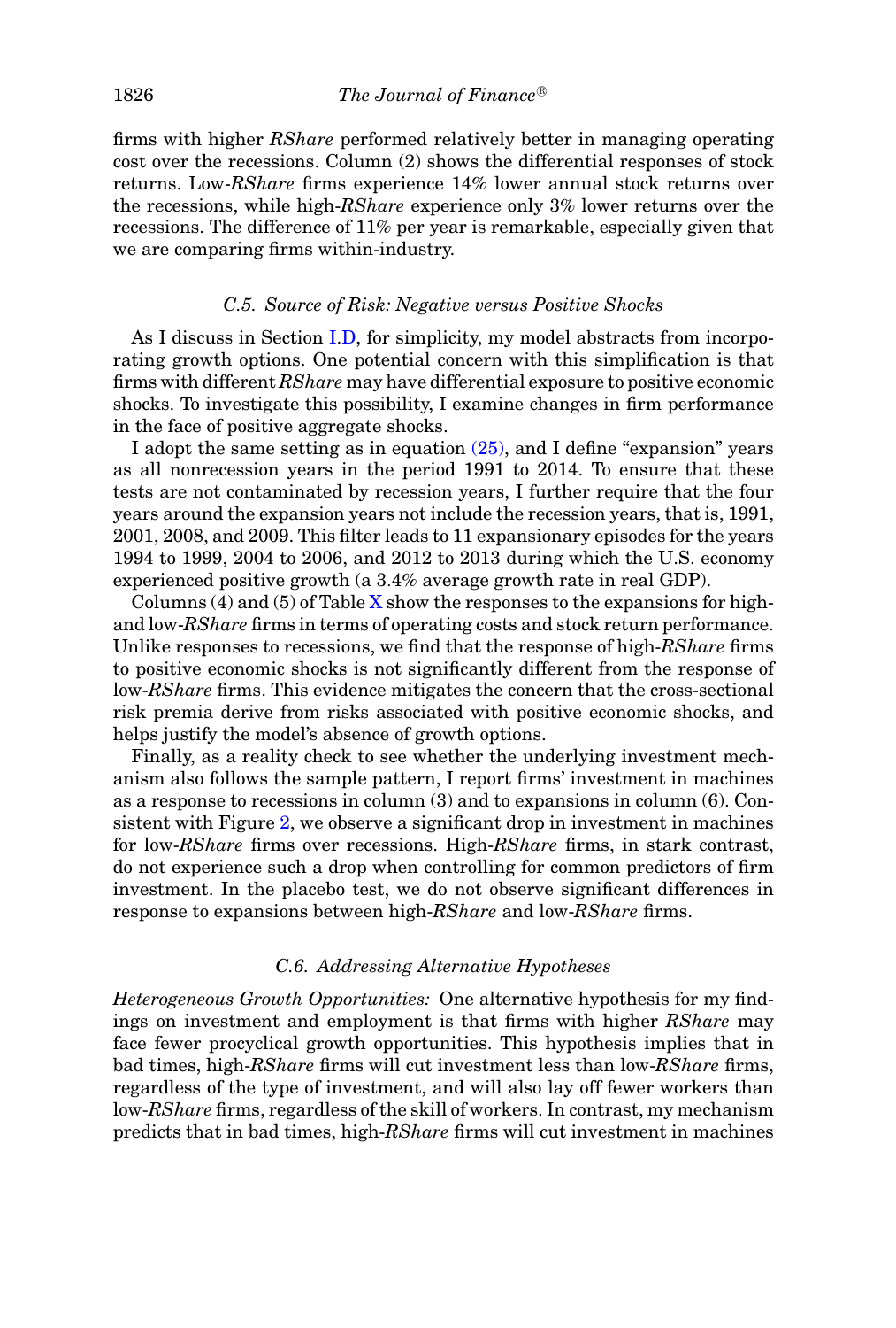firms with higher *RShare* performed relatively better in managing operating cost over the recessions. Column (2) shows the differential responses of stock returns. Low-*RShare* firms experience 14% lower annual stock returns over the recessions, while high-*RShare* experience only 3% lower returns over the recessions. The difference of 11% per year is remarkable, especially given that we are comparing firms within-industry.

### C.5. Source of Risk: Negative versus Positive Shocks

As I discuss in Section I.D, for simplicity, my model abstracts from incorporating growth options. One potential concern with this simplification is that firms with different *RShare* may have differential exposure to positive economic shocks. To investigate this possibility, I examine changes in firm performance in the face of positive aggregate shocks.

I adopt the same setting as in equation (25), and I define "expansion" years as all nonrecession years in the period 1991 to 2014. To ensure that these tests are not contaminated by recession years, I further require that the four years around the expansion years not include the recession years, that is, 1991, 2001, 2008, and 2009. This filter leads to 11 expansionary episodes for the years 1994 to 1999, 2004 to 2006, and 2012 to 2013 during which the U.S. economy experienced positive growth (a 3.4% average growth rate in real GDP).

Columns (4) and (5) of Table X show the responses to the expansions for high- and low-*RShare* firms in terms of operating costs and stock return performance. Unlike responses to recessions, we find that the response of high-*RShare* firms to positive economic shocks is not significantly different from the response of low-*RShare* firms. This evidence mitigates the concern that the cross-sectional risk premia derive from risks associated with positive economic shocks, and helps justify the model's absence of growth options.

Finally, as a reality check to see whether the underlying investment mechanism also follows the sample pattern, I report firms' investment in machines as a response to recessions in column (3) and to expansions in column (6). Consistent with Figure 2, we observe a significant drop in investment in machines for low-*RShare* firms over recessions. High-*RShare* firms, in stark contrast, do not experience such a drop when controlling for common predictors of firm investment. In the placebo test, we do not observe significant differences in response to expansions between high-*RShare* and low-*RShare* firms.

### C.6. Addressing Alternative Hypotheses

*Heterogeneous Growth Opportunities:* One alternative hypothesis for my findings on investment and employment is that firms with higher *RShare* may face fewer procyclical growth opportunities. This hypothesis implies that in bad times, high-*RShare* firms will cut investment less than low-*RShare* firms, regardless of the type of investment, and will also lay off fewer workers than low-*RShare* firms, regardless of the skill of workers. In contrast, my mechanism predicts that in bad times, high-*RShare* firms will cut investment in machines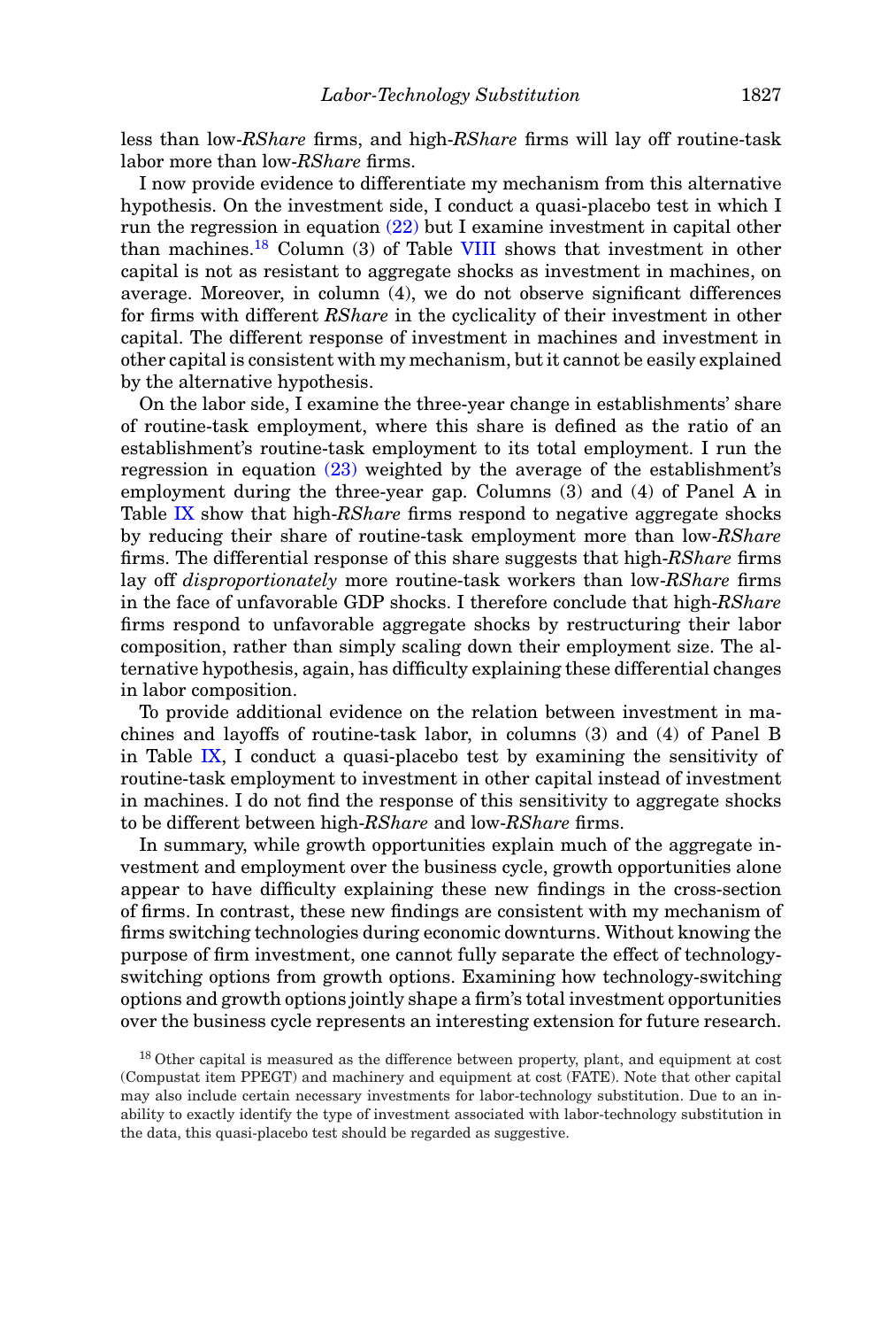less than low-*RShare* firms, and high-*RShare* firms will lay off routine-task labor more than low-*RShare* firms.

I now provide evidence to differentiate my mechanism from this alternative hypothesis. On the investment side, I conduct a quasi-placebo test in which I run the regression in equation (22) but I examine investment in capital other than machines.[18] Column (3) of Table VIII shows that investment in other capital is not as resistant to aggregate shocks as investment in machines, on average. Moreover, in column (4), we do not observe significant differences for firms with different *RShare* in the cyclicality of their investment in other capital. The different response of investment in machines and investment in other capital is consistent with my mechanism, but it cannot be easily explained by the alternative hypothesis.

On the labor side, I examine the three-year change in establishments' share of routine-task employment, where this share is defined as the ratio of an establishment's routine-task employment to its total employment. I run the regression in equation (23) weighted by the average of the establishment's employment during the three-year gap. Columns (3) and (4) of Panel A in Table IX show that high-*RShare* firms respond to negative aggregate shocks by reducing their share of routine-task employment more than low-*RShare* firms. The differential response of this share suggests that high-*RShare* firms lay off *disproportionately* more routine-task workers than low-*RShare* firms in the face of unfavorable GDP shocks. I therefore conclude that high-*RShare* firms respond to unfavorable aggregate shocks by restructuring their labor composition, rather than simply scaling down their employment size. The alternative hypothesis, again, has difficulty explaining these differential changes in labor composition.

To provide additional evidence on the relation between investment in machines and layoffs of routine-task labor, in columns (3) and (4) of Panel B in Table IX, I conduct a quasi-placebo test by examining the sensitivity of routine-task employment to investment in other capital instead of investment in machines. I do not find the response of this sensitivity to aggregate shocks to be different between high-*RShare* and low-*RShare* firms.

In summary, while growth opportunities explain much of the aggregate investment and employment over the business cycle, growth opportunities alone appear to have difficulty explaining these new findings in the cross-section of firms. In contrast, these new findings are consistent with my mechanism of firms switching technologies during economic downturns. Without knowing the purpose of firm investment, one cannot fully separate the effect of technology-switching options from growth options. Examining how technology-switching options and growth options jointly shape a firm's total investment opportunities over the business cycle represents an interesting extension for future research.

[18] Other capital is measured as the difference between property, plant, and equipment at cost (Compustat item PPEGT) and machinery and equipment at cost (FATE). Note that other capital may also include certain necessary investments for labor-technology substitution. Due to an inability to exactly identify the type of investment associated with labor-technology substitution in the data, this quasi-placebo test should be regarded as suggestive.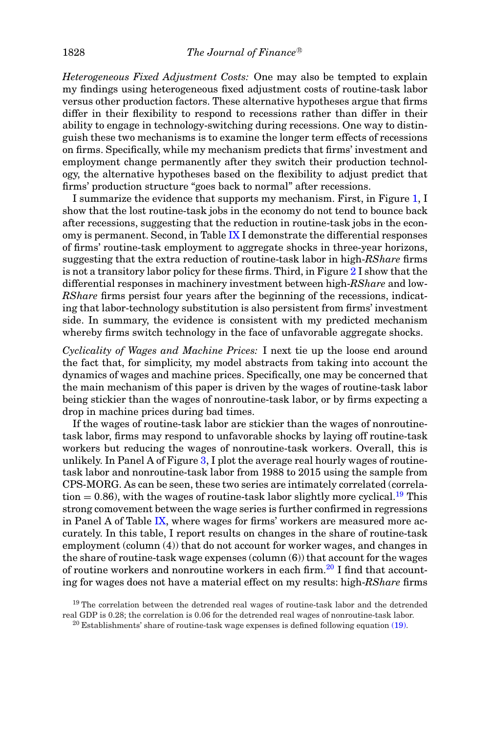*Heterogeneous Fixed Adjustment Costs:* One may also be tempted to explain my findings using heterogeneous fixed adjustment costs of routine-task labor versus other production factors. These alternative hypotheses argue that firms differ in their flexibility to respond to recessions rather than differ in their ability to engage in technology-switching during recessions. One way to distinguish these two mechanisms is to examine the longer term effects of recessions on firms. Specifically, while my mechanism predicts that firms' investment and employment change permanently after they switch their production technology, the alternative hypotheses based on the flexibility to adjust predict that firms' production structure "goes back to normal" after recessions.

I summarize the evidence that supports my mechanism. First, in Figure 1, I show that the lost routine-task jobs in the economy do not tend to bounce back after recessions, suggesting that the reduction in routine-task jobs in the economy is permanent. Second, in Table IX I demonstrate the differential responses of firms' routine-task employment to aggregate shocks in three-year horizons, suggesting that the extra reduction of routine-task labor in high-*RShare* firms is not a transitory labor policy for these firms. Third, in Figure 2 I show that the differential responses in machinery investment between high-*RShare* and low-*RShare* firms persist four years after the beginning of the recessions, indicating that labor-technology substitution is also persistent from firms' investment side. In summary, the evidence is consistent with my predicted mechanism whereby firms switch technology in the face of unfavorable aggregate shocks.

*Cyclicality of Wages and Machine Prices:* I next tie up the loose end around the fact that, for simplicity, my model abstracts from taking into account the dynamics of wages and machine prices. Specifically, one may be concerned that the main mechanism of this paper is driven by the wages of routine-task labor being stickier than the wages of nonroutine-task labor, or by firms expecting a drop in machine prices during bad times.

If the wages of routine-task labor are stickier than the wages of nonroutine-task labor, firms may respond to unfavorable shocks by laying off routine-task workers but reducing the wages of nonroutine-task workers. Overall, this is unlikely. In Panel A of Figure 3, I plot the average real hourly wages of routine-task labor and nonroutine-task labor from 1988 to 2015 using the sample from CPS-MORG. As can be seen, these two series are intimately correlated (correlation = 0.86), with the wages of routine-task labor slightly more cyclical.[19] This strong comovement between the wage series is further confirmed in regressions in Panel A of Table IX, where wages for firms' workers are measured more accurately. In this table, I report results on changes in the share of routine-task employment (column (4)) that do not account for worker wages, and changes in the share of routine-task wage expenses (column (6)) that account for the wages of routine workers and nonroutine workers in each firm.[20] I find that accounting for wages does not have a material effect on my results: high-*RShare* firms

[19] The correlation between the detrended real wages of routine-task labor and the detrended real GDP is 0.28; the correlation is 0.06 for the detrended real wages of nonroutine-task labor.

[20] Establishments' share of routine-task wage expenses is defined following equation (19).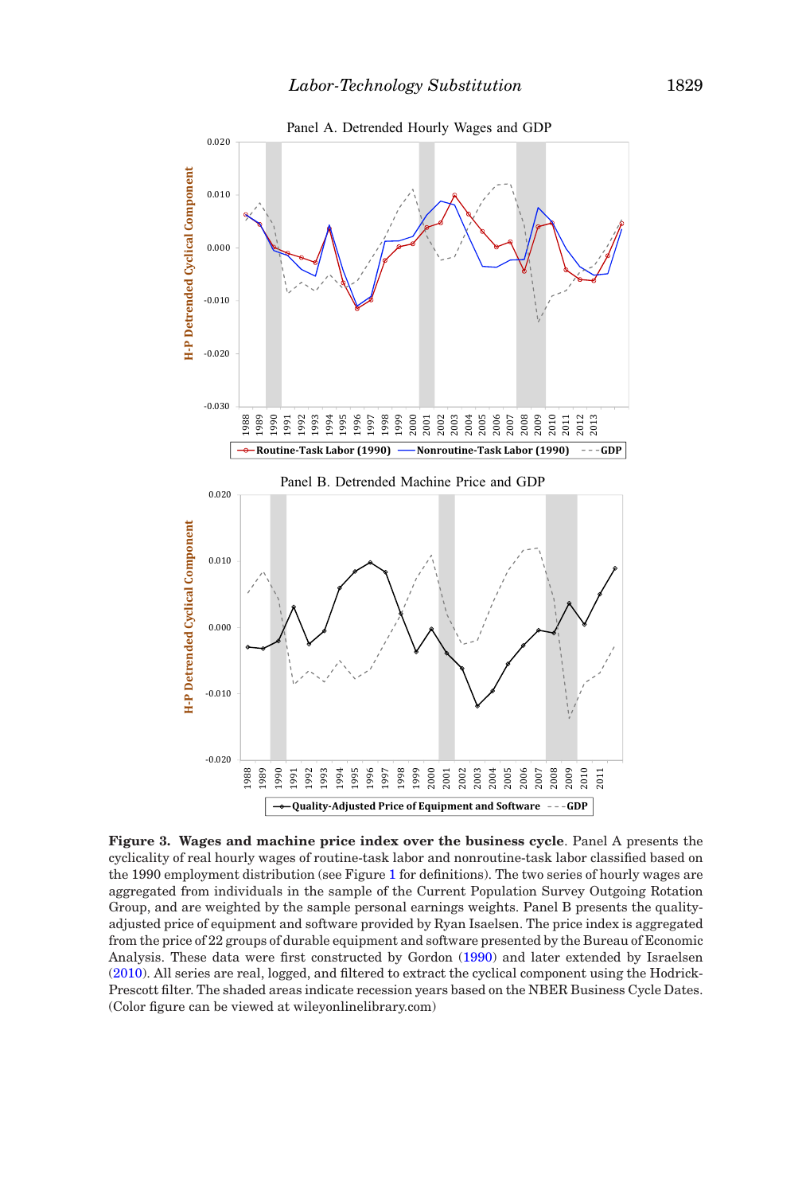Panel A. Detrended Hourly Wages and GDP

H-P Detrended Cyclical Component

0.020
0.010
0.000
-0.010
-0.020
-0.030

1988 1989 1990 1991 1992 1993 1994 1995 1996 1997 1998 1999 2000 2001 2002 2003 2004 2005 2006 2007 2008 2009 2010 2011 2012 2013

Routine-Task Labor (1990)   Nonroutine-Task Labor (1990)   GDP

Panel B. Detrended Machine Price and GDP

H-P Detrended Cyclical Component

0.020
0.010
0.000
-0.010
-0.020

1988 1989 1990 1991 1992 1993 1994 1995 1996 1997 1998 1999 2000 2001 2002 2003 2004 2005 2006 2007 2008 2009 2010 2011

Quality-Adjusted Price of Equipment and Software   GDP

**Figure 3. Wages and machine price index over the business cycle**. Panel A presents the cyclicality of real hourly wages of routine-task labor and nonroutine-task labor classified based on the 1990 employment distribution (see Figure 1 for definitions). The two series of hourly wages are aggregated from individuals in the sample of the Current Population Survey Outgoing Rotation Group, and are weighted by the sample personal earnings weights. Panel B presents the quality-adjusted price of equipment and software provided by Ryan Isaelsen. The price index is aggregated from the price of 22 groups of durable equipment and software presented by the Bureau of Economic Analysis. These data were first constructed by Gordon (1990) and later extended by Israelsen (2010). All series are real, logged, and filtered to extract the cyclical component using the Hodrick-Prescott filter. The shaded areas indicate recession years based on the NBER Business Cycle Dates. (Color figure can be viewed at wileyonlinelibrary.com)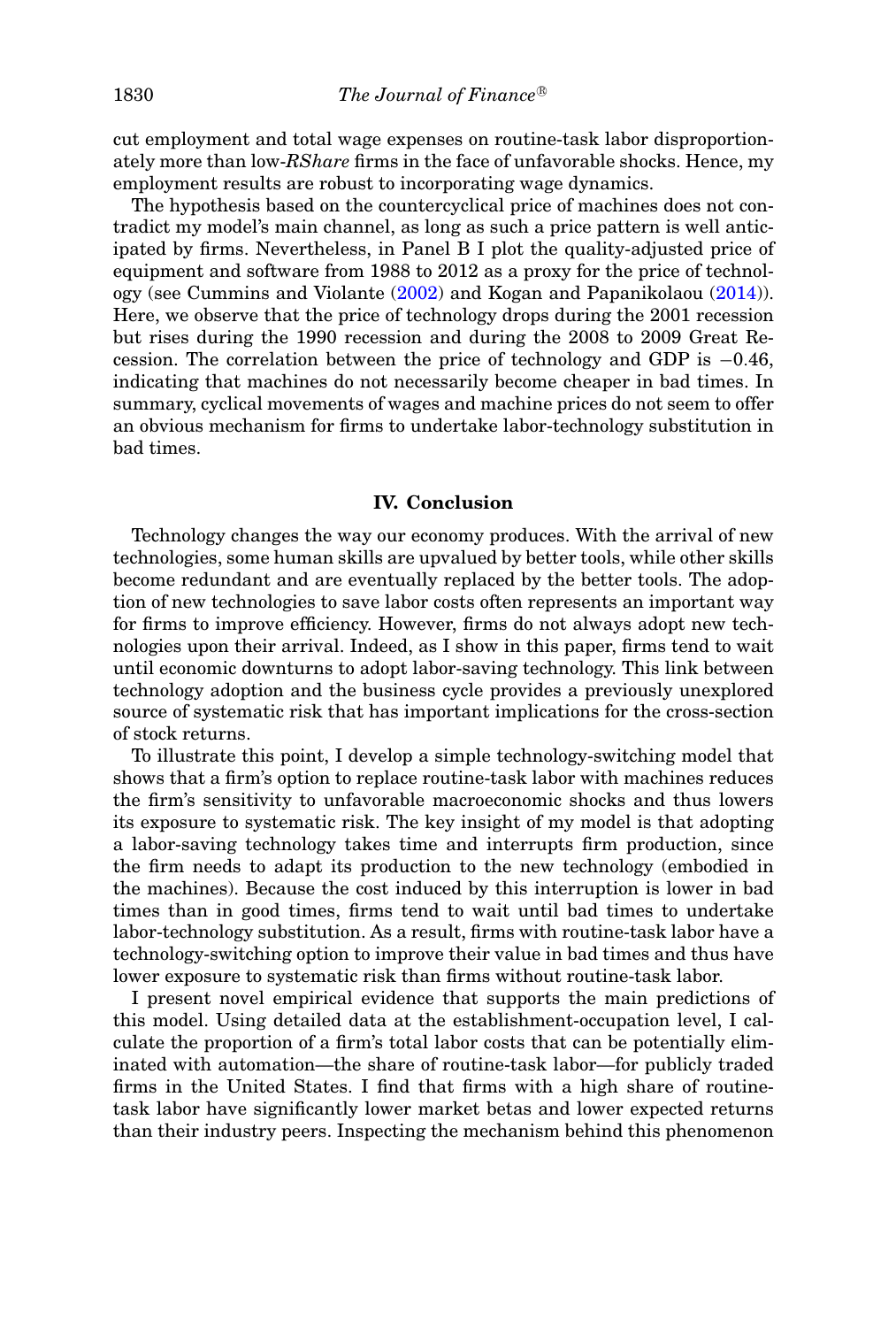cut employment and total wage expenses on routine-task labor disproportionately more than low-*RShare* firms in the face of unfavorable shocks. Hence, my employment results are robust to incorporating wage dynamics.

The hypothesis based on the countercyclical price of machines does not contradict my model's main channel, as long as such a price pattern is well anticipated by firms. Nevertheless, in Panel B I plot the quality-adjusted price of equipment and software from 1988 to 2012 as a proxy for the price of technology (see Cummins and Violante (2002) and Kogan and Papanikolaou (2014)). Here, we observe that the price of technology drops during the 2001 recession but rises during the 1990 recession and during the 2008 to 2009 Great Recession. The correlation between the price of technology and GDP is $-0.46$, indicating that machines do not necessarily become cheaper in bad times. In summary, cyclical movements of wages and machine prices do not seem to offer an obvious mechanism for firms to undertake labor-technology substitution in bad times.

## IV. Conclusion

Technology changes the way our economy produces. With the arrival of new technologies, some human skills are upvalued by better tools, while other skills become redundant and are eventually replaced by the better tools. The adoption of new technologies to save labor costs often represents an important way for firms to improve efficiency. However, firms do not always adopt new technologies upon their arrival. Indeed, as I show in this paper, firms tend to wait until economic downturns to adopt labor-saving technology. This link between technology adoption and the business cycle provides a previously unexplored source of systematic risk that has important implications for the cross-section of stock returns.

To illustrate this point, I develop a simple technology-switching model that shows that a firm's option to replace routine-task labor with machines reduces the firm's sensitivity to unfavorable macroeconomic shocks and thus lowers its exposure to systematic risk. The key insight of my model is that adopting a labor-saving technology takes time and interrupts firm production, since the firm needs to adapt its production to the new technology (embodied in the machines). Because the cost induced by this interruption is lower in bad times than in good times, firms tend to wait until bad times to undertake labor-technology substitution. As a result, firms with routine-task labor have a technology-switching option to improve their value in bad times and thus have lower exposure to systematic risk than firms without routine-task labor.

I present novel empirical evidence that supports the main predictions of this model. Using detailed data at the establishment-occupation level, I calculate the proportion of a firm's total labor costs that can be potentially eliminated with automation—the share of routine-task labor—for publicly traded firms in the United States. I find that firms with a high share of routine-task labor have significantly lower market betas and lower expected returns than their industry peers. Inspecting the mechanism behind this phenomenon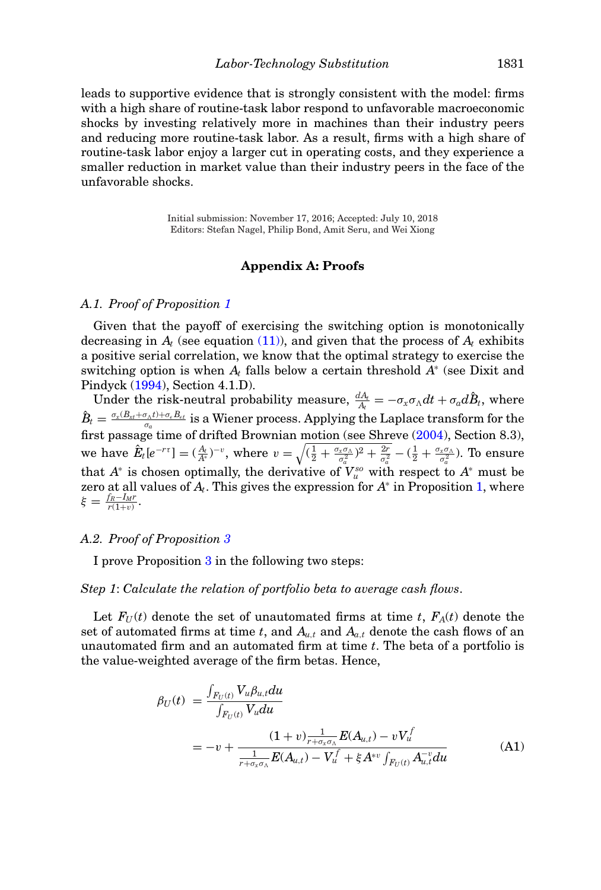leads to supportive evidence that is strongly consistent with the model: firms with a high share of routine-task labor respond to unfavorable macroeconomic shocks by investing relatively more in machines than their industry peers and reducing more routine-task labor. As a result, firms with a high share of routine-task labor enjoy a larger cut in operating costs, and they experience a smaller reduction in market value than their industry peers in the face of the unfavorable shocks.

Initial submission: November 17, 2016; Accepted: July 10, 2018
Editors: Stefan Nagel, Philip Bond, Amit Seru, and Wei Xiong

## Appendix A: Proofs

### *A.1. Proof of Proposition 1*

Given that the payoff of exercising the switching option is monotonically decreasing in $A_t$ (see equation (11)), and given that the process of $A_t$ exhibits a positive serial correlation, we know that the optimal strategy to exercise the switching option is when $A_t$ falls below a certain threshold $A^*$ (see Dixit and Pindyck (1994), Section 4.1.D).

Under the risk-neutral probability measure, $\frac{dA_t}{A_t} = -\sigma_x\sigma_\Lambda dt + \sigma_a d\hat{B}_t$, where $\hat{B}_t = \frac{\sigma_x(B_{xt}+\sigma_\Lambda t)+\sigma_\epsilon B_{\epsilon t}}{\sigma_a}$ is a Wiener process. Applying the Laplace transform for the first passage time of drifted Brownian motion (see Shreve (2004), Section 8.3), we have $\hat{E}_t[e^{-r\tau}] = (\frac{A_t}{A^*})^{-v}$, where $v = \sqrt{(\frac{1}{2} + \frac{\sigma_x\sigma_\Lambda}{\sigma_a^2})^2 + \frac{2r}{\sigma_a^2}} - (\frac{1}{2} + \frac{\sigma_x\sigma_\Lambda}{\sigma_a^2})$. To ensure that $A^*$ is chosen optimally, the derivative of $V_u^{so}$ with respect to $A^*$ must be zero at all values of $A_t$. This gives the expression for $A^*$ in Proposition 1, where $\xi = \frac{f_R - I_M r}{r(1+v)}$.

### *A.2. Proof of Proposition 3*

I prove Proposition 3 in the following two steps:

*Step 1*: *Calculate the relation of portfolio beta to average cash flows*.

Let $F_U(t)$ denote the set of unautomated firms at time $t$, $F_A(t)$ denote the set of automated firms at time $t$, and $A_{u,t}$ and $A_{a,t}$ denote the cash flows of an unautomated firm and an automated firm at time $t$. The beta of a portfolio is the value-weighted average of the firm betas. Hence,

$$
\begin{aligned}
\beta_U(t) &= \frac{\int_{F_U(t)} V_u \beta_{u,t} du}{\int_{F_U(t)} V_u du} \\
&= -v + \frac{(1+v)\frac{1}{r+\sigma_x\sigma_\Lambda}E(A_{u,t}) - vV_u^f}{\frac{1}{r+\sigma_x\sigma_\Lambda}E(A_{u,t}) - V_u^f + \xi A^{*v}\int_{F_U(t)} A_{u,t}^{-v} du}
\end{aligned}
\tag{A1}
$$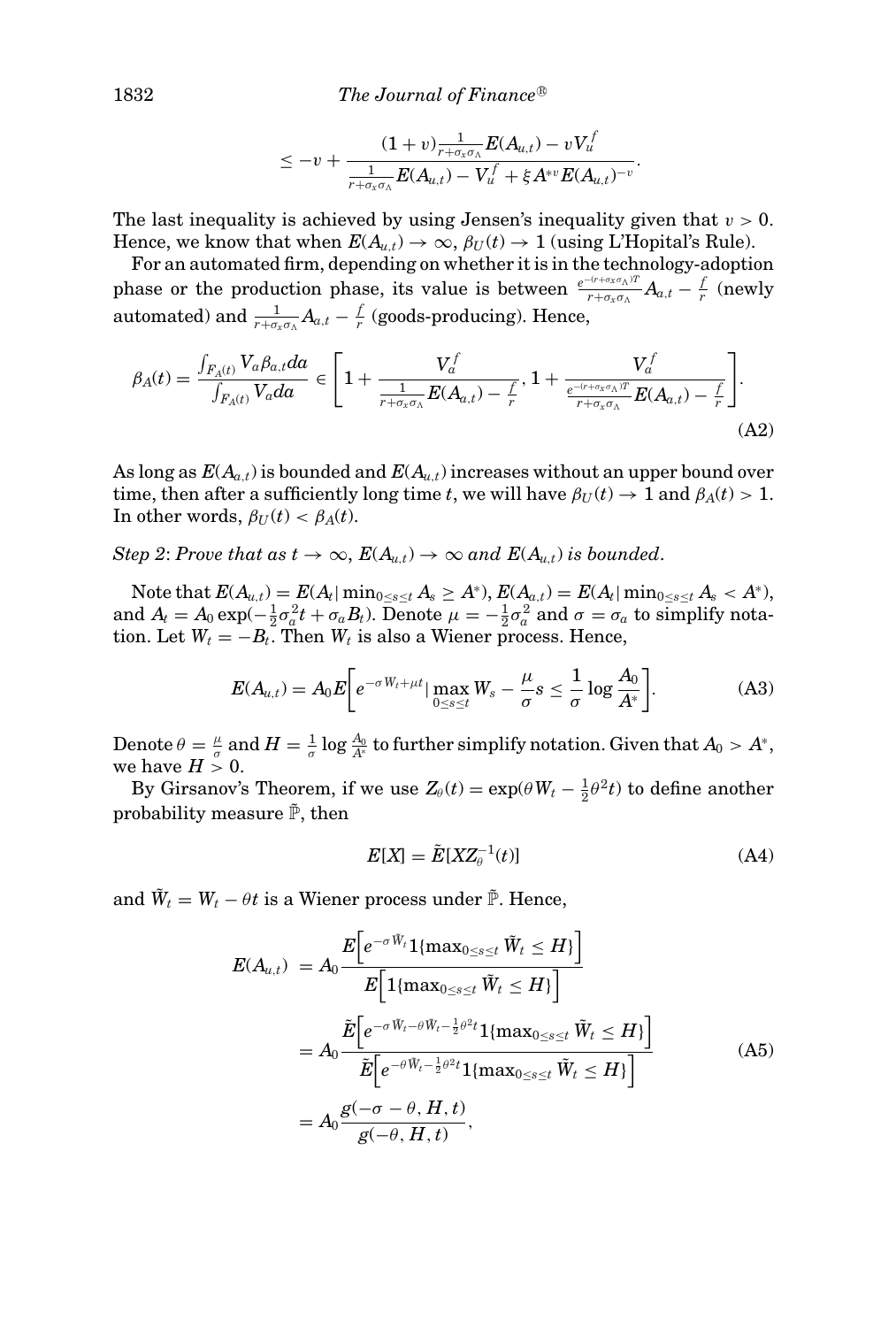$$\leq -v + \frac{(1+v)\frac{1}{r+\sigma_x\sigma_\Lambda}E(A_{u,t}) - vV_u^f}{\frac{1}{r+\sigma_x\sigma_\Lambda}E(A_{u,t}) - V_u^f + \xi A^{*v}E(A_{u,t})^{-v}}.$$

The last inequality is achieved by using Jensen's inequality given that $v > 0$. Hence, we know that when $E(A_{u,t}) \to \infty$, $\beta_U(t) \to 1$ (using L'Hopital's Rule).

For an automated firm, depending on whether it is in the technology-adoption phase or the production phase, its value is between $\frac{e^{-(r+\sigma_x\sigma_\Lambda)T}}{r+\sigma_x\sigma_\Lambda}A_{a,t} - \frac{f}{r}$ (newly automated) and $\frac{1}{r+\sigma_x\sigma_\Lambda}A_{a,t} - \frac{f}{r}$ (goods-producing). Hence,

$$\beta_A(t) = \frac{\int_{F_A(t)} V_a \beta_{a,t} da}{\int_{F_A(t)} V_a da} \in \left[1 + \frac{V_a^f}{\frac{1}{r+\sigma_x\sigma_\Lambda}E(A_{a,t}) - \frac{f}{r}}, 1 + \frac{V_a^f}{\frac{e^{-(r+\sigma_x\sigma_\Lambda)T}}{r+\sigma_x\sigma_\Lambda}E(A_{a,t}) - \frac{f}{r}}\right]. \tag{A2}$$

As long as $E(A_{a,t})$ is bounded and $E(A_{u,t})$ increases without an upper bound over time, then after a sufficiently long time $t$, we will have $\beta_U(t) \to 1$ and $\beta_A(t) > 1$. In other words, $\beta_U(t) < \beta_A(t)$.

*Step 2: Prove that as $t \to \infty$, $E(A_{u,t}) \to \infty$ and $E(A_{u,t})$ is bounded.*

Note that $E(A_{u,t}) = E(A_t | \min_{0\leq s\leq t} A_s \geq A^*)$, $E(A_{a,t}) = E(A_t | \min_{0\leq s\leq t} A_s < A^*)$, and $A_t = A_0 \exp(-\frac{1}{2}\sigma_a^2 t + \sigma_a B_t)$. Denote $\mu = -\frac{1}{2}\sigma_a^2$ and $\sigma = \sigma_a$ to simplify notation. Let $W_t = -B_t$. Then $W_t$ is also a Wiener process. Hence,

$$E(A_{u,t}) = A_0 E\left[e^{-\sigma W_t + \mu t} | \max_{0\leq s\leq t} W_s - \frac{\mu}{\sigma}s \leq \frac{1}{\sigma}\log\frac{A_0}{A^*}\right]. \tag{A3}$$

Denote $\theta = \frac{\mu}{\sigma}$ and $H = \frac{1}{\sigma}\log\frac{A_0}{A^*}$ to further simplify notation. Given that $A_0 > A^*$, we have $H > 0$.

By Girsanov's Theorem, if we use $Z_\theta(t) = \exp(\theta W_t - \frac{1}{2}\theta^2 t)$ to define another probability measure $\tilde{\mathbb{P}}$, then

$$E[X] = \tilde{E}[XZ_\theta^{-1}(t)] \tag{A4}$$

and $\tilde{W}_t = W_t - \theta t$ is a Wiener process under $\tilde{\mathbb{P}}$. Hence,

$$\begin{aligned} E(A_{u,t}) &= A_0 \frac{E\left[e^{-\sigma \tilde{W}_t} 1\{\max_{0\leq s\leq t} \tilde{W}_t \leq H\}\right]}{E\left[1\{\max_{0\leq s\leq t} \tilde{W}_t \leq H\}\right]} \\ &= A_0 \frac{\tilde{E}\left[e^{-\sigma \tilde{W}_t - \theta \tilde{W}_t - \frac{1}{2}\theta^2 t} 1\{\max_{0\leq s\leq t} \tilde{W}_t \leq H\}\right]}{\tilde{E}\left[e^{-\theta \tilde{W}_t - \frac{1}{2}\theta^2 t} 1\{\max_{0\leq s\leq t} \tilde{W}_t \leq H\}\right]} \\ &= A_0 \frac{g(-\sigma-\theta, H, t)}{g(-\theta, H, t)}, \end{aligned} \tag{A5}$$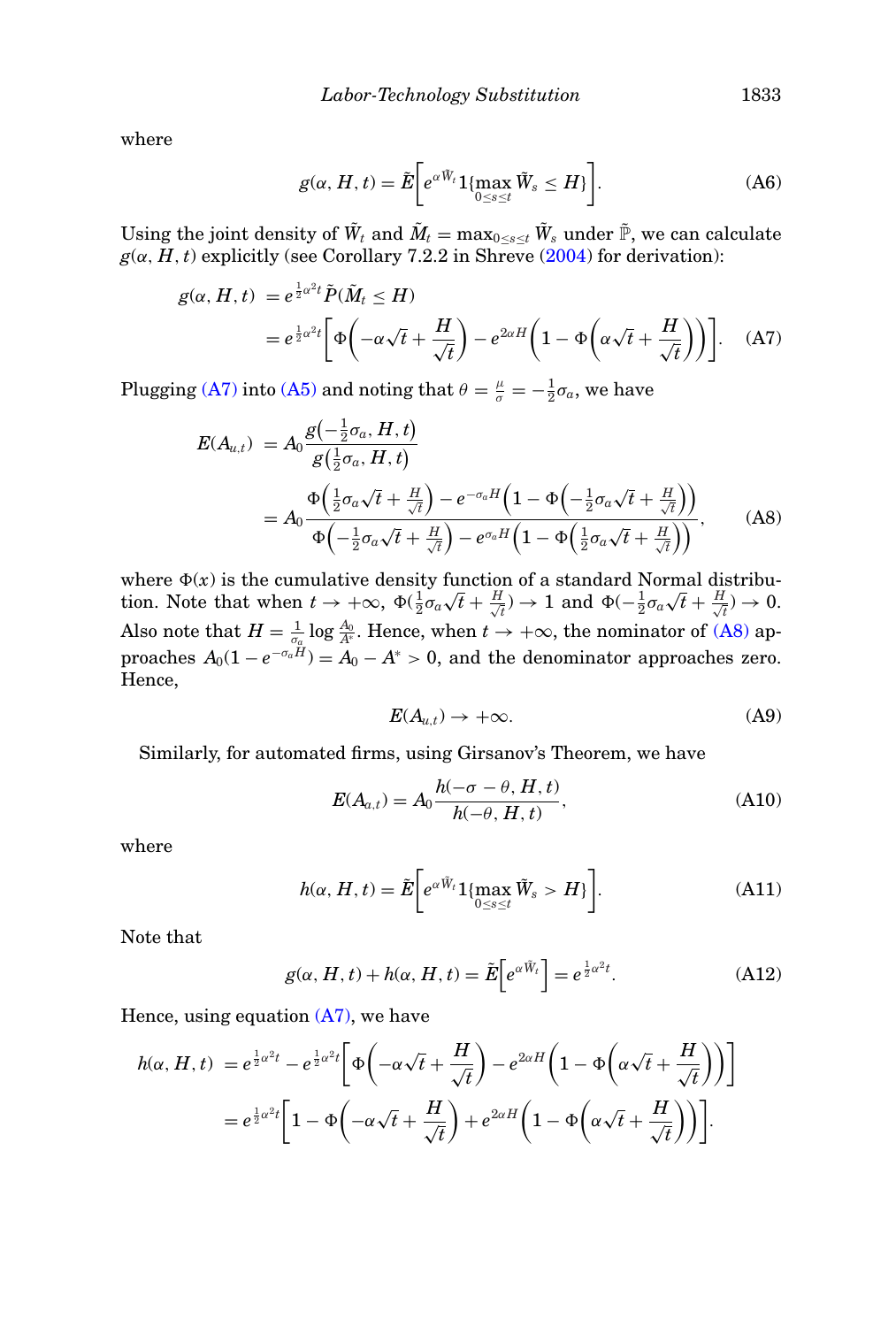where

$$g(\alpha, H, t) = \tilde{E}\left[e^{\alpha \tilde{W}_t} 1\{\max_{0\leq s\leq t} \tilde{W}_s \leq H\}\right]. \tag{A6}$$

Using the joint density of $\tilde{W}_t$ and $\tilde{M}_t = \max_{0\leq s\leq t} \tilde{W}_s$ under $\tilde{\mathbb{P}}$, we can calculate $g(\alpha, H, t)$ explicitly (see Corollary 7.2.2 in Shreve (2004) for derivation):

$$\begin{aligned} g(\alpha, H, t) &= e^{\frac{1}{2}\alpha^2 t} \tilde{P}(\tilde{M}_t \leq H) \\ &= e^{\frac{1}{2}\alpha^2 t}\left[\Phi\left(-\alpha\sqrt{t} + \frac{H}{\sqrt{t}}\right) - e^{2\alpha H}\left(1 - \Phi\left(\alpha\sqrt{t} + \frac{H}{\sqrt{t}}\right)\right)\right]. \end{aligned} \tag{A7}$$

Plugging (A7) into (A5) and noting that $\theta = \frac{\mu}{\sigma} = -\frac{1}{2}\sigma_a$, we have

$$\begin{aligned} E(A_{u,t}) &= A_0 \frac{g\left(-\frac{1}{2}\sigma_a, H, t\right)}{g\left(\frac{1}{2}\sigma_a, H, t\right)} \\ &= A_0 \frac{\Phi\left(\frac{1}{2}\sigma_a\sqrt{t} + \frac{H}{\sqrt{t}}\right) - e^{-\sigma_a H}\left(1 - \Phi\left(-\frac{1}{2}\sigma_a\sqrt{t} + \frac{H}{\sqrt{t}}\right)\right)}{\Phi\left(-\frac{1}{2}\sigma_a\sqrt{t} + \frac{H}{\sqrt{t}}\right) - e^{\sigma_a H}\left(1 - \Phi\left(\frac{1}{2}\sigma_a\sqrt{t} + \frac{H}{\sqrt{t}}\right)\right)}, \end{aligned} \tag{A8}$$

where $\Phi(x)$ is the cumulative density function of a standard Normal distribution. Note that when $t \to +\infty$, $\Phi(\frac{1}{2}\sigma_a\sqrt{t} + \frac{H}{\sqrt{t}}) \to 1$ and $\Phi(-\frac{1}{2}\sigma_a\sqrt{t} + \frac{H}{\sqrt{t}}) \to 0$. Also note that $H = \frac{1}{\sigma_a}\log\frac{A_0}{A^*}$. Hence, when $t \to +\infty$, the nominator of (A8) approaches $A_0(1 - e^{-\sigma_a H}) = A_0 - A^* > 0$, and the denominator approaches zero. Hence,

$$E(A_{u,t}) \to +\infty. \tag{A9}$$

Similarly, for automated firms, using Girsanov's Theorem, we have

$$E(A_{a,t}) = A_0 \frac{h(-\sigma - \theta, H, t)}{h(-\theta, H, t)}, \tag{A10}$$

where

$$h(\alpha, H, t) = \tilde{E}\left[e^{\alpha \tilde{W}_t} 1\{\max_{0\leq s\leq t} \tilde{W}_s > H\}\right]. \tag{A11}$$

Note that

$$g(\alpha, H, t) + h(\alpha, H, t) = \tilde{E}\left[e^{\alpha \tilde{W}_t}\right] = e^{\frac{1}{2}\alpha^2 t}. \tag{A12}$$

Hence, using equation (A7), we have

$$\begin{aligned} h(\alpha, H, t) &= e^{\frac{1}{2}\alpha^2 t} - e^{\frac{1}{2}\alpha^2 t}\left[\Phi\left(-\alpha\sqrt{t} + \frac{H}{\sqrt{t}}\right) - e^{2\alpha H}\left(1 - \Phi\left(\alpha\sqrt{t} + \frac{H}{\sqrt{t}}\right)\right)\right] \\ &= e^{\frac{1}{2}\alpha^2 t}\left[1 - \Phi\left(-\alpha\sqrt{t} + \frac{H}{\sqrt{t}}\right) + e^{2\alpha H}\left(1 - \Phi\left(\alpha\sqrt{t} + \frac{H}{\sqrt{t}}\right)\right)\right]. \end{aligned}$$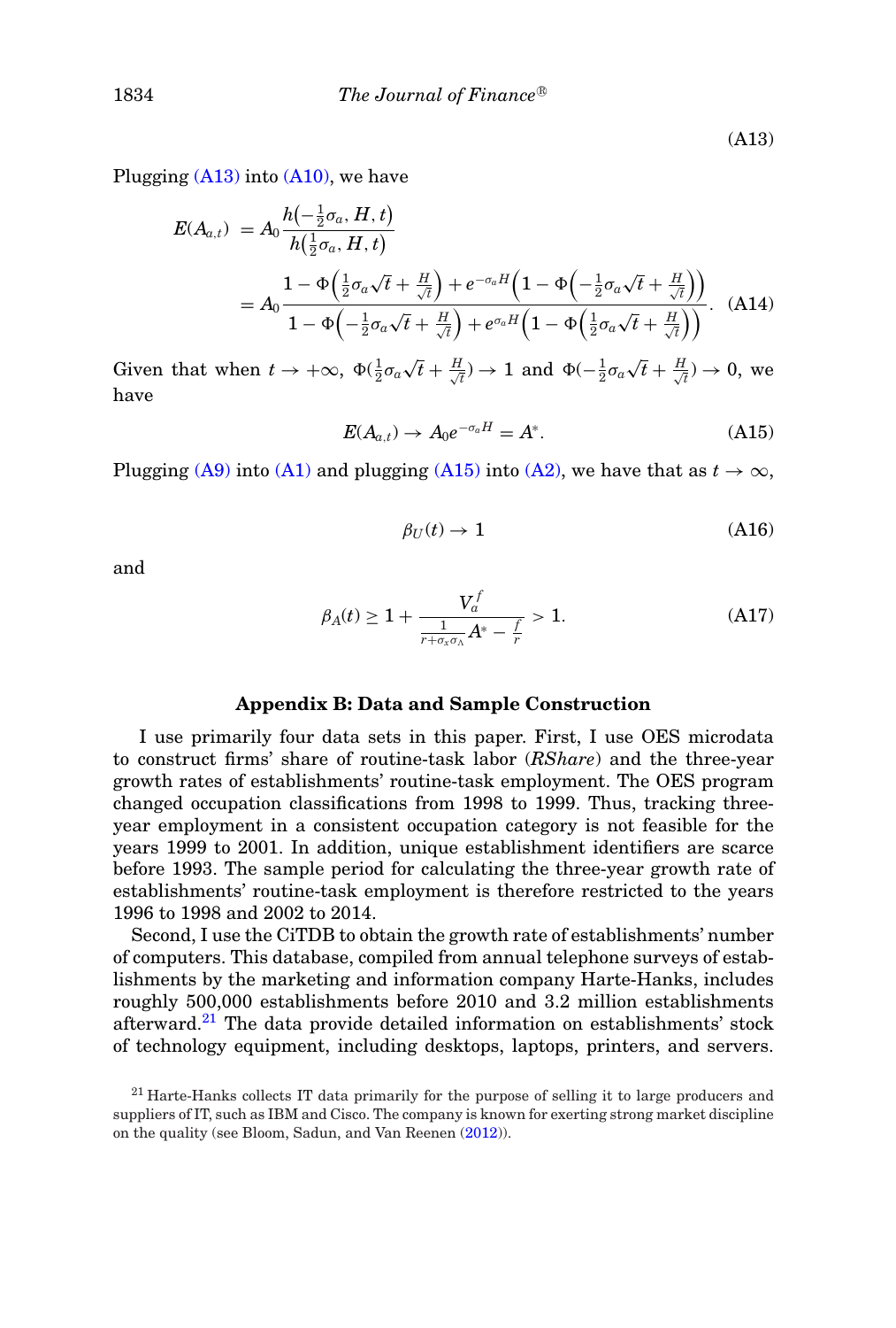(A13)

Plugging (A13) into (A10), we have

$$E(A_{a,t}) = A_0 \frac{h\left(-\frac{1}{2}\sigma_a, H, t\right)}{h\left(\frac{1}{2}\sigma_a, H, t\right)}$$
$$= A_0 \frac{1 - \Phi\left(\frac{1}{2}\sigma_a\sqrt{t} + \frac{H}{\sqrt{t}}\right) + e^{-\sigma_a H}\left(1 - \Phi\left(-\frac{1}{2}\sigma_a\sqrt{t} + \frac{H}{\sqrt{t}}\right)\right)}{1 - \Phi\left(-\frac{1}{2}\sigma_a\sqrt{t} + \frac{H}{\sqrt{t}}\right) + e^{\sigma_a H}\left(1 - \Phi\left(\frac{1}{2}\sigma_a\sqrt{t} + \frac{H}{\sqrt{t}}\right)\right)}. \quad \text{(A14)}$$

Given that when $t \to +\infty$, $\Phi(\frac{1}{2}\sigma_a\sqrt{t} + \frac{H}{\sqrt{t}}) \to 1$ and $\Phi(-\frac{1}{2}\sigma_a\sqrt{t} + \frac{H}{\sqrt{t}}) \to 0$, we have

$$E(A_{a,t}) \to A_0 e^{-\sigma_a H} = A^*. \quad \text{(A15)}$$

Plugging (A9) into (A1) and plugging (A15) into (A2), we have that as $t \to \infty$,

$$\beta_U(t) \to 1 \quad \text{(A16)}$$

and

$$\beta_A(t) \geq 1 + \frac{V_a^f}{\frac{1}{r+\sigma_x\sigma_\Lambda}A^* - \frac{f}{r}} > 1. \quad \text{(A17)}$$

## Appendix B: Data and Sample Construction

I use primarily four data sets in this paper. First, I use OES microdata to construct firms' share of routine-task labor (*RShare*) and the three-year growth rates of establishments' routine-task employment. The OES program changed occupation classifications from 1998 to 1999. Thus, tracking three-year employment in a consistent occupation category is not feasible for the years 1999 to 2001. In addition, unique establishment identifiers are scarce before 1993. The sample period for calculating the three-year growth rate of establishments' routine-task employment is therefore restricted to the years 1996 to 1998 and 2002 to 2014.

Second, I use the CiTDB to obtain the growth rate of establishments' number of computers. This database, compiled from annual telephone surveys of establishments by the marketing and information company Harte-Hanks, includes roughly 500,000 establishments before 2010 and 3.2 million establishments afterward.[21] The data provide detailed information on establishments' stock of technology equipment, including desktops, laptops, printers, and servers.

[21] Harte-Hanks collects IT data primarily for the purpose of selling it to large producers and suppliers of IT, such as IBM and Cisco. The company is known for exerting strong market discipline on the quality (see Bloom, Sadun, and Van Reenen (2012)).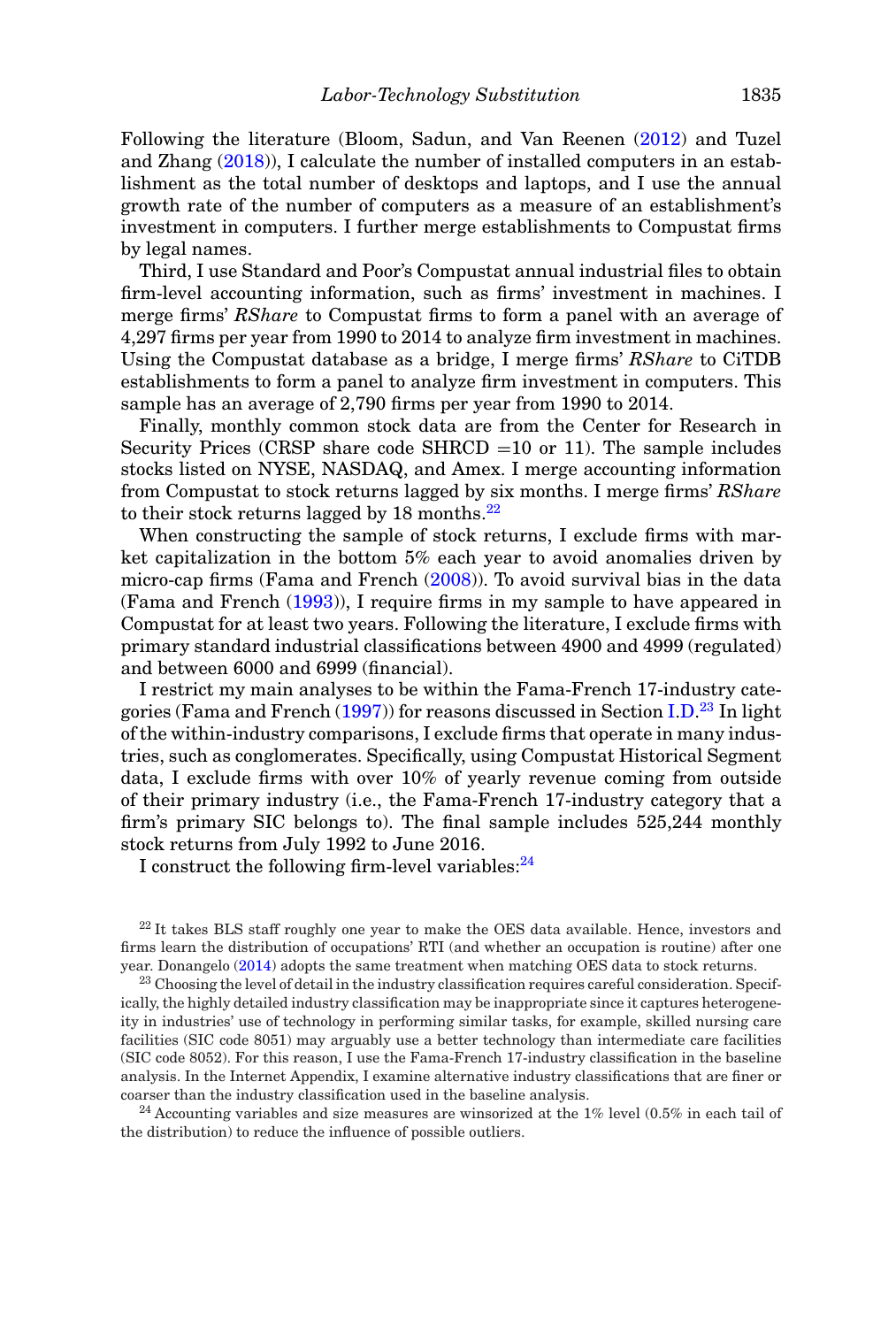Following the literature (Bloom, Sadun, and Van Reenen (2012) and Tuzel and Zhang (2018)), I calculate the number of installed computers in an establishment as the total number of desktops and laptops, and I use the annual growth rate of the number of computers as a measure of an establishment's investment in computers. I further merge establishments to Compustat firms by legal names.

Third, I use Standard and Poor's Compustat annual industrial files to obtain firm-level accounting information, such as firms' investment in machines. I merge firms' *RShare* to Compustat firms to form a panel with an average of 4,297 firms per year from 1990 to 2014 to analyze firm investment in machines. Using the Compustat database as a bridge, I merge firms' *RShare* to CiTDB establishments to form a panel to analyze firm investment in computers. This sample has an average of 2,790 firms per year from 1990 to 2014.

Finally, monthly common stock data are from the Center for Research in Security Prices (CRSP share code SHRCD =10 or 11). The sample includes stocks listed on NYSE, NASDAQ, and Amex. I merge accounting information from Compustat to stock returns lagged by six months. I merge firms' *RShare* to their stock returns lagged by 18 months.[22]

When constructing the sample of stock returns, I exclude firms with market capitalization in the bottom 5% each year to avoid anomalies driven by micro-cap firms (Fama and French (2008)). To avoid survival bias in the data (Fama and French (1993)), I require firms in my sample to have appeared in Compustat for at least two years. Following the literature, I exclude firms with primary standard industrial classifications between 4900 and 4999 (regulated) and between 6000 and 6999 (financial).

I restrict my main analyses to be within the Fama-French 17-industry categories (Fama and French (1997)) for reasons discussed in Section I.D.[23] In light of the within-industry comparisons, I exclude firms that operate in many industries, such as conglomerates. Specifically, using Compustat Historical Segment data, I exclude firms with over 10% of yearly revenue coming from outside of their primary industry (i.e., the Fama-French 17-industry category that a firm's primary SIC belongs to). The final sample includes 525,244 monthly stock returns from July 1992 to June 2016.

I construct the following firm-level variables:[24]

[22] It takes BLS staff roughly one year to make the OES data available. Hence, investors and firms learn the distribution of occupations' RTI (and whether an occupation is routine) after one year. Donangelo (2014) adopts the same treatment when matching OES data to stock returns.

[23] Choosing the level of detail in the industry classification requires careful consideration. Specifically, the highly detailed industry classification may be inappropriate since it captures heterogeneity in industries' use of technology in performing similar tasks, for example, skilled nursing care facilities (SIC code 8051) may arguably use a better technology than intermediate care facilities (SIC code 8052). For this reason, I use the Fama-French 17-industry classification in the baseline analysis. In the Internet Appendix, I examine alternative industry classifications that are finer or coarser than the industry classification used in the baseline analysis.

[24] Accounting variables and size measures are winsorized at the 1% level (0.5% in each tail of the distribution) to reduce the influence of possible outliers.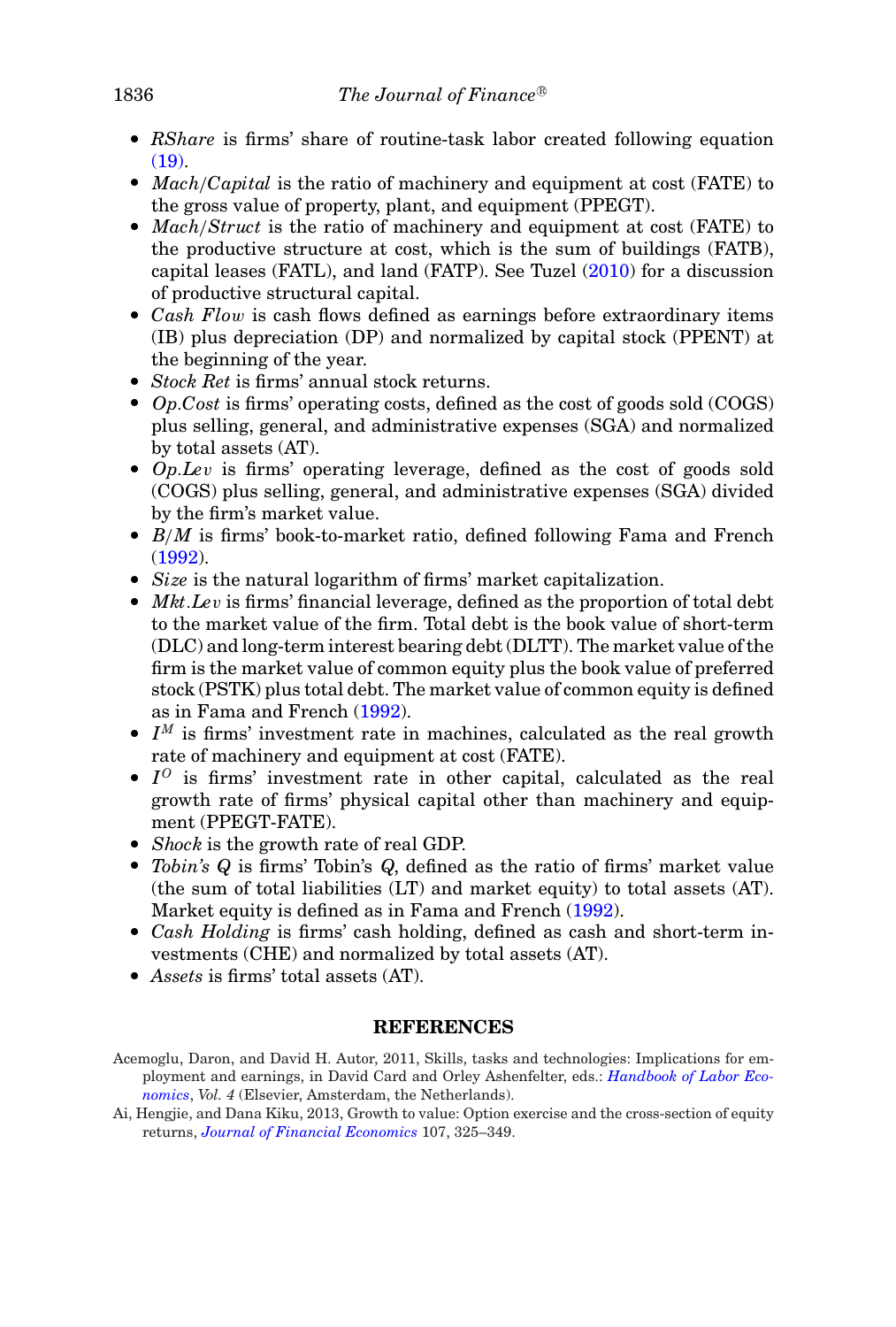- *RShare* is firms' share of routine-task labor created following equation (19).
- *Mach/Capital* is the ratio of machinery and equipment at cost (FATE) to the gross value of property, plant, and equipment (PPEGT).
- *Mach/Struct* is the ratio of machinery and equipment at cost (FATE) to the productive structure at cost, which is the sum of buildings (FATB), capital leases (FATL), and land (FATP). See Tuzel (2010) for a discussion of productive structural capital.
- *Cash Flow* is cash flows defined as earnings before extraordinary items (IB) plus depreciation (DP) and normalized by capital stock (PPENT) at the beginning of the year.
- *Stock Ret* is firms' annual stock returns.
- *Op.Cost* is firms' operating costs, defined as the cost of goods sold (COGS) plus selling, general, and administrative expenses (SGA) and normalized by total assets (AT).
- *Op.Lev* is firms' operating leverage, defined as the cost of goods sold (COGS) plus selling, general, and administrative expenses (SGA) divided by the firm's market value.
- *B/M* is firms' book-to-market ratio, defined following Fama and French (1992).
- *Size* is the natural logarithm of firms' market capitalization.
- *Mkt.Lev* is firms' financial leverage, defined as the proportion of total debt to the market value of the firm. Total debt is the book value of short-term (DLC) and long-term interest bearing debt (DLTT). The market value of the firm is the market value of common equity plus the book value of preferred stock (PSTK) plus total debt. The market value of common equity is defined as in Fama and French (1992).
- $I^M$ is firms' investment rate in machines, calculated as the real growth rate of machinery and equipment at cost (FATE).
- $I^O$ is firms' investment rate in other capital, calculated as the real growth rate of firms' physical capital other than machinery and equipment (PPEGT-FATE).
- *Shock* is the growth rate of real GDP.
- *Tobin's Q* is firms' Tobin's *Q*, defined as the ratio of firms' market value (the sum of total liabilities (LT) and market equity) to total assets (AT). Market equity is defined as in Fama and French (1992).
- *Cash Holding* is firms' cash holding, defined as cash and short-term investments (CHE) and normalized by total assets (AT).
- *Assets* is firms' total assets (AT).

## REFERENCES

Acemoglu, Daron, and David H. Autor, 2011, Skills, tasks and technologies: Implications for employment and earnings, in David Card and Orley Ashenfelter, eds.: *Handbook of Labor Economics*, *Vol. 4* (Elsevier, Amsterdam, the Netherlands).

Ai, Hengjie, and Dana Kiku, 2013, Growth to value: Option exercise and the cross-section of equity returns, *Journal of Financial Economics* 107, 325–349.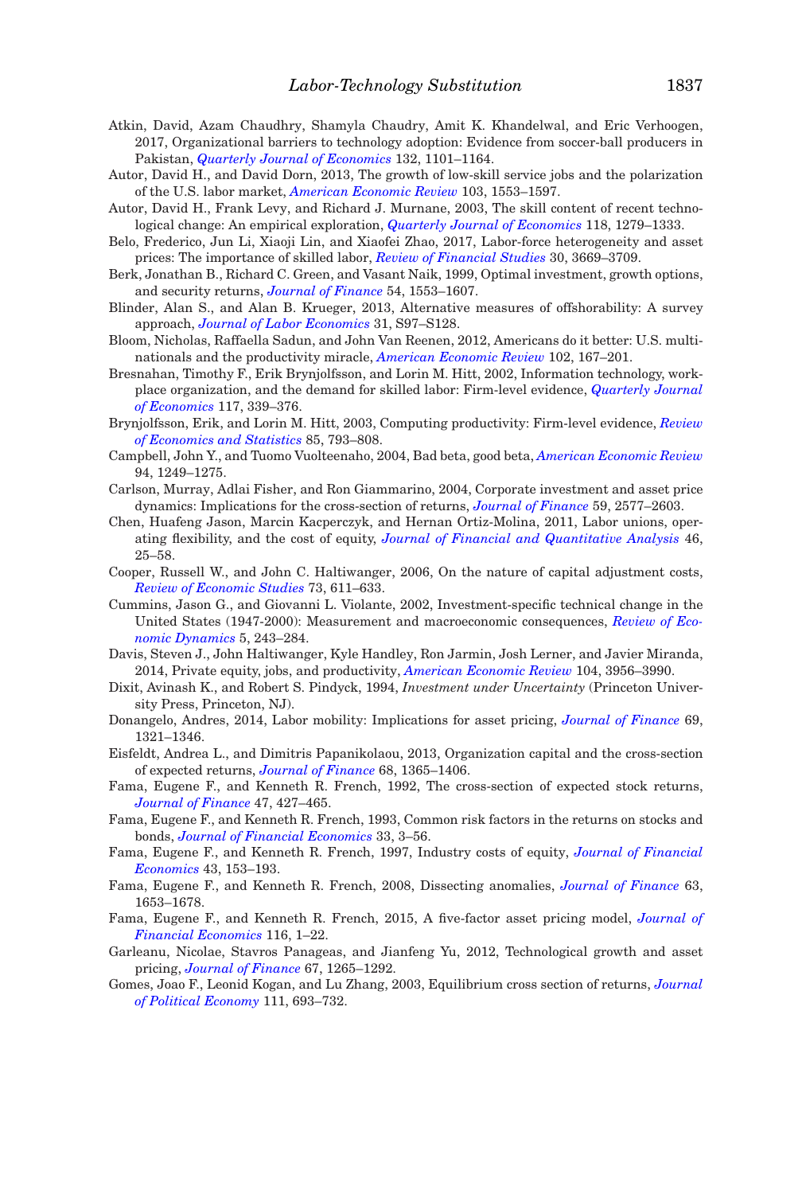Atkin, David, Azam Chaudhry, Shamyla Chaudry, Amit K. Khandelwal, and Eric Verhoogen, 2017, Organizational barriers to technology adoption: Evidence from soccer-ball producers in Pakistan, *Quarterly Journal of Economics* 132, 1101–1164.

Autor, David H., and David Dorn, 2013, The growth of low-skill service jobs and the polarization of the U.S. labor market, *American Economic Review* 103, 1553–1597.

Autor, David H., Frank Levy, and Richard J. Murnane, 2003, The skill content of recent technological change: An empirical exploration, *Quarterly Journal of Economics* 118, 1279–1333.

Belo, Frederico, Jun Li, Xiaoji Lin, and Xiaofei Zhao, 2017, Labor-force heterogeneity and asset prices: The importance of skilled labor, *Review of Financial Studies* 30, 3669–3709.

Berk, Jonathan B., Richard C. Green, and Vasant Naik, 1999, Optimal investment, growth options, and security returns, *Journal of Finance* 54, 1553–1607.

Blinder, Alan S., and Alan B. Krueger, 2013, Alternative measures of offshorability: A survey approach, *Journal of Labor Economics* 31, S97–S128.

Bloom, Nicholas, Raffaella Sadun, and John Van Reenen, 2012, Americans do it better: U.S. multinationals and the productivity miracle, *American Economic Review* 102, 167–201.

Bresnahan, Timothy F., Erik Brynjolfsson, and Lorin M. Hitt, 2002, Information technology, workplace organization, and the demand for skilled labor: Firm-level evidence, *Quarterly Journal of Economics* 117, 339–376.

Brynjolfsson, Erik, and Lorin M. Hitt, 2003, Computing productivity: Firm-level evidence, *Review of Economics and Statistics* 85, 793–808.

Campbell, John Y., and Tuomo Vuolteenaho, 2004, Bad beta, good beta, *American Economic Review* 94, 1249–1275.

Carlson, Murray, Adlai Fisher, and Ron Giammarino, 2004, Corporate investment and asset price dynamics: Implications for the cross-section of returns, *Journal of Finance* 59, 2577–2603.

Chen, Huafeng Jason, Marcin Kacperczyk, and Hernan Ortiz-Molina, 2011, Labor unions, operating flexibility, and the cost of equity, *Journal of Financial and Quantitative Analysis* 46, 25–58.

Cooper, Russell W., and John C. Haltiwanger, 2006, On the nature of capital adjustment costs, *Review of Economic Studies* 73, 611–633.

Cummins, Jason G., and Giovanni L. Violante, 2002, Investment-specific technical change in the United States (1947-2000): Measurement and macroeconomic consequences, *Review of Economic Dynamics* 5, 243–284.

Davis, Steven J., John Haltiwanger, Kyle Handley, Ron Jarmin, Josh Lerner, and Javier Miranda, 2014, Private equity, jobs, and productivity, *American Economic Review* 104, 3956–3990.

Dixit, Avinash K., and Robert S. Pindyck, 1994, *Investment under Uncertainty* (Princeton University Press, Princeton, NJ).

Donangelo, Andres, 2014, Labor mobility: Implications for asset pricing, *Journal of Finance* 69, 1321–1346.

Eisfeldt, Andrea L., and Dimitris Papanikolaou, 2013, Organization capital and the cross-section of expected returns, *Journal of Finance* 68, 1365–1406.

Fama, Eugene F., and Kenneth R. French, 1992, The cross-section of expected stock returns, *Journal of Finance* 47, 427–465.

Fama, Eugene F., and Kenneth R. French, 1993, Common risk factors in the returns on stocks and bonds, *Journal of Financial Economics* 33, 3–56.

Fama, Eugene F., and Kenneth R. French, 1997, Industry costs of equity, *Journal of Financial Economics* 43, 153–193.

Fama, Eugene F., and Kenneth R. French, 2008, Dissecting anomalies, *Journal of Finance* 63, 1653–1678.

Fama, Eugene F., and Kenneth R. French, 2015, A five-factor asset pricing model, *Journal of Financial Economics* 116, 1–22.

Garleanu, Nicolae, Stavros Panageas, and Jianfeng Yu, 2012, Technological growth and asset pricing, *Journal of Finance* 67, 1265–1292.

Gomes, Joao F., Leonid Kogan, and Lu Zhang, 2003, Equilibrium cross section of returns, *Journal of Political Economy* 111, 693–732.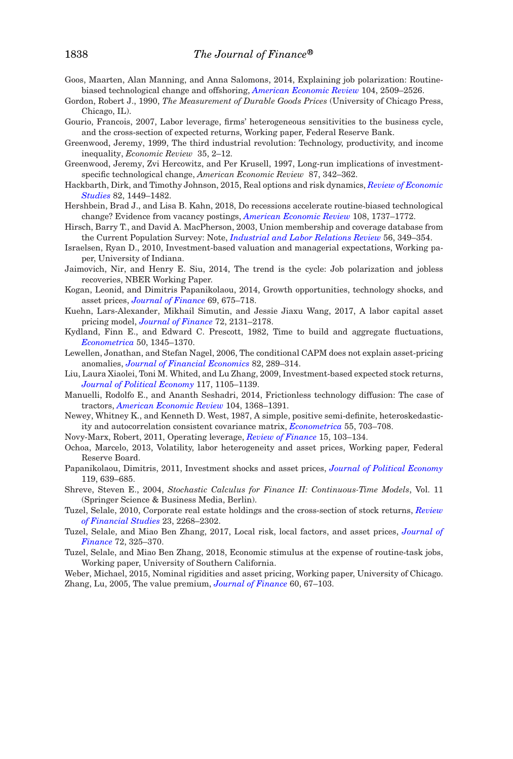Goos, Maarten, Alan Manning, and Anna Salomons, 2014, Explaining job polarization: Routine-biased technological change and offshoring, *American Economic Review* 104, 2509–2526.

Gordon, Robert J., 1990, *The Measurement of Durable Goods Prices* (University of Chicago Press, Chicago, IL).

Gourio, Francois, 2007, Labor leverage, firms' heterogeneous sensitivities to the business cycle, and the cross-section of expected returns, Working paper, Federal Reserve Bank.

Greenwood, Jeremy, 1999, The third industrial revolution: Technology, productivity, and income inequality, *Economic Review* 35, 2–12.

Greenwood, Jeremy, Zvi Hercowitz, and Per Krusell, 1997, Long-run implications of investment-specific technological change, *American Economic Review* 87, 342–362.

Hackbarth, Dirk, and Timothy Johnson, 2015, Real options and risk dynamics, *Review of Economic Studies* 82, 1449–1482.

Hershbein, Brad J., and Lisa B. Kahn, 2018, Do recessions accelerate routine-biased technological change? Evidence from vacancy postings, *American Economic Review* 108, 1737–1772.

Hirsch, Barry T., and David A. MacPherson, 2003, Union membership and coverage database from the Current Population Survey: Note, *Industrial and Labor Relations Review* 56, 349–354.

Israelsen, Ryan D., 2010, Investment-based valuation and managerial expectations, Working paper, University of Indiana.

Jaimovich, Nir, and Henry E. Siu, 2014, The trend is the cycle: Job polarization and jobless recoveries, NBER Working Paper.

Kogan, Leonid, and Dimitris Papanikolaou, 2014, Growth opportunities, technology shocks, and asset prices, *Journal of Finance* 69, 675–718.

Kuehn, Lars-Alexander, Mikhail Simutin, and Jessie Jiaxu Wang, 2017, A labor capital asset pricing model, *Journal of Finance* 72, 2131–2178.

Kydland, Finn E., and Edward C. Prescott, 1982, Time to build and aggregate fluctuations, *Econometrica* 50, 1345–1370.

Lewellen, Jonathan, and Stefan Nagel, 2006, The conditional CAPM does not explain asset-pricing anomalies, *Journal of Financial Economics* 82, 289–314.

Liu, Laura Xiaolei, Toni M. Whited, and Lu Zhang, 2009, Investment-based expected stock returns, *Journal of Political Economy* 117, 1105–1139.

Manuelli, Rodolfo E., and Ananth Seshadri, 2014, Frictionless technology diffusion: The case of tractors, *American Economic Review* 104, 1368–1391.

Newey, Whitney K., and Kenneth D. West, 1987, A simple, positive semi-definite, heteroskedasticity and autocorrelation consistent covariance matrix, *Econometrica* 55, 703–708.

Novy-Marx, Robert, 2011, Operating leverage, *Review of Finance* 15, 103–134.

Ochoa, Marcelo, 2013, Volatility, labor heterogeneity and asset prices, Working paper, Federal Reserve Board.

Papanikolaou, Dimitris, 2011, Investment shocks and asset prices, *Journal of Political Economy* 119, 639–685.

Shreve, Steven E., 2004, *Stochastic Calculus for Finance II: Continuous-Time Models*, Vol. 11 (Springer Science & Business Media, Berlin).

Tuzel, Selale, 2010, Corporate real estate holdings and the cross-section of stock returns, *Review of Financial Studies* 23, 2268–2302.

Tuzel, Selale, and Miao Ben Zhang, 2017, Local risk, local factors, and asset prices, *Journal of Finance* 72, 325–370.

Tuzel, Selale, and Miao Ben Zhang, 2018, Economic stimulus at the expense of routine-task jobs, Working paper, University of Southern California.

Weber, Michael, 2015, Nominal rigidities and asset pricing, Working paper, University of Chicago.

Zhang, Lu, 2005, The value premium, *Journal of Finance* 60, 67–103.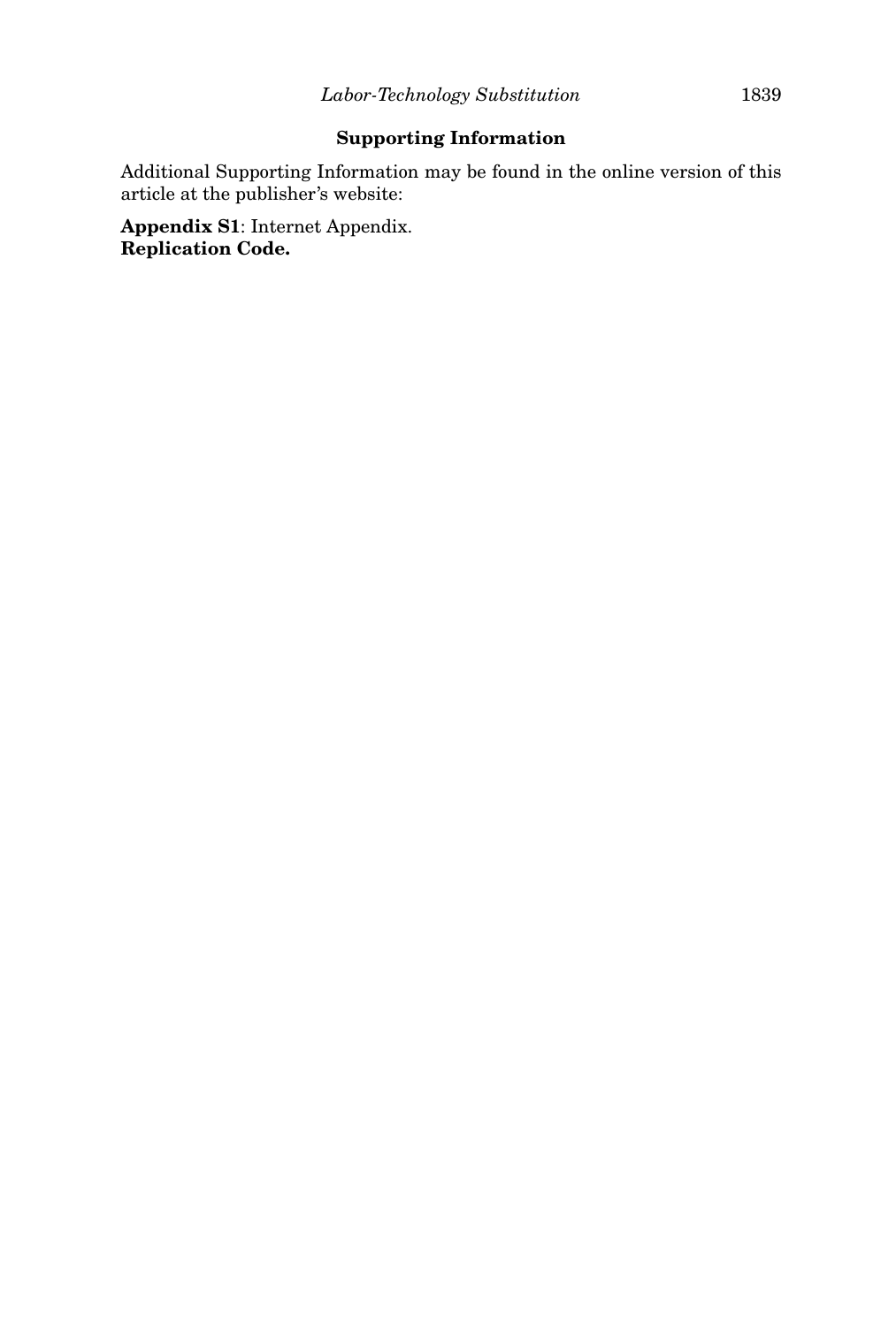## Supporting Information

Additional Supporting Information may be found in the online version of this article at the publisher's website:

**Appendix S1**: Internet Appendix.
**Replication Code.**